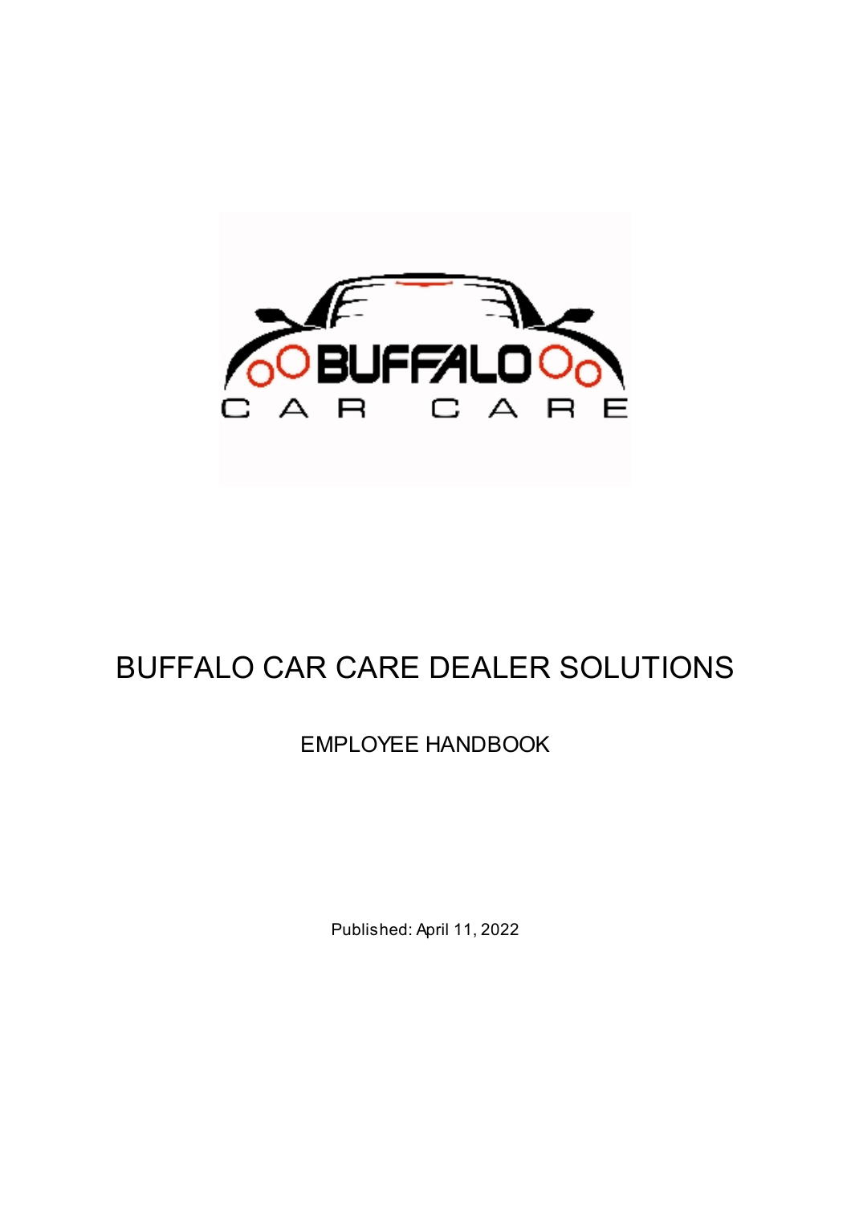# BUFFALO CAR CARE DEALER SOLUTIONS

## EMPLOYEE HANDBOOK

Published: April 11, 2022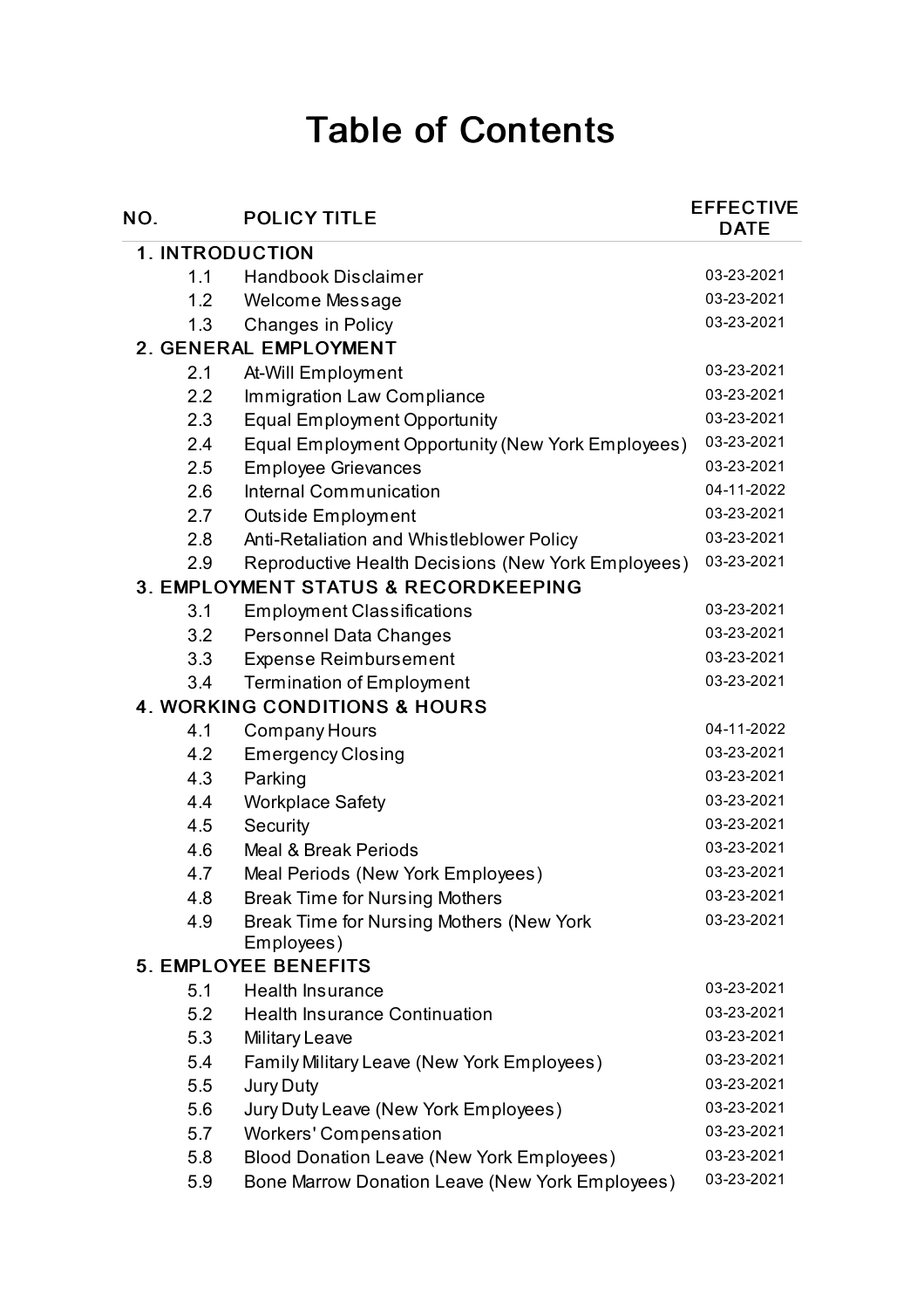# Table of Contents

| NO. | POLICY TITLE | EFFECTIVE DATE |
|---|---|---|
| **1. INTRODUCTION** | | |
| 1.1 | Handbook Disclaimer | 03-23-2021 |
| 1.2 | Welcome Message | 03-23-2021 |
| 1.3 | Changes in Policy | 03-23-2021 |
| **2. GENERAL EMPLOYMENT** | | |
| 2.1 | At-Will Employment | 03-23-2021 |
| 2.2 | Immigration Law Compliance | 03-23-2021 |
| 2.3 | Equal Employment Opportunity | 03-23-2021 |
| 2.4 | Equal Employment Opportunity (New York Employees) | 03-23-2021 |
| 2.5 | Employee Grievances | 03-23-2021 |
| 2.6 | Internal Communication | 04-11-2022 |
| 2.7 | Outside Employment | 03-23-2021 |
| 2.8 | Anti-Retaliation and Whistleblower Policy | 03-23-2021 |
| 2.9 | Reproductive Health Decisions (New York Employees) | 03-23-2021 |
| **3. EMPLOYMENT STATUS & RECORDKEEPING** | | |
| 3.1 | Employment Classifications | 03-23-2021 |
| 3.2 | Personnel Data Changes | 03-23-2021 |
| 3.3 | Expense Reimbursement | 03-23-2021 |
| 3.4 | Termination of Employment | 03-23-2021 |
| **4. WORKING CONDITIONS & HOURS** | | |
| 4.1 | Company Hours | 04-11-2022 |
| 4.2 | Emergency Closing | 03-23-2021 |
| 4.3 | Parking | 03-23-2021 |
| 4.4 | Workplace Safety | 03-23-2021 |
| 4.5 | Security | 03-23-2021 |
| 4.6 | Meal & Break Periods | 03-23-2021 |
| 4.7 | Meal Periods (New York Employees) | 03-23-2021 |
| 4.8 | Break Time for Nursing Mothers | 03-23-2021 |
| 4.9 | Break Time for Nursing Mothers (New York Employees) | 03-23-2021 |
| **5. EMPLOYEE BENEFITS** | | |
| 5.1 | Health Insurance | 03-23-2021 |
| 5.2 | Health Insurance Continuation | 03-23-2021 |
| 5.3 | Military Leave | 03-23-2021 |
| 5.4 | Family Military Leave (New York Employees) | 03-23-2021 |
| 5.5 | Jury Duty | 03-23-2021 |
| 5.6 | Jury Duty Leave (New York Employees) | 03-23-2021 |
| 5.7 | Workers' Compensation | 03-23-2021 |
| 5.8 | Blood Donation Leave (New York Employees) | 03-23-2021 |
| 5.9 | Bone Marrow Donation Leave (New York Employees) | 03-23-2021 |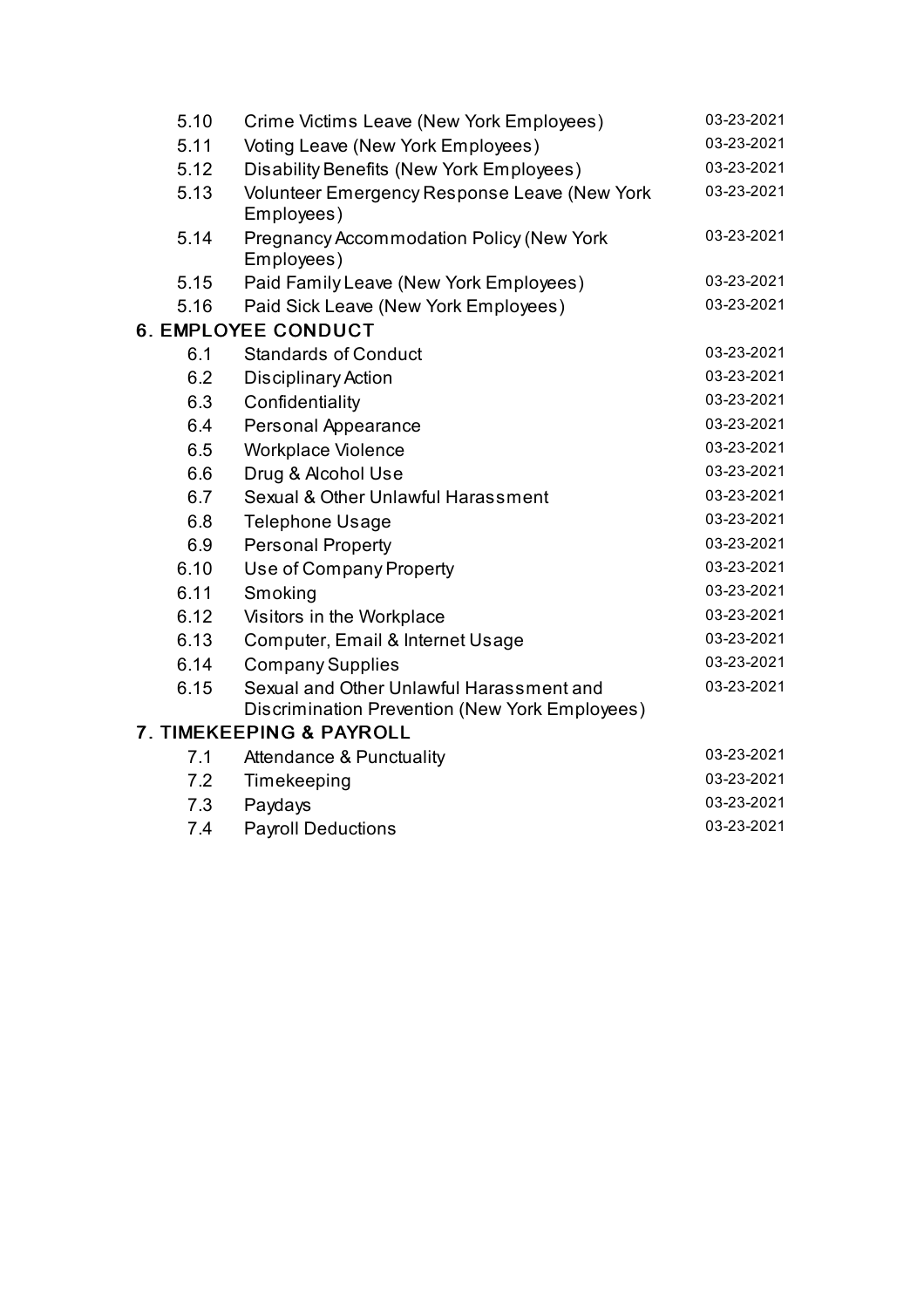| | | |
|---|---|---|
| 5.10 | Crime Victims Leave (New York Employees) | 03-23-2021 |
| 5.11 | Voting Leave (New York Employees) | 03-23-2021 |
| 5.12 | Disability Benefits (New York Employees) | 03-23-2021 |
| 5.13 | Volunteer Emergency Response Leave (New York Employees) | 03-23-2021 |
| 5.14 | Pregnancy Accommodation Policy (New York Employees) | 03-23-2021 |
| 5.15 | Paid Family Leave (New York Employees) | 03-23-2021 |
| 5.16 | Paid Sick Leave (New York Employees) | 03-23-2021 |
| **6. EMPLOYEE CONDUCT** | | |
| 6.1 | Standards of Conduct | 03-23-2021 |
| 6.2 | Disciplinary Action | 03-23-2021 |
| 6.3 | Confidentiality | 03-23-2021 |
| 6.4 | Personal Appearance | 03-23-2021 |
| 6.5 | Workplace Violence | 03-23-2021 |
| 6.6 | Drug & Alcohol Use | 03-23-2021 |
| 6.7 | Sexual & Other Unlawful Harassment | 03-23-2021 |
| 6.8 | Telephone Usage | 03-23-2021 |
| 6.9 | Personal Property | 03-23-2021 |
| 6.10 | Use of Company Property | 03-23-2021 |
| 6.11 | Smoking | 03-23-2021 |
| 6.12 | Visitors in the Workplace | 03-23-2021 |
| 6.13 | Computer, Email & Internet Usage | 03-23-2021 |
| 6.14 | Company Supplies | 03-23-2021 |
| 6.15 | Sexual and Other Unlawful Harassment and Discrimination Prevention (New York Employees) | 03-23-2021 |
| **7. TIMEKEEPING & PAYROLL** | | |
| 7.1 | Attendance & Punctuality | 03-23-2021 |
| 7.2 | Timekeeping | 03-23-2021 |
| 7.3 | Paydays | 03-23-2021 |
| 7.4 | Payroll Deductions | 03-23-2021 |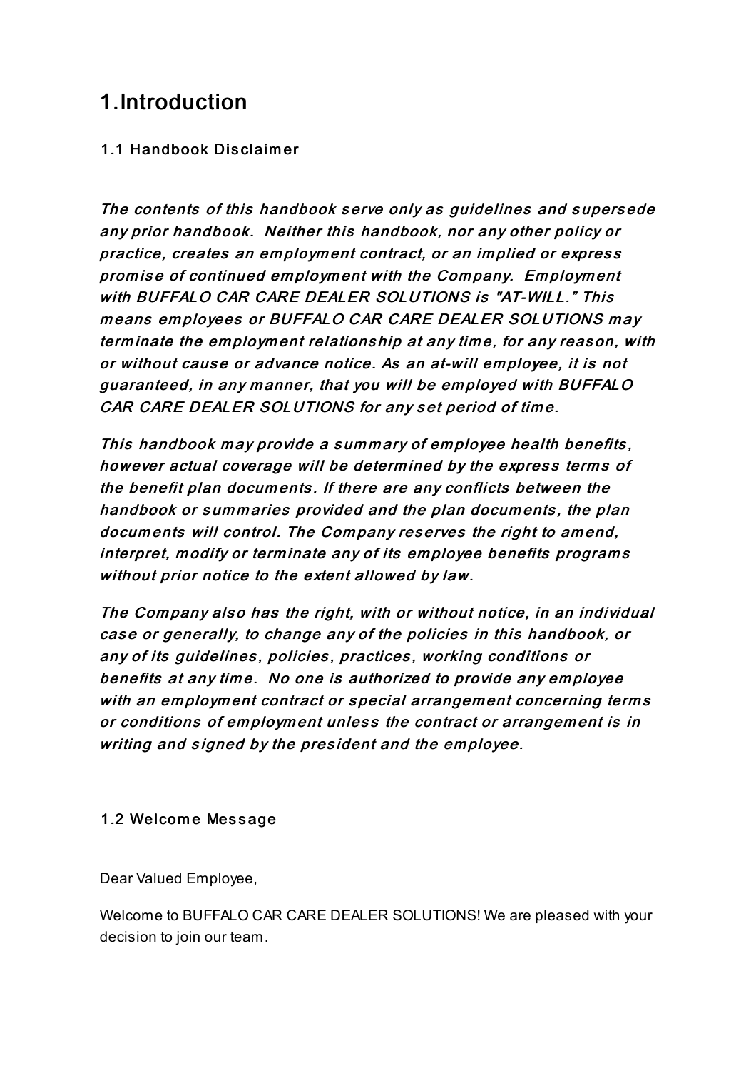# 1.Introduction

### 1.1 Handbook Disclaimer

***The contents of this handbook serve only as guidelines and supersede any prior handbook. Neither this handbook, nor any other policy or practice, creates an employment contract, or an implied or express promise of continued employment with the Company. Employment with BUFFALO CAR CARE DEALER SOLUTIONS is "AT-WILL." This means employees or BUFFALO CAR CARE DEALER SOLUTIONS may terminate the employment relationship at any time, for any reason, with or without cause or advance notice. As an at-will employee, it is not guaranteed, in any manner, that you will be employed with BUFFALO CAR CARE DEALER SOLUTIONS for any set period of time.***

***This handbook may provide a summary of employee health benefits, however actual coverage will be determined by the express terms of the benefit plan documents. If there are any conflicts between the handbook or summaries provided and the plan documents, the plan documents will control. The Company reserves the right to amend, interpret, modify or terminate any of its employee benefits programs without prior notice to the extent allowed by law.***

***The Company also has the right, with or without notice, in an individual case or generally, to change any of the policies in this handbook, or any of its guidelines, policies, practices, working conditions or benefits at any time. No one is authorized to provide any employee with an employment contract or special arrangement concerning terms or conditions of employment unless the contract or arrangement is in writing and signed by the president and the employee.***

### 1.2 Welcome Message

Dear Valued Employee,

Welcome to BUFFALO CAR CARE DEALER SOLUTIONS! We are pleased with your decision to join our team.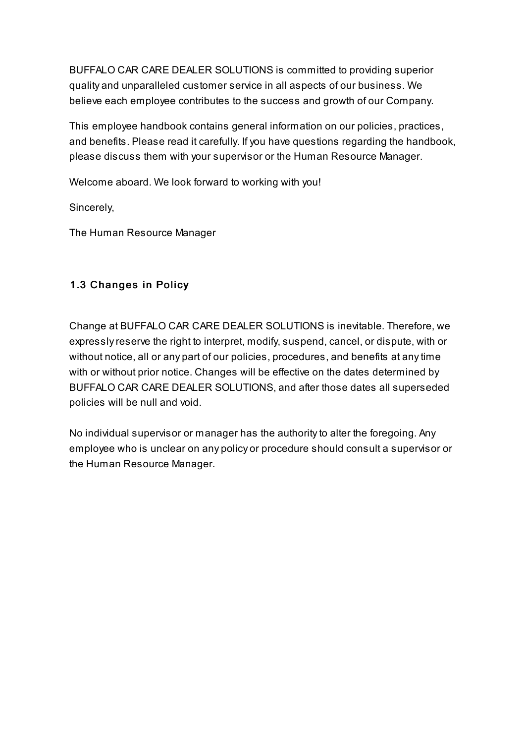BUFFALO CAR CARE DEALER SOLUTIONS is committed to providing superior quality and unparalleled customer service in all aspects of our business. We believe each employee contributes to the success and growth of our Company.

This employee handbook contains general information on our policies, practices, and benefits. Please read it carefully. If you have questions regarding the handbook, please discuss them with your supervisor or the Human Resource Manager.

Welcome aboard. We look forward to working with you!

Sincerely,

The Human Resource Manager

### 1.3 Changes in Policy

Change at BUFFALO CAR CARE DEALER SOLUTIONS is inevitable. Therefore, we expressly reserve the right to interpret, modify, suspend, cancel, or dispute, with or without notice, all or any part of our policies, procedures, and benefits at any time with or without prior notice. Changes will be effective on the dates determined by BUFFALO CAR CARE DEALER SOLUTIONS, and after those dates all superseded policies will be null and void.

No individual supervisor or manager has the authority to alter the foregoing. Any employee who is unclear on any policy or procedure should consult a supervisor or the Human Resource Manager.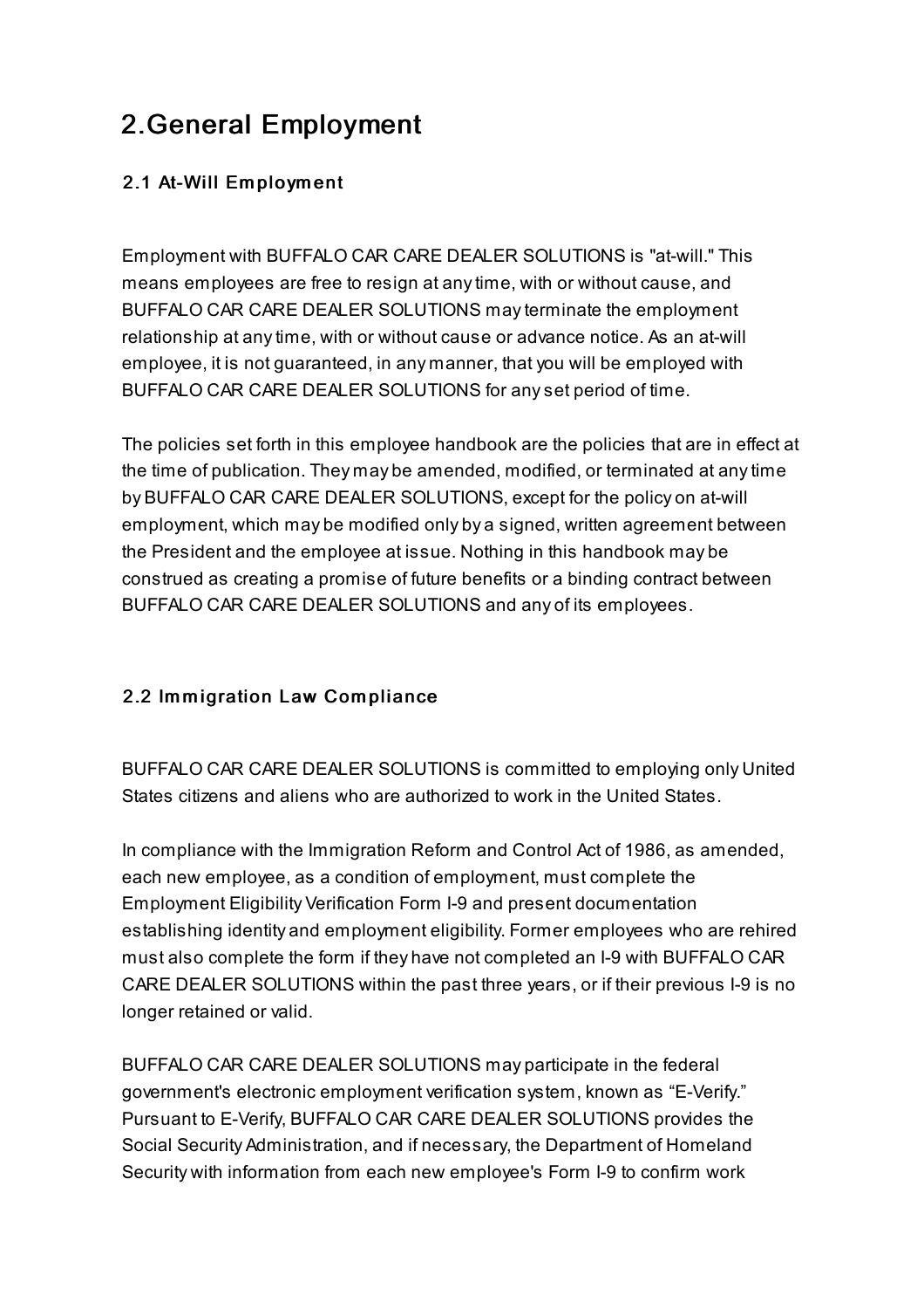# 2.General Employment

### 2.1 At-Will Employment

Employment with BUFFALO CAR CARE DEALER SOLUTIONS is "at-will." This means employees are free to resign at any time, with or without cause, and BUFFALO CAR CARE DEALER SOLUTIONS may terminate the employment relationship at any time, with or without cause or advance notice. As an at-will employee, it is not guaranteed, in any manner, that you will be employed with BUFFALO CAR CARE DEALER SOLUTIONS for any set period of time.

The policies set forth in this employee handbook are the policies that are in effect at the time of publication. They may be amended, modified, or terminated at any time by BUFFALO CAR CARE DEALER SOLUTIONS, except for the policy on at-will employment, which may be modified only by a signed, written agreement between the President and the employee at issue. Nothing in this handbook may be construed as creating a promise of future benefits or a binding contract between BUFFALO CAR CARE DEALER SOLUTIONS and any of its employees.

### 2.2 Immigration Law Compliance

BUFFALO CAR CARE DEALER SOLUTIONS is committed to employing only United States citizens and aliens who are authorized to work in the United States.

In compliance with the Immigration Reform and Control Act of 1986, as amended, each new employee, as a condition of employment, must complete the Employment Eligibility Verification Form I-9 and present documentation establishing identity and employment eligibility. Former employees who are rehired must also complete the form if they have not completed an I-9 with BUFFALO CAR CARE DEALER SOLUTIONS within the past three years, or if their previous I-9 is no longer retained or valid.

BUFFALO CAR CARE DEALER SOLUTIONS may participate in the federal government's electronic employment verification system, known as “E-Verify.” Pursuant to E-Verify, BUFFALO CAR CARE DEALER SOLUTIONS provides the Social Security Administration, and if necessary, the Department of Homeland Security with information from each new employee's Form I-9 to confirm work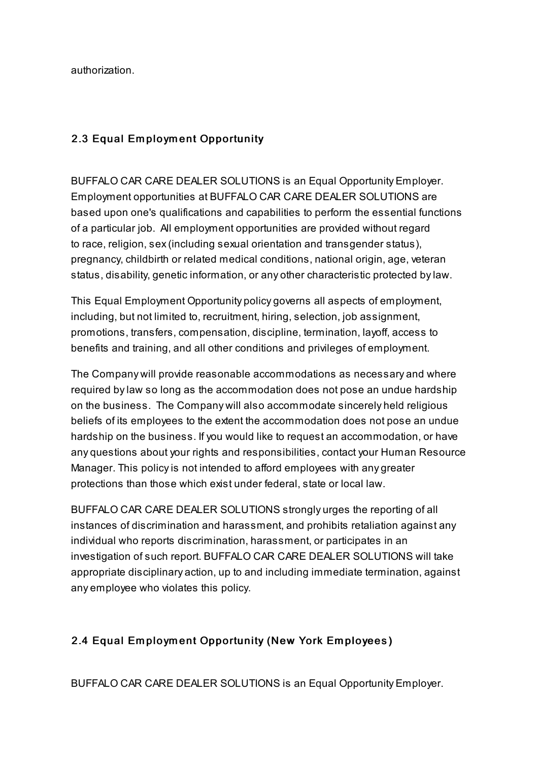authorization.

### 2.3 Equal Employment Opportunity

BUFFALO CAR CARE DEALER SOLUTIONS is an Equal Opportunity Employer. Employment opportunities at BUFFALO CAR CARE DEALER SOLUTIONS are based upon one's qualifications and capabilities to perform the essential functions of a particular job. All employment opportunities are provided without regard to race, religion, sex (including sexual orientation and transgender status), pregnancy, childbirth or related medical conditions, national origin, age, veteran status, disability, genetic information, or any other characteristic protected by law.

This Equal Employment Opportunity policy governs all aspects of employment, including, but not limited to, recruitment, hiring, selection, job assignment, promotions, transfers, compensation, discipline, termination, layoff, access to benefits and training, and all other conditions and privileges of employment.

The Company will provide reasonable accommodations as necessary and where required by law so long as the accommodation does not pose an undue hardship on the business. The Company will also accommodate sincerely held religious beliefs of its employees to the extent the accommodation does not pose an undue hardship on the business. If you would like to request an accommodation, or have any questions about your rights and responsibilities, contact your Human Resource Manager. This policy is not intended to afford employees with any greater protections than those which exist under federal, state or local law.

BUFFALO CAR CARE DEALER SOLUTIONS strongly urges the reporting of all instances of discrimination and harassment, and prohibits retaliation against any individual who reports discrimination, harassment, or participates in an investigation of such report. BUFFALO CAR CARE DEALER SOLUTIONS will take appropriate disciplinary action, up to and including immediate termination, against any employee who violates this policy.

### 2.4 Equal Employment Opportunity (New York Employees)

BUFFALO CAR CARE DEALER SOLUTIONS is an Equal Opportunity Employer.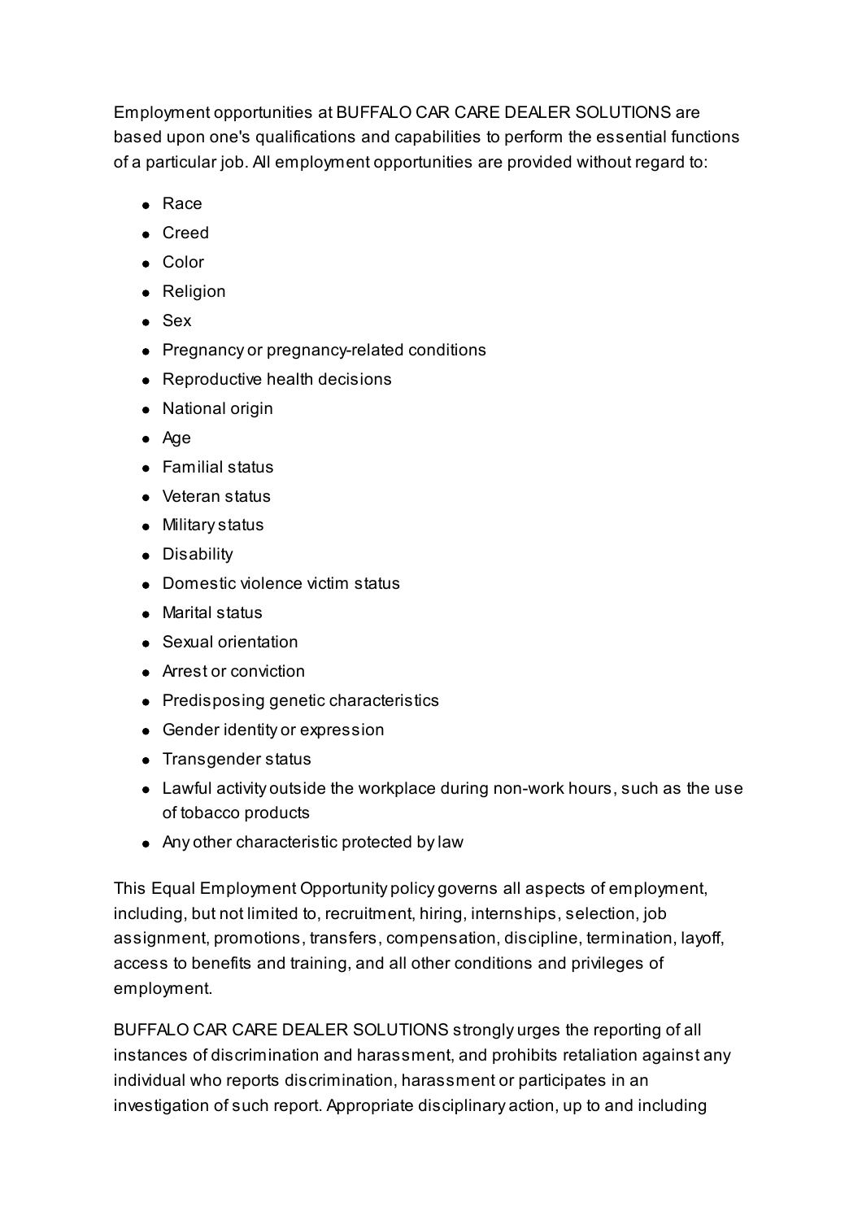Employment opportunities at BUFFALO CAR CARE DEALER SOLUTIONS are based upon one's qualifications and capabilities to perform the essential functions of a particular job. All employment opportunities are provided without regard to:

- Race
- Creed
- Color
- Religion
- Sex
- Pregnancy or pregnancy-related conditions
- Reproductive health decisions
- National origin
- Age
- Familial status
- Veteran status
- Military status
- Disability
- Domestic violence victim status
- Marital status
- Sexual orientation
- Arrest or conviction
- Predisposing genetic characteristics
- Gender identity or expression
- Transgender status
- Lawful activity outside the workplace during non-work hours, such as the use of tobacco products
- Any other characteristic protected by law

This Equal Employment Opportunity policy governs all aspects of employment, including, but not limited to, recruitment, hiring, internships, selection, job assignment, promotions, transfers, compensation, discipline, termination, layoff, access to benefits and training, and all other conditions and privileges of employment.

BUFFALO CAR CARE DEALER SOLUTIONS strongly urges the reporting of all instances of discrimination and harassment, and prohibits retaliation against any individual who reports discrimination, harassment or participates in an investigation of such report. Appropriate disciplinary action, up to and including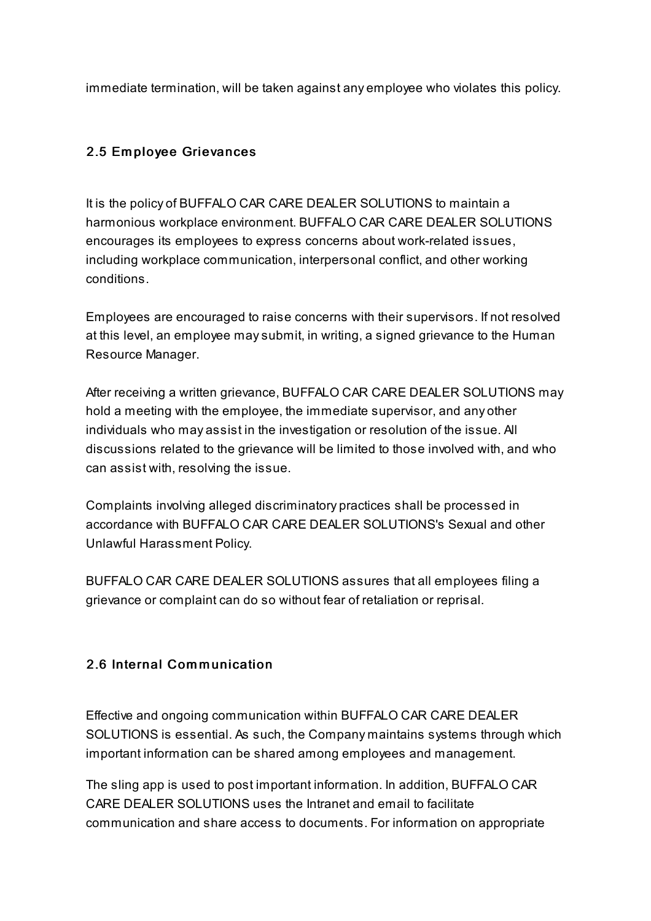immediate termination, will be taken against any employee who violates this policy.

### 2.5 Employee Grievances

It is the policy of BUFFALO CAR CARE DEALER SOLUTIONS to maintain a harmonious workplace environment. BUFFALO CAR CARE DEALER SOLUTIONS encourages its employees to express concerns about work-related issues, including workplace communication, interpersonal conflict, and other working conditions.

Employees are encouraged to raise concerns with their supervisors. If not resolved at this level, an employee may submit, in writing, a signed grievance to the Human Resource Manager.

After receiving a written grievance, BUFFALO CAR CARE DEALER SOLUTIONS may hold a meeting with the employee, the immediate supervisor, and any other individuals who may assist in the investigation or resolution of the issue. All discussions related to the grievance will be limited to those involved with, and who can assist with, resolving the issue.

Complaints involving alleged discriminatory practices shall be processed in accordance with BUFFALO CAR CARE DEALER SOLUTIONS's Sexual and other Unlawful Harassment Policy.

BUFFALO CAR CARE DEALER SOLUTIONS assures that all employees filing a grievance or complaint can do so without fear of retaliation or reprisal.

### 2.6 Internal Communication

Effective and ongoing communication within BUFFALO CAR CARE DEALER SOLUTIONS is essential. As such, the Company maintains systems through which important information can be shared among employees and management.

The sling app is used to post important information. In addition, BUFFALO CAR CARE DEALER SOLUTIONS uses the Intranet and email to facilitate communication and share access to documents. For information on appropriate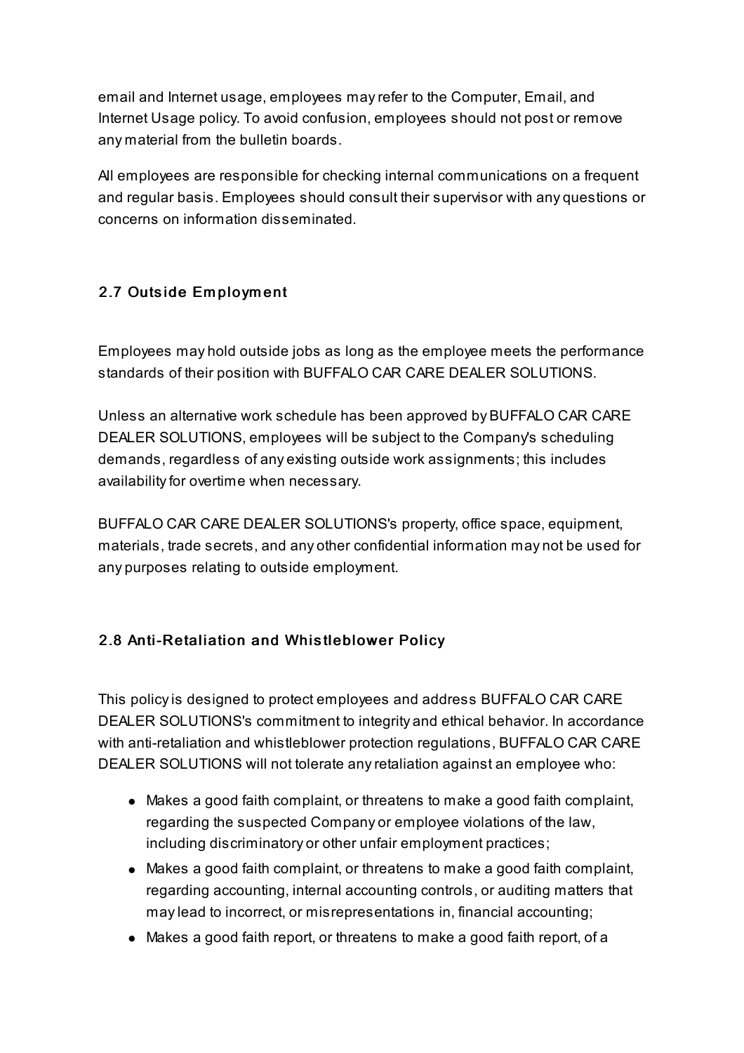email and Internet usage, employees may refer to the Computer, Email, and Internet Usage policy. To avoid confusion, employees should not post or remove any material from the bulletin boards.

All employees are responsible for checking internal communications on a frequent and regular basis. Employees should consult their supervisor with any questions or concerns on information disseminated.

### 2.7 Outside Employment

Employees may hold outside jobs as long as the employee meets the performance standards of their position with BUFFALO CAR CARE DEALER SOLUTIONS.

Unless an alternative work schedule has been approved by BUFFALO CAR CARE DEALER SOLUTIONS, employees will be subject to the Company's scheduling demands, regardless of any existing outside work assignments; this includes availability for overtime when necessary.

BUFFALO CAR CARE DEALER SOLUTIONS's property, office space, equipment, materials, trade secrets, and any other confidential information may not be used for any purposes relating to outside employment.

### 2.8 Anti-Retaliation and Whistleblower Policy

This policy is designed to protect employees and address BUFFALO CAR CARE DEALER SOLUTIONS's commitment to integrity and ethical behavior. In accordance with anti-retaliation and whistleblower protection regulations, BUFFALO CAR CARE DEALER SOLUTIONS will not tolerate any retaliation against an employee who:

- Makes a good faith complaint, or threatens to make a good faith complaint, regarding the suspected Company or employee violations of the law, including discriminatory or other unfair employment practices;
- Makes a good faith complaint, or threatens to make a good faith complaint, regarding accounting, internal accounting controls, or auditing matters that may lead to incorrect, or misrepresentations in, financial accounting;
- Makes a good faith report, or threatens to make a good faith report, of a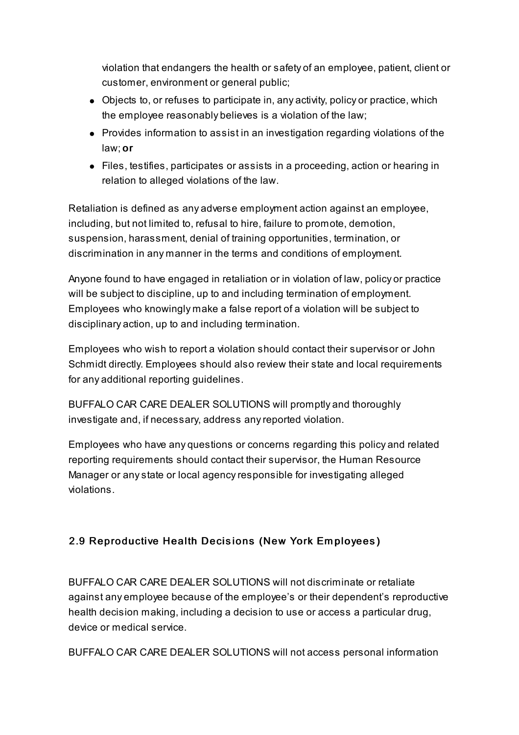violation that endangers the health or safety of an employee, patient, client or customer, environment or general public;

- Objects to, or refuses to participate in, any activity, policy or practice, which the employee reasonably believes is a violation of the law;
- Provides information to assist in an investigation regarding violations of the law; **or**
- Files, testifies, participates or assists in a proceeding, action or hearing in relation to alleged violations of the law.

Retaliation is defined as any adverse employment action against an employee, including, but not limited to, refusal to hire, failure to promote, demotion, suspension, harassment, denial of training opportunities, termination, or discrimination in any manner in the terms and conditions of employment.

Anyone found to have engaged in retaliation or in violation of law, policy or practice will be subject to discipline, up to and including termination of employment. Employees who knowingly make a false report of a violation will be subject to disciplinary action, up to and including termination.

Employees who wish to report a violation should contact their supervisor or John Schmidt directly. Employees should also review their state and local requirements for any additional reporting guidelines.

BUFFALO CAR CARE DEALER SOLUTIONS will promptly and thoroughly investigate and, if necessary, address any reported violation.

Employees who have any questions or concerns regarding this policy and related reporting requirements should contact their supervisor, the Human Resource Manager or any state or local agency responsible for investigating alleged violations.

### 2.9 Reproductive Health Decisions (New York Employees)

BUFFALO CAR CARE DEALER SOLUTIONS will not discriminate or retaliate against any employee because of the employee's or their dependent's reproductive health decision making, including a decision to use or access a particular drug, device or medical service.

BUFFALO CAR CARE DEALER SOLUTIONS will not access personal information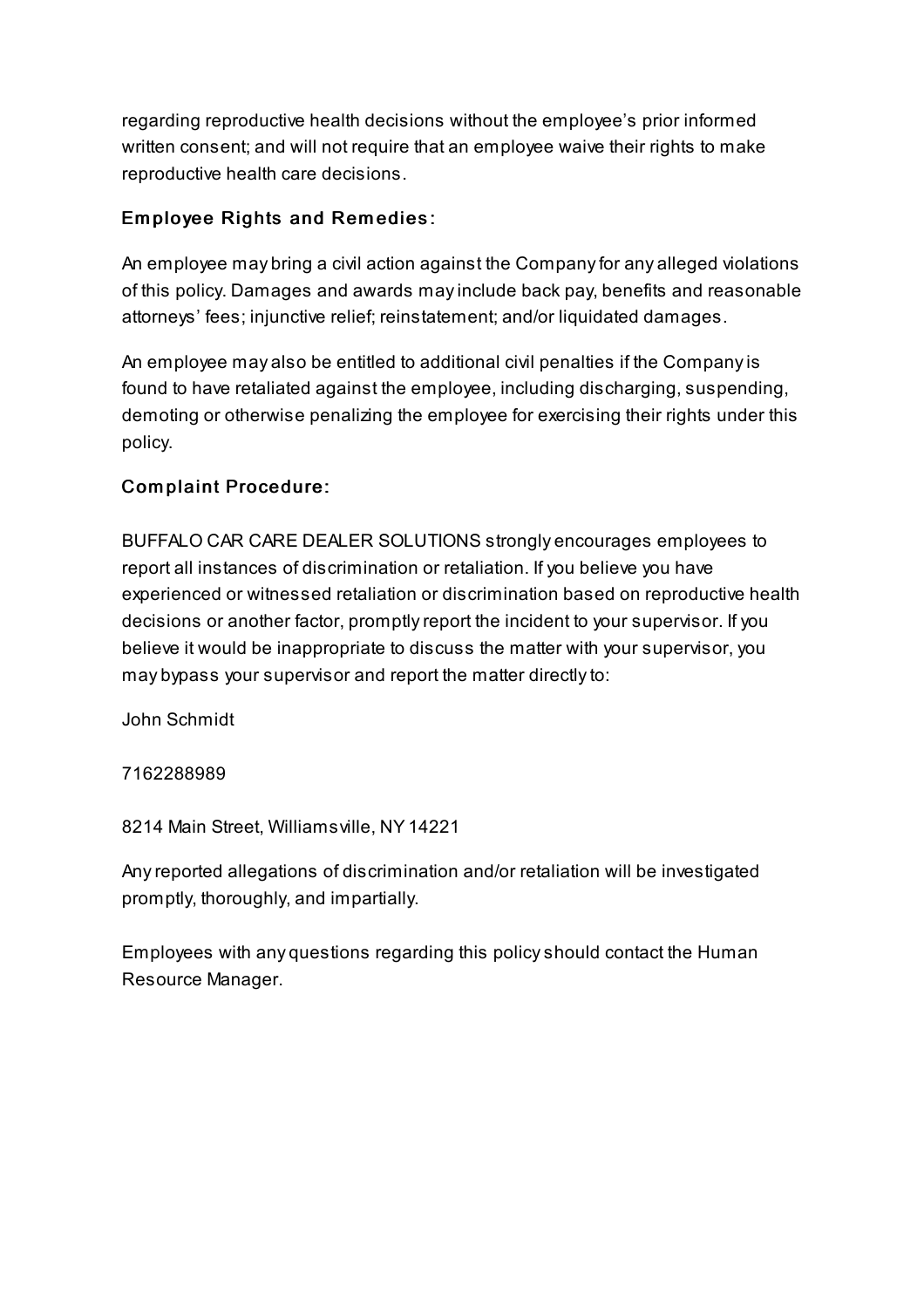regarding reproductive health decisions without the employee's prior informed written consent; and will not require that an employee waive their rights to make reproductive health care decisions.

### Employee Rights and Remedies:

An employee may bring a civil action against the Company for any alleged violations of this policy. Damages and awards may include back pay, benefits and reasonable attorneys' fees; injunctive relief; reinstatement; and/or liquidated damages.

An employee may also be entitled to additional civil penalties if the Company is found to have retaliated against the employee, including discharging, suspending, demoting or otherwise penalizing the employee for exercising their rights under this policy.

### Complaint Procedure:

BUFFALO CAR CARE DEALER SOLUTIONS strongly encourages employees to report all instances of discrimination or retaliation. If you believe you have experienced or witnessed retaliation or discrimination based on reproductive health decisions or another factor, promptly report the incident to your supervisor. If you believe it would be inappropriate to discuss the matter with your supervisor, you may bypass your supervisor and report the matter directly to:

John Schmidt

7162288989

8214 Main Street, Williamsville, NY 14221

Any reported allegations of discrimination and/or retaliation will be investigated promptly, thoroughly, and impartially.

Employees with any questions regarding this policy should contact the Human Resource Manager.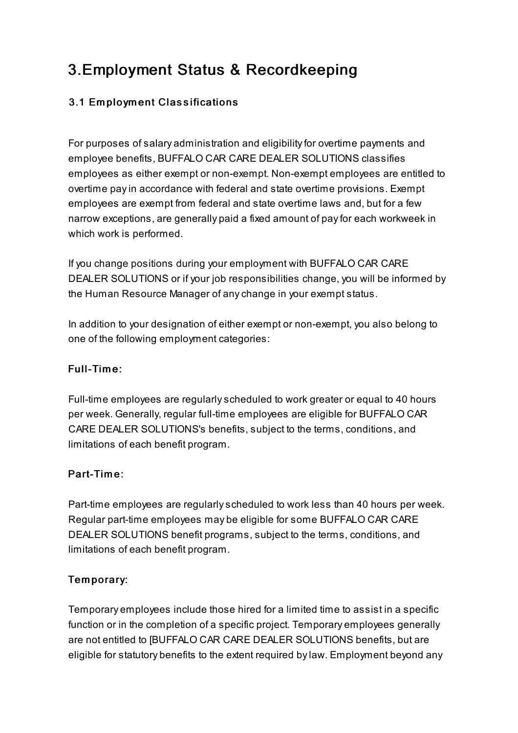# 3.Employment Status & Recordkeeping

### 3.1 Employment Classifications

For purposes of salary administration and eligibility for overtime payments and employee benefits, BUFFALO CAR CARE DEALER SOLUTIONS classifies employees as either exempt or non-exempt. Non-exempt employees are entitled to overtime pay in accordance with federal and state overtime provisions. Exempt employees are exempt from federal and state overtime laws and, but for a few narrow exceptions, are generally paid a fixed amount of pay for each workweek in which work is performed.

If you change positions during your employment with BUFFALO CAR CARE DEALER SOLUTIONS or if your job responsibilities change, you will be informed by the Human Resource Manager of any change in your exempt status.

In addition to your designation of either exempt or non-exempt, you also belong to one of the following employment categories:

#### Full-Time:

Full-time employees are regularly scheduled to work greater or equal to 40 hours per week. Generally, regular full-time employees are eligible for BUFFALO CAR CARE DEALER SOLUTIONS's benefits, subject to the terms, conditions, and limitations of each benefit program.

#### Part-Time:

Part-time employees are regularly scheduled to work less than 40 hours per week. Regular part-time employees may be eligible for some BUFFALO CAR CARE DEALER SOLUTIONS benefit programs, subject to the terms, conditions, and limitations of each benefit program.

#### Temporary:

Temporary employees include those hired for a limited time to assist in a specific function or in the completion of a specific project. Temporary employees generally are not entitled to [BUFFALO CAR CARE DEALER SOLUTIONS benefits, but are eligible for statutory benefits to the extent required by law. Employment beyond any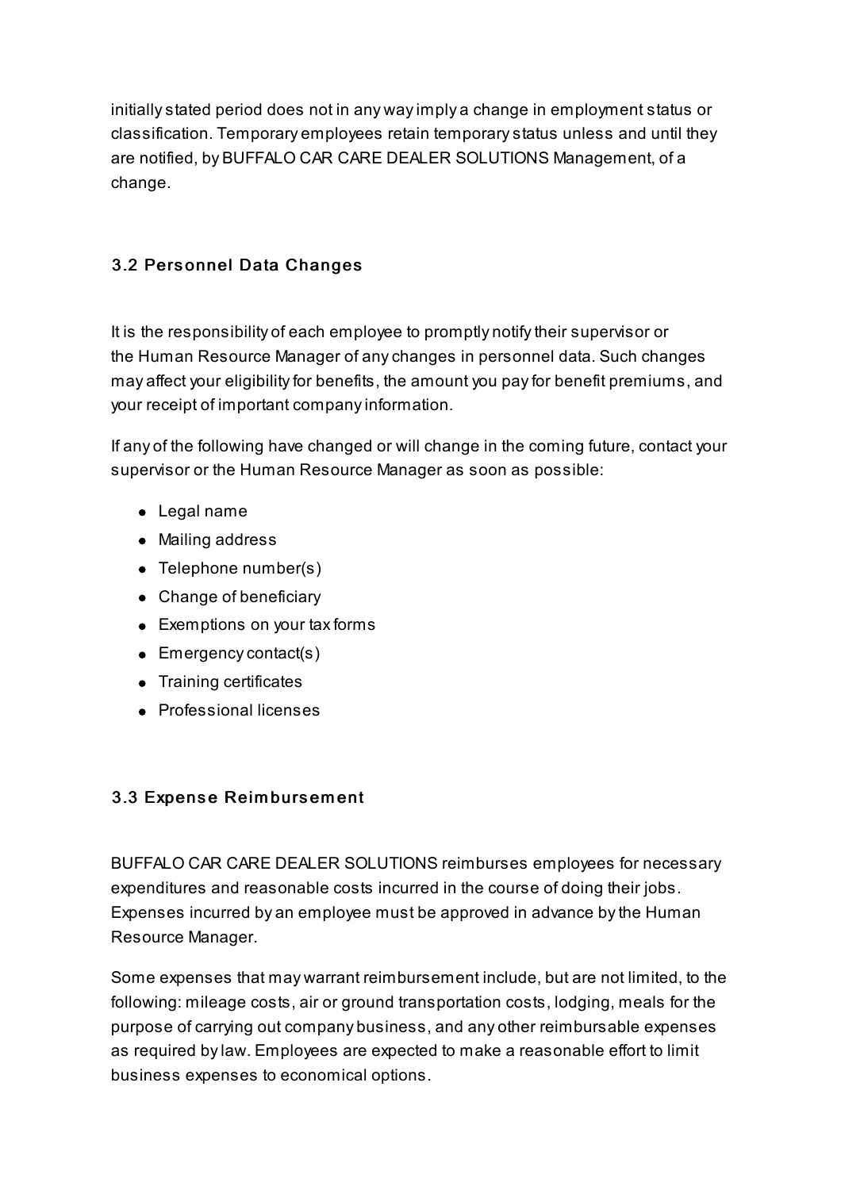initially stated period does not in any way imply a change in employment status or classification. Temporary employees retain temporary status unless and until they are notified, by BUFFALO CAR CARE DEALER SOLUTIONS Management, of a change.

### 3.2 Personnel Data Changes

It is the responsibility of each employee to promptly notify their supervisor or the Human Resource Manager of any changes in personnel data. Such changes may affect your eligibility for benefits, the amount you pay for benefit premiums, and your receipt of important company information.

If any of the following have changed or will change in the coming future, contact your supervisor or the Human Resource Manager as soon as possible:

- Legal name
- Mailing address
- Telephone number(s)
- Change of beneficiary
- Exemptions on your tax forms
- Emergency contact(s)
- Training certificates
- Professional licenses

### 3.3 Expense Reimbursement

BUFFALO CAR CARE DEALER SOLUTIONS reimburses employees for necessary expenditures and reasonable costs incurred in the course of doing their jobs. Expenses incurred by an employee must be approved in advance by the Human Resource Manager.

Some expenses that may warrant reimbursement include, but are not limited, to the following: mileage costs, air or ground transportation costs, lodging, meals for the purpose of carrying out company business, and any other reimbursable expenses as required by law. Employees are expected to make a reasonable effort to limit business expenses to economical options.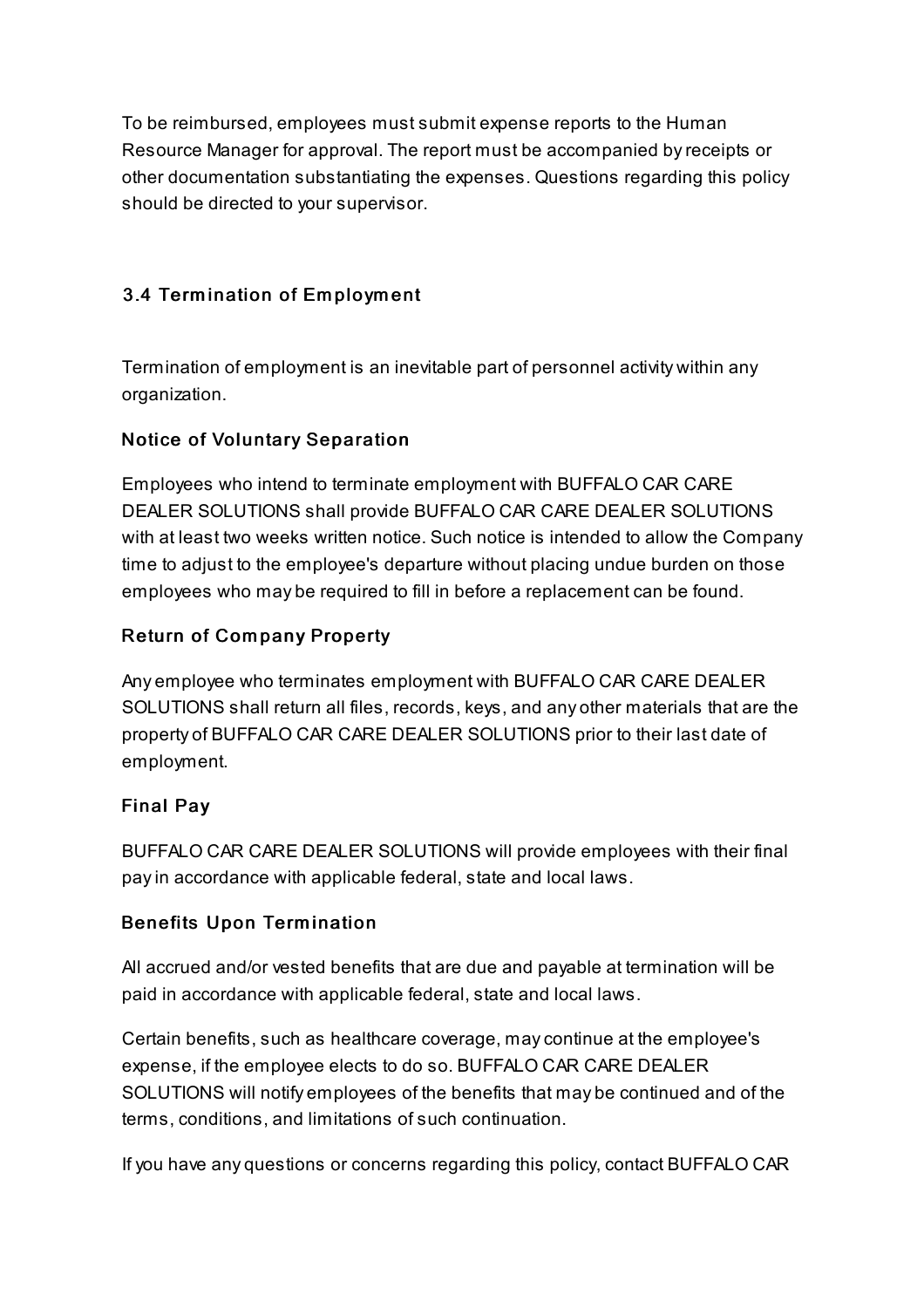To be reimbursed, employees must submit expense reports to the Human Resource Manager for approval. The report must be accompanied by receipts or other documentation substantiating the expenses. Questions regarding this policy should be directed to your supervisor.

## 3.4 Termination of Employment

Termination of employment is an inevitable part of personnel activity within any organization.

### Notice of Voluntary Separation

Employees who intend to terminate employment with BUFFALO CAR CARE DEALER SOLUTIONS shall provide BUFFALO CAR CARE DEALER SOLUTIONS with at least two weeks written notice. Such notice is intended to allow the Company time to adjust to the employee's departure without placing undue burden on those employees who may be required to fill in before a replacement can be found.

### Return of Company Property

Any employee who terminates employment with BUFFALO CAR CARE DEALER SOLUTIONS shall return all files, records, keys, and any other materials that are the property of BUFFALO CAR CARE DEALER SOLUTIONS prior to their last date of employment.

### Final Pay

BUFFALO CAR CARE DEALER SOLUTIONS will provide employees with their final pay in accordance with applicable federal, state and local laws.

### Benefits Upon Termination

All accrued and/or vested benefits that are due and payable at termination will be paid in accordance with applicable federal, state and local laws.

Certain benefits, such as healthcare coverage, may continue at the employee's expense, if the employee elects to do so. BUFFALO CAR CARE DEALER SOLUTIONS will notify employees of the benefits that may be continued and of the terms, conditions, and limitations of such continuation.

If you have any questions or concerns regarding this policy, contact BUFFALO CAR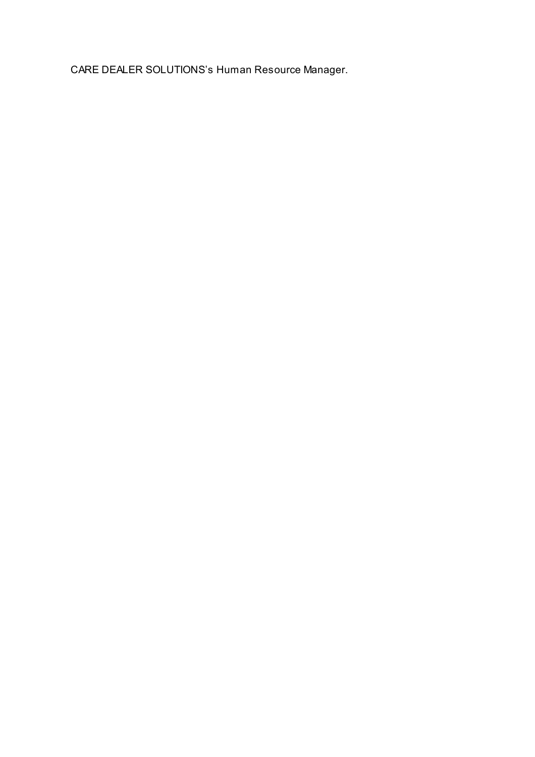CARE DEALER SOLUTIONS's Human Resource Manager.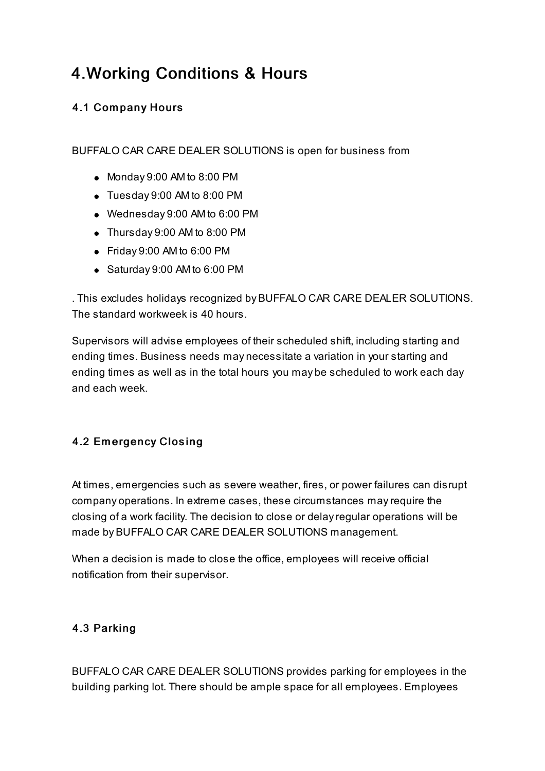# 4.Working Conditions & Hours

### 4.1 Company Hours

BUFFALO CAR CARE DEALER SOLUTIONS is open for business from

- Monday 9:00 AM to 8:00 PM
- Tuesday 9:00 AM to 8:00 PM
- Wednesday 9:00 AM to 6:00 PM
- Thursday 9:00 AM to 8:00 PM
- Friday 9:00 AM to 6:00 PM
- Saturday 9:00 AM to 6:00 PM

. This excludes holidays recognized by BUFFALO CAR CARE DEALER SOLUTIONS. The standard workweek is 40 hours.

Supervisors will advise employees of their scheduled shift, including starting and ending times. Business needs may necessitate a variation in your starting and ending times as well as in the total hours you may be scheduled to work each day and each week.

### 4.2 Emergency Closing

At times, emergencies such as severe weather, fires, or power failures can disrupt company operations. In extreme cases, these circumstances may require the closing of a work facility. The decision to close or delay regular operations will be made by BUFFALO CAR CARE DEALER SOLUTIONS management.

When a decision is made to close the office, employees will receive official notification from their supervisor.

### 4.3 Parking

BUFFALO CAR CARE DEALER SOLUTIONS provides parking for employees in the building parking lot. There should be ample space for all employees. Employees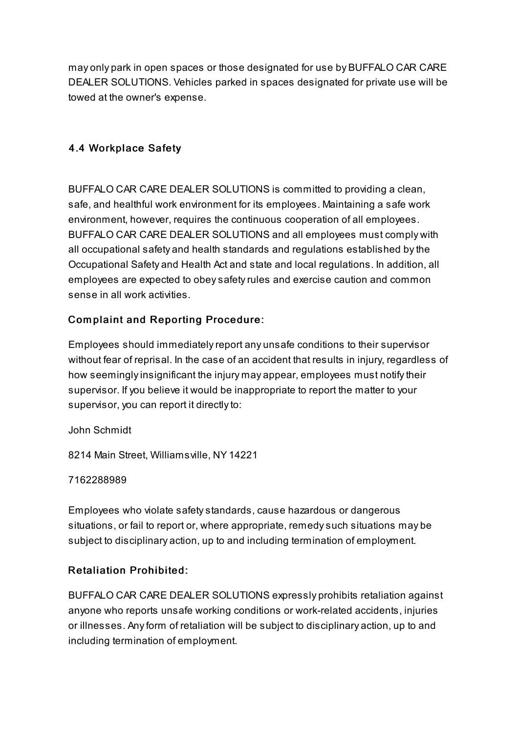may only park in open spaces or those designated for use by BUFFALO CAR CARE DEALER SOLUTIONS. Vehicles parked in spaces designated for private use will be towed at the owner's expense.

### 4.4 Workplace Safety

BUFFALO CAR CARE DEALER SOLUTIONS is committed to providing a clean, safe, and healthful work environment for its employees. Maintaining a safe work environment, however, requires the continuous cooperation of all employees. BUFFALO CAR CARE DEALER SOLUTIONS and all employees must comply with all occupational safety and health standards and regulations established by the Occupational Safety and Health Act and state and local regulations. In addition, all employees are expected to obey safety rules and exercise caution and common sense in all work activities.

#### Complaint and Reporting Procedure:

Employees should immediately report any unsafe conditions to their supervisor without fear of reprisal. In the case of an accident that results in injury, regardless of how seemingly insignificant the injury may appear, employees must notify their supervisor. If you believe it would be inappropriate to report the matter to your supervisor, you can report it directly to:

John Schmidt

8214 Main Street, Williamsville, NY 14221

7162288989

Employees who violate safety standards, cause hazardous or dangerous situations, or fail to report or, where appropriate, remedy such situations may be subject to disciplinary action, up to and including termination of employment.

#### Retaliation Prohibited:

BUFFALO CAR CARE DEALER SOLUTIONS expressly prohibits retaliation against anyone who reports unsafe working conditions or work-related accidents, injuries or illnesses. Any form of retaliation will be subject to disciplinary action, up to and including termination of employment.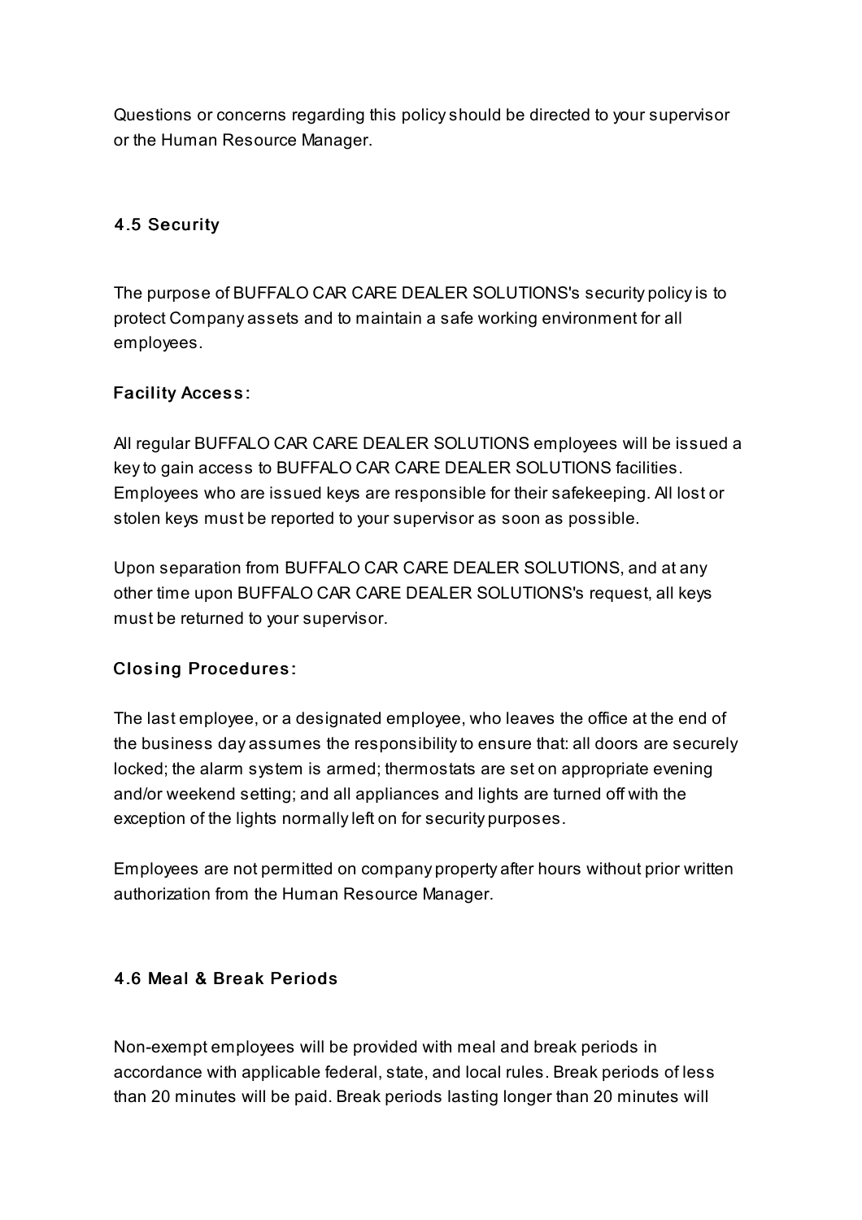Questions or concerns regarding this policy should be directed to your supervisor or the Human Resource Manager.

### 4.5 Security

The purpose of BUFFALO CAR CARE DEALER SOLUTIONS's security policy is to protect Company assets and to maintain a safe working environment for all employees.

#### Facility Access:

All regular BUFFALO CAR CARE DEALER SOLUTIONS employees will be issued a key to gain access to BUFFALO CAR CARE DEALER SOLUTIONS facilities. Employees who are issued keys are responsible for their safekeeping. All lost or stolen keys must be reported to your supervisor as soon as possible.

Upon separation from BUFFALO CAR CARE DEALER SOLUTIONS, and at any other time upon BUFFALO CAR CARE DEALER SOLUTIONS's request, all keys must be returned to your supervisor.

#### Closing Procedures:

The last employee, or a designated employee, who leaves the office at the end of the business day assumes the responsibility to ensure that: all doors are securely locked; the alarm system is armed; thermostats are set on appropriate evening and/or weekend setting; and all appliances and lights are turned off with the exception of the lights normally left on for security purposes.

Employees are not permitted on company property after hours without prior written authorization from the Human Resource Manager.

### 4.6 Meal & Break Periods

Non-exempt employees will be provided with meal and break periods in accordance with applicable federal, state, and local rules. Break periods of less than 20 minutes will be paid. Break periods lasting longer than 20 minutes will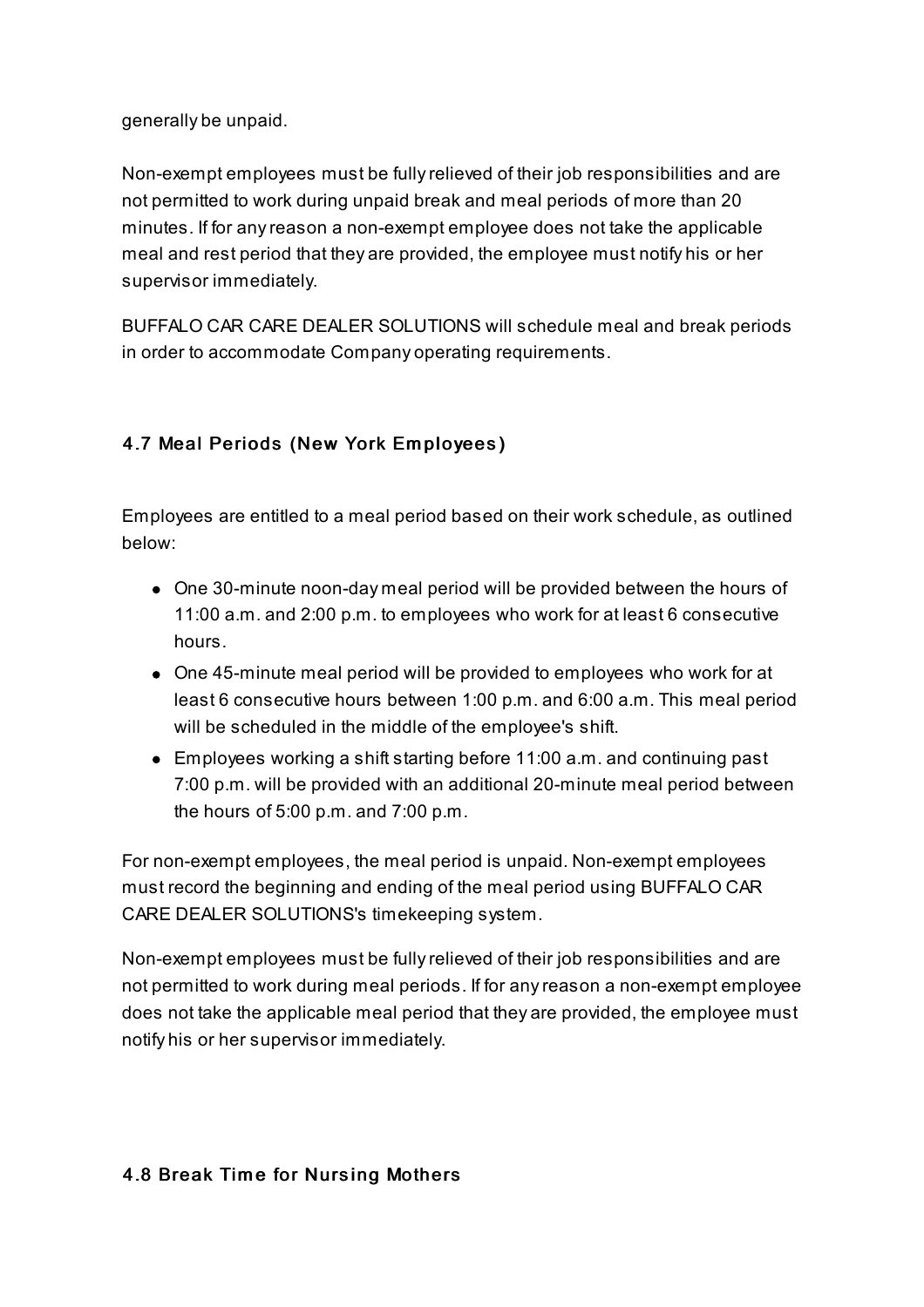generally be unpaid.

Non-exempt employees must be fully relieved of their job responsibilities and are not permitted to work during unpaid break and meal periods of more than 20 minutes. If for any reason a non-exempt employee does not take the applicable meal and rest period that they are provided, the employee must notify his or her supervisor immediately.

BUFFALO CAR CARE DEALER SOLUTIONS will schedule meal and break periods in order to accommodate Company operating requirements.

### 4.7 Meal Periods (New York Employees)

Employees are entitled to a meal period based on their work schedule, as outlined below:

- One 30-minute noon-day meal period will be provided between the hours of 11:00 a.m. and 2:00 p.m. to employees who work for at least 6 consecutive hours.
- One 45-minute meal period will be provided to employees who work for at least 6 consecutive hours between 1:00 p.m. and 6:00 a.m. This meal period will be scheduled in the middle of the employee's shift.
- Employees working a shift starting before 11:00 a.m. and continuing past 7:00 p.m. will be provided with an additional 20-minute meal period between the hours of 5:00 p.m. and 7:00 p.m.

For non-exempt employees, the meal period is unpaid. Non-exempt employees must record the beginning and ending of the meal period using BUFFALO CAR CARE DEALER SOLUTIONS's timekeeping system.

Non-exempt employees must be fully relieved of their job responsibilities and are not permitted to work during meal periods. If for any reason a non-exempt employee does not take the applicable meal period that they are provided, the employee must notify his or her supervisor immediately.

### 4.8 Break Time for Nursing Mothers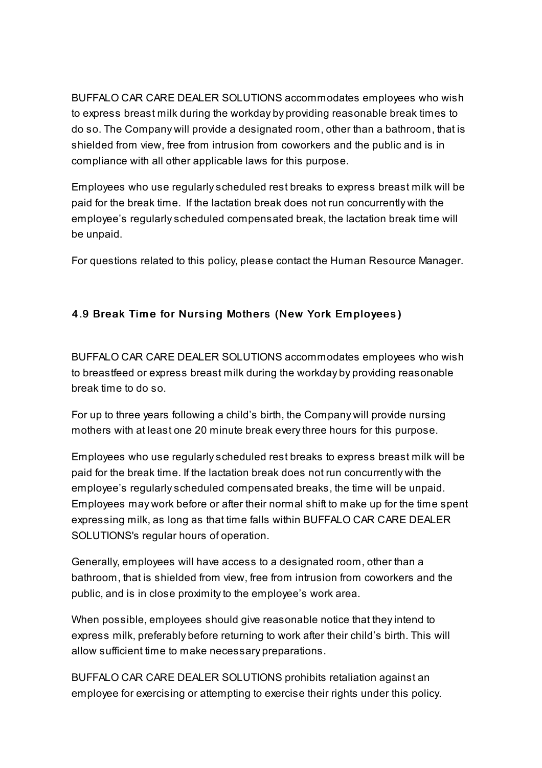BUFFALO CAR CARE DEALER SOLUTIONS accommodates employees who wish to express breast milk during the workday by providing reasonable break times to do so. The Company will provide a designated room, other than a bathroom, that is shielded from view, free from intrusion from coworkers and the public and is in compliance with all other applicable laws for this purpose.

Employees who use regularly scheduled rest breaks to express breast milk will be paid for the break time. If the lactation break does not run concurrently with the employee's regularly scheduled compensated break, the lactation break time will be unpaid.

For questions related to this policy, please contact the Human Resource Manager.

### 4.9 Break Time for Nursing Mothers (New York Employees)

BUFFALO CAR CARE DEALER SOLUTIONS accommodates employees who wish to breastfeed or express breast milk during the workday by providing reasonable break time to do so.

For up to three years following a child's birth, the Company will provide nursing mothers with at least one 20 minute break every three hours for this purpose.

Employees who use regularly scheduled rest breaks to express breast milk will be paid for the break time. If the lactation break does not run concurrently with the employee's regularly scheduled compensated breaks, the time will be unpaid. Employees may work before or after their normal shift to make up for the time spent expressing milk, as long as that time falls within BUFFALO CAR CARE DEALER SOLUTIONS's regular hours of operation.

Generally, employees will have access to a designated room, other than a bathroom, that is shielded from view, free from intrusion from coworkers and the public, and is in close proximity to the employee's work area.

When possible, employees should give reasonable notice that they intend to express milk, preferably before returning to work after their child's birth. This will allow sufficient time to make necessary preparations.

BUFFALO CAR CARE DEALER SOLUTIONS prohibits retaliation against an employee for exercising or attempting to exercise their rights under this policy.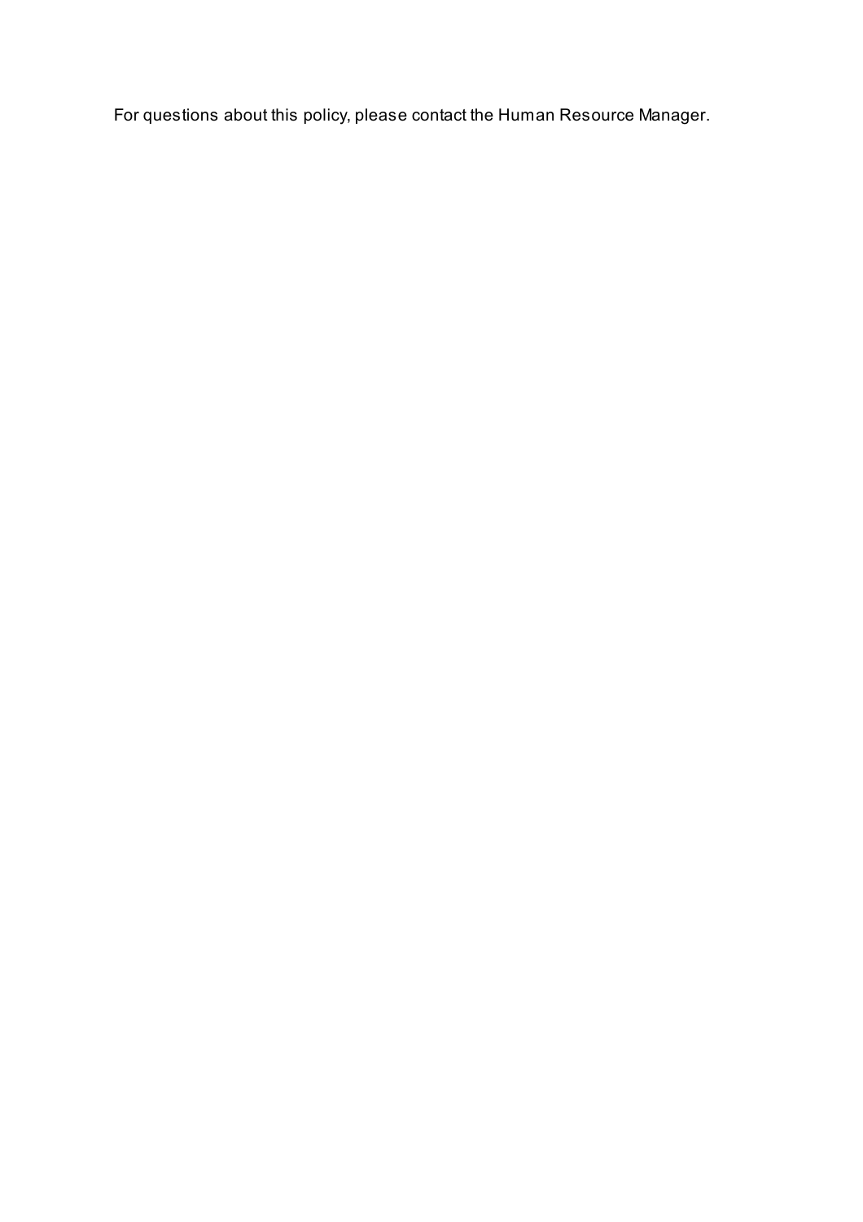For questions about this policy, please contact the Human Resource Manager.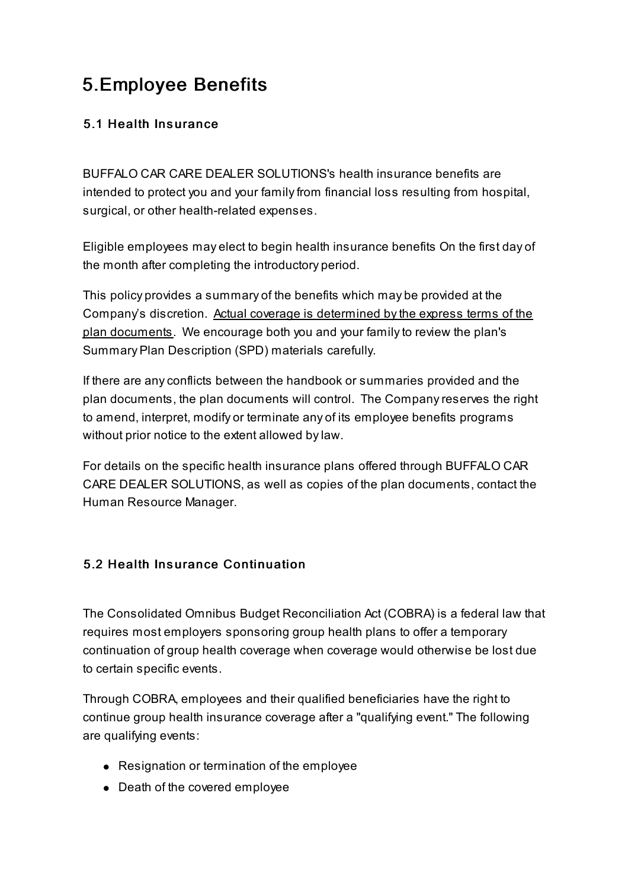# 5.Employee Benefits

### 5.1 Health Insurance

BUFFALO CAR CARE DEALER SOLUTIONS's health insurance benefits are intended to protect you and your family from financial loss resulting from hospital, surgical, or other health-related expenses.

Eligible employees may elect to begin health insurance benefits On the first day of the month after completing the introductory period.

This policy provides a summary of the benefits which may be provided at the Company's discretion. Actual coverage is determined by the express terms of the plan documents. We encourage both you and your family to review the plan's Summary Plan Description (SPD) materials carefully.

If there are any conflicts between the handbook or summaries provided and the plan documents, the plan documents will control. The Company reserves the right to amend, interpret, modify or terminate any of its employee benefits programs without prior notice to the extent allowed by law.

For details on the specific health insurance plans offered through BUFFALO CAR CARE DEALER SOLUTIONS, as well as copies of the plan documents, contact the Human Resource Manager.

### 5.2 Health Insurance Continuation

The Consolidated Omnibus Budget Reconciliation Act (COBRA) is a federal law that requires most employers sponsoring group health plans to offer a temporary continuation of group health coverage when coverage would otherwise be lost due to certain specific events.

Through COBRA, employees and their qualified beneficiaries have the right to continue group health insurance coverage after a "qualifying event." The following are qualifying events:

- Resignation or termination of the employee
- Death of the covered employee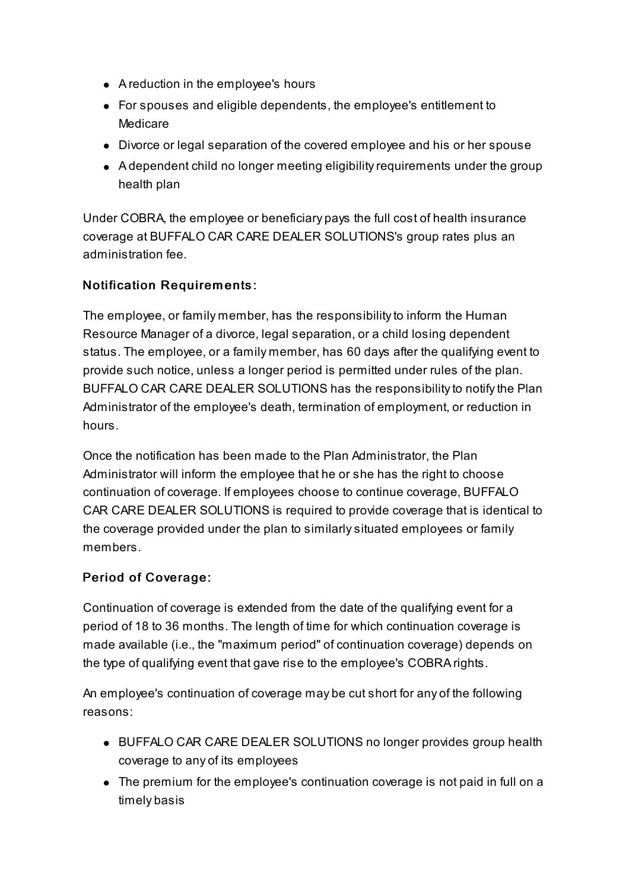- A reduction in the employee's hours
- For spouses and eligible dependents, the employee's entitlement to Medicare
- Divorce or legal separation of the covered employee and his or her spouse
- A dependent child no longer meeting eligibility requirements under the group health plan

Under COBRA, the employee or beneficiary pays the full cost of health insurance coverage at BUFFALO CAR CARE DEALER SOLUTIONS's group rates plus an administration fee.

### Notification Requirements:

The employee, or family member, has the responsibility to inform the Human Resource Manager of a divorce, legal separation, or a child losing dependent status. The employee, or a family member, has 60 days after the qualifying event to provide such notice, unless a longer period is permitted under rules of the plan. BUFFALO CAR CARE DEALER SOLUTIONS has the responsibility to notify the Plan Administrator of the employee's death, termination of employment, or reduction in hours.

Once the notification has been made to the Plan Administrator, the Plan Administrator will inform the employee that he or she has the right to choose continuation of coverage. If employees choose to continue coverage, BUFFALO CAR CARE DEALER SOLUTIONS is required to provide coverage that is identical to the coverage provided under the plan to similarly situated employees or family members.

### Period of Coverage:

Continuation of coverage is extended from the date of the qualifying event for a period of 18 to 36 months. The length of time for which continuation coverage is made available (i.e., the "maximum period" of continuation coverage) depends on the type of qualifying event that gave rise to the employee's COBRA rights.

An employee's continuation of coverage may be cut short for any of the following reasons:

- BUFFALO CAR CARE DEALER SOLUTIONS no longer provides group health coverage to any of its employees
- The premium for the employee's continuation coverage is not paid in full on a timely basis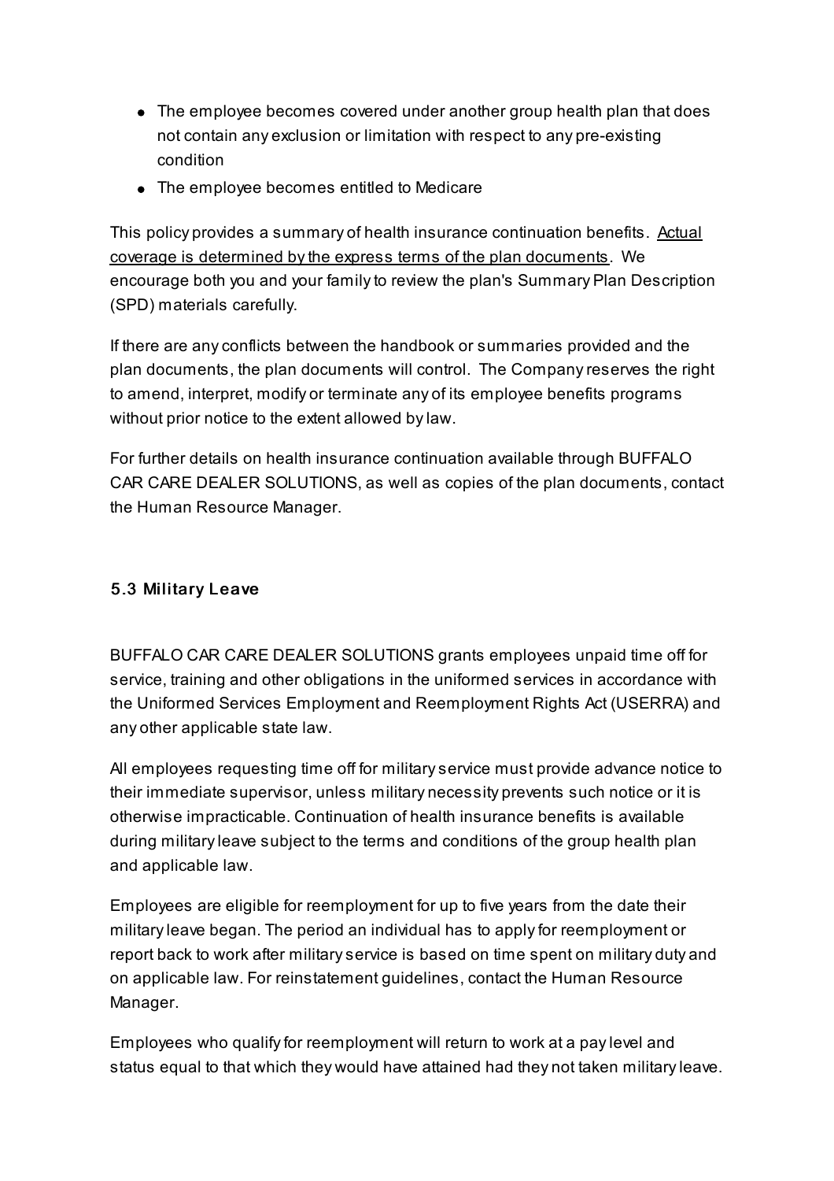- The employee becomes covered under another group health plan that does not contain any exclusion or limitation with respect to any pre-existing condition
- The employee becomes entitled to Medicare

This policy provides a summary of health insurance continuation benefits. <u>Actual coverage is determined by the express terms of the plan documents</u>. We encourage both you and your family to review the plan's Summary Plan Description (SPD) materials carefully.

If there are any conflicts between the handbook or summaries provided and the plan documents, the plan documents will control. The Company reserves the right to amend, interpret, modify or terminate any of its employee benefits programs without prior notice to the extent allowed by law.

For further details on health insurance continuation available through BUFFALO CAR CARE DEALER SOLUTIONS, as well as copies of the plan documents, contact the Human Resource Manager.

### 5.3 Military Leave

BUFFALO CAR CARE DEALER SOLUTIONS grants employees unpaid time off for service, training and other obligations in the uniformed services in accordance with the Uniformed Services Employment and Reemployment Rights Act (USERRA) and any other applicable state law.

All employees requesting time off for military service must provide advance notice to their immediate supervisor, unless military necessity prevents such notice or it is otherwise impracticable. Continuation of health insurance benefits is available during military leave subject to the terms and conditions of the group health plan and applicable law.

Employees are eligible for reemployment for up to five years from the date their military leave began. The period an individual has to apply for reemployment or report back to work after military service is based on time spent on military duty and on applicable law. For reinstatement guidelines, contact the Human Resource Manager.

Employees who qualify for reemployment will return to work at a pay level and status equal to that which they would have attained had they not taken military leave.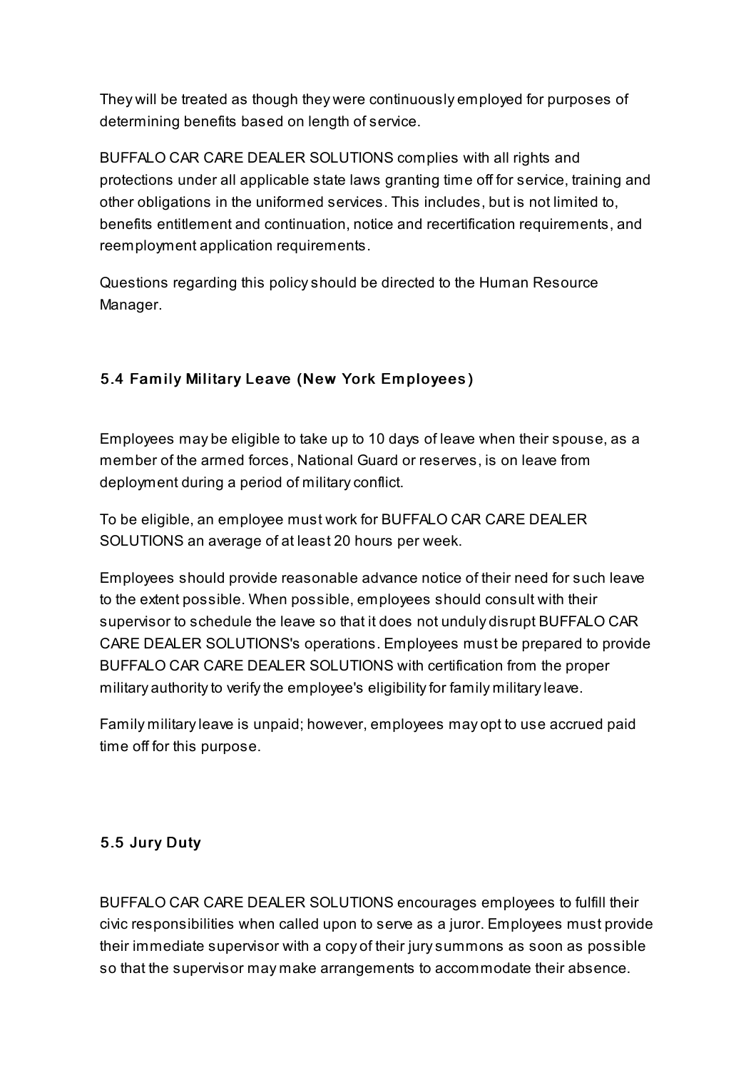They will be treated as though they were continuously employed for purposes of determining benefits based on length of service.

BUFFALO CAR CARE DEALER SOLUTIONS complies with all rights and protections under all applicable state laws granting time off for service, training and other obligations in the uniformed services. This includes, but is not limited to, benefits entitlement and continuation, notice and recertification requirements, and reemployment application requirements.

Questions regarding this policy should be directed to the Human Resource Manager.

### 5.4 Family Military Leave (New York Employees)

Employees may be eligible to take up to 10 days of leave when their spouse, as a member of the armed forces, National Guard or reserves, is on leave from deployment during a period of military conflict.

To be eligible, an employee must work for BUFFALO CAR CARE DEALER SOLUTIONS an average of at least 20 hours per week.

Employees should provide reasonable advance notice of their need for such leave to the extent possible. When possible, employees should consult with their supervisor to schedule the leave so that it does not unduly disrupt BUFFALO CAR CARE DEALER SOLUTIONS's operations. Employees must be prepared to provide BUFFALO CAR CARE DEALER SOLUTIONS with certification from the proper military authority to verify the employee's eligibility for family military leave.

Family military leave is unpaid; however, employees may opt to use accrued paid time off for this purpose.

### 5.5 Jury Duty

BUFFALO CAR CARE DEALER SOLUTIONS encourages employees to fulfill their civic responsibilities when called upon to serve as a juror. Employees must provide their immediate supervisor with a copy of their jury summons as soon as possible so that the supervisor may make arrangements to accommodate their absence.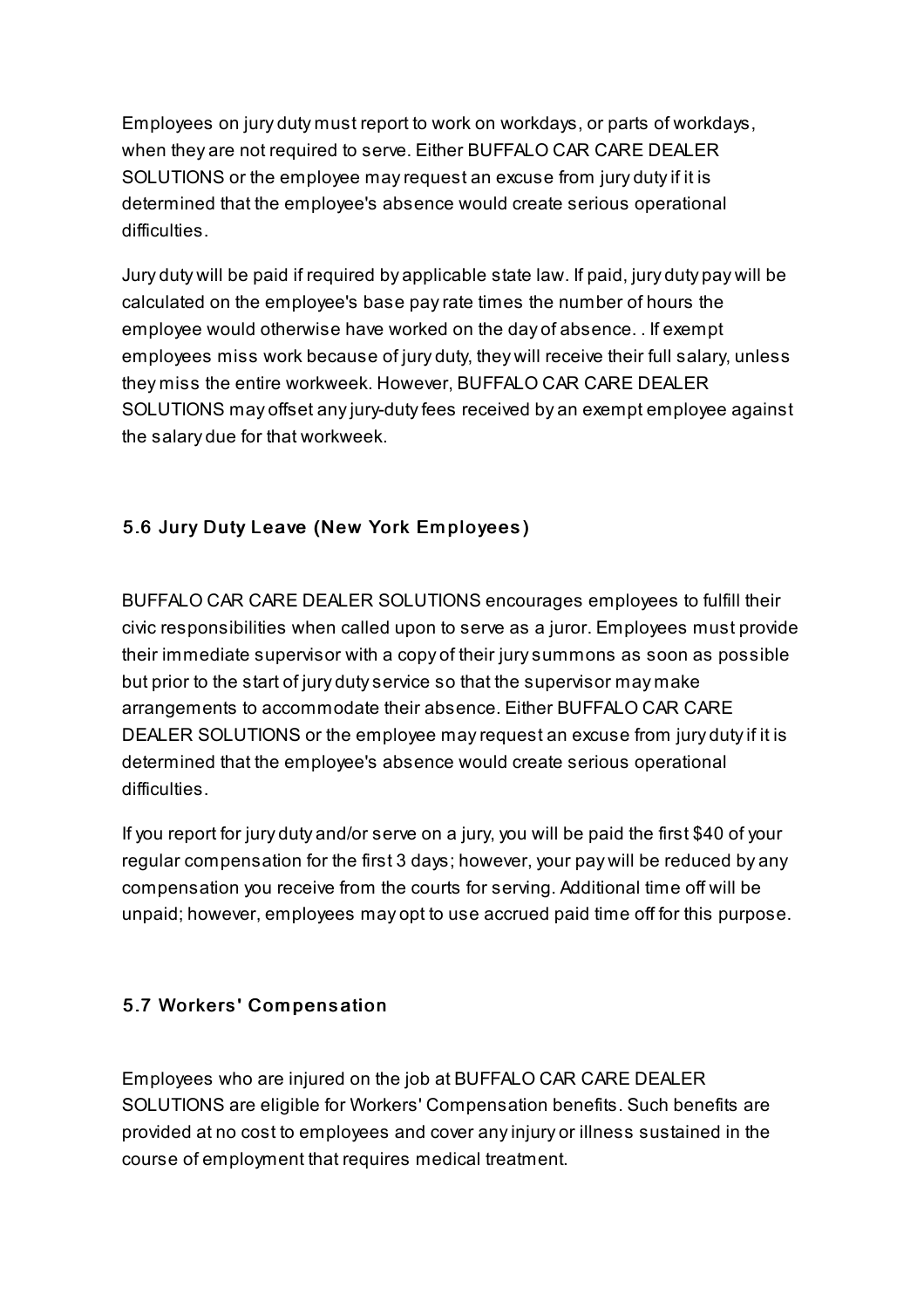Employees on jury duty must report to work on workdays, or parts of workdays, when they are not required to serve. Either BUFFALO CAR CARE DEALER SOLUTIONS or the employee may request an excuse from jury duty if it is determined that the employee's absence would create serious operational difficulties.

Jury duty will be paid if required by applicable state law. If paid, jury duty pay will be calculated on the employee's base pay rate times the number of hours the employee would otherwise have worked on the day of absence. . If exempt employees miss work because of jury duty, they will receive their full salary, unless they miss the entire workweek. However, BUFFALO CAR CARE DEALER SOLUTIONS may offset any jury-duty fees received by an exempt employee against the salary due for that workweek.

### 5.6 Jury Duty Leave (New York Employees)

BUFFALO CAR CARE DEALER SOLUTIONS encourages employees to fulfill their civic responsibilities when called upon to serve as a juror. Employees must provide their immediate supervisor with a copy of their jury summons as soon as possible but prior to the start of jury duty service so that the supervisor may make arrangements to accommodate their absence. Either BUFFALO CAR CARE DEALER SOLUTIONS or the employee may request an excuse from jury duty if it is determined that the employee's absence would create serious operational difficulties.

If you report for jury duty and/or serve on a jury, you will be paid the first $40 of your regular compensation for the first 3 days; however, your pay will be reduced by any compensation you receive from the courts for serving. Additional time off will be unpaid; however, employees may opt to use accrued paid time off for this purpose.

### 5.7 Workers' Compensation

Employees who are injured on the job at BUFFALO CAR CARE DEALER SOLUTIONS are eligible for Workers' Compensation benefits. Such benefits are provided at no cost to employees and cover any injury or illness sustained in the course of employment that requires medical treatment.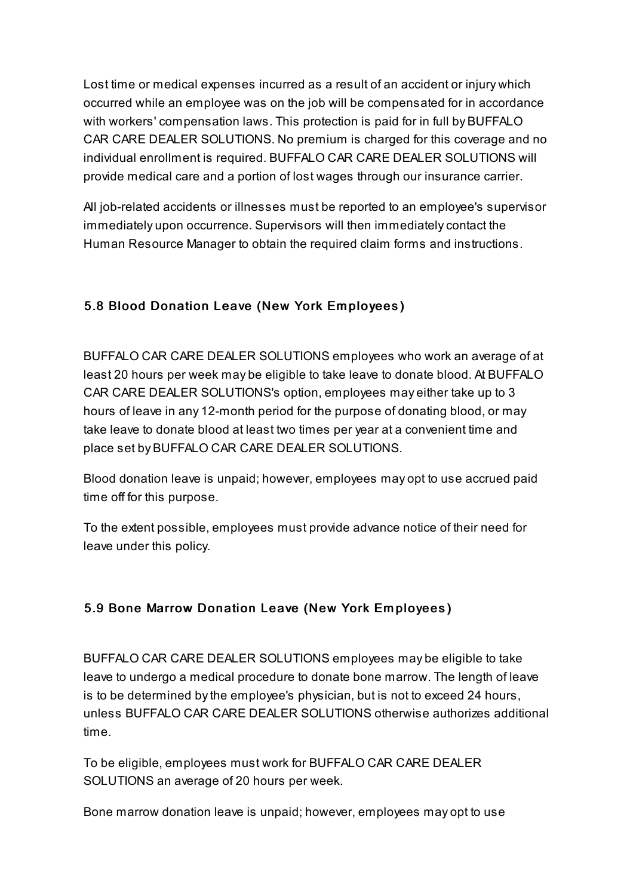Lost time or medical expenses incurred as a result of an accident or injury which occurred while an employee was on the job will be compensated for in accordance with workers' compensation laws. This protection is paid for in full by BUFFALO CAR CARE DEALER SOLUTIONS. No premium is charged for this coverage and no individual enrollment is required. BUFFALO CAR CARE DEALER SOLUTIONS will provide medical care and a portion of lost wages through our insurance carrier.

All job-related accidents or illnesses must be reported to an employee's supervisor immediately upon occurrence. Supervisors will then immediately contact the Human Resource Manager to obtain the required claim forms and instructions.

### 5.8 Blood Donation Leave (New York Employees)

BUFFALO CAR CARE DEALER SOLUTIONS employees who work an average of at least 20 hours per week may be eligible to take leave to donate blood. At BUFFALO CAR CARE DEALER SOLUTIONS's option, employees may either take up to 3 hours of leave in any 12-month period for the purpose of donating blood, or may take leave to donate blood at least two times per year at a convenient time and place set by BUFFALO CAR CARE DEALER SOLUTIONS.

Blood donation leave is unpaid; however, employees may opt to use accrued paid time off for this purpose.

To the extent possible, employees must provide advance notice of their need for leave under this policy.

### 5.9 Bone Marrow Donation Leave (New York Employees)

BUFFALO CAR CARE DEALER SOLUTIONS employees may be eligible to take leave to undergo a medical procedure to donate bone marrow. The length of leave is to be determined by the employee's physician, but is not to exceed 24 hours, unless BUFFALO CAR CARE DEALER SOLUTIONS otherwise authorizes additional time.

To be eligible, employees must work for BUFFALO CAR CARE DEALER SOLUTIONS an average of 20 hours per week.

Bone marrow donation leave is unpaid; however, employees may opt to use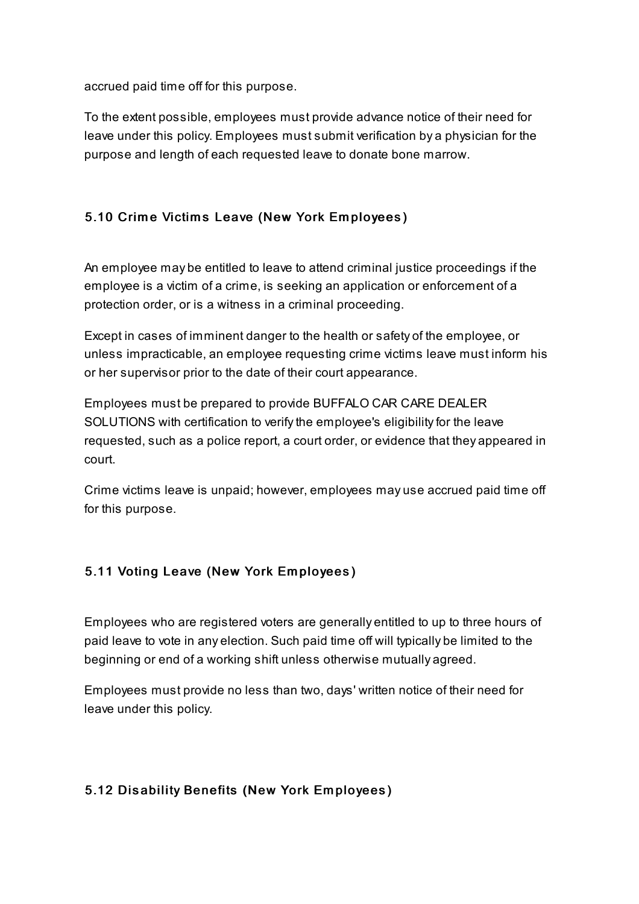accrued paid time off for this purpose.

To the extent possible, employees must provide advance notice of their need for leave under this policy. Employees must submit verification by a physician for the purpose and length of each requested leave to donate bone marrow.

### 5.10 Crime Victims Leave (New York Employees)

An employee may be entitled to leave to attend criminal justice proceedings if the employee is a victim of a crime, is seeking an application or enforcement of a protection order, or is a witness in a criminal proceeding.

Except in cases of imminent danger to the health or safety of the employee, or unless impracticable, an employee requesting crime victims leave must inform his or her supervisor prior to the date of their court appearance.

Employees must be prepared to provide BUFFALO CAR CARE DEALER SOLUTIONS with certification to verify the employee's eligibility for the leave requested, such as a police report, a court order, or evidence that they appeared in court.

Crime victims leave is unpaid; however, employees may use accrued paid time off for this purpose.

### 5.11 Voting Leave (New York Employees)

Employees who are registered voters are generally entitled to up to three hours of paid leave to vote in any election. Such paid time off will typically be limited to the beginning or end of a working shift unless otherwise mutually agreed.

Employees must provide no less than two, days' written notice of their need for leave under this policy.

### 5.12 Disability Benefits (New York Employees)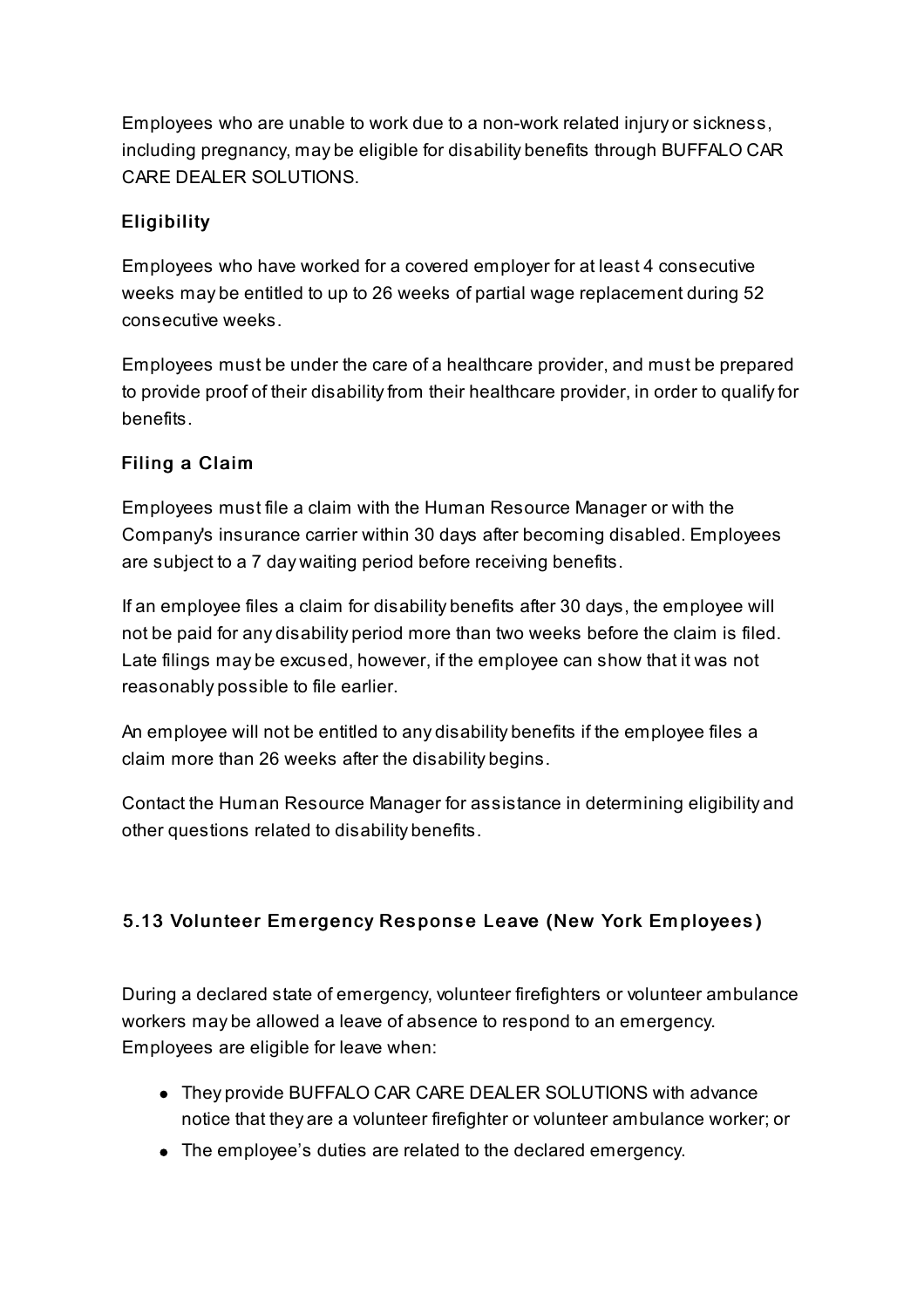Employees who are unable to work due to a non-work related injury or sickness, including pregnancy, may be eligible for disability benefits through BUFFALO CAR CARE DEALER SOLUTIONS.

### Eligibility

Employees who have worked for a covered employer for at least 4 consecutive weeks may be entitled to up to 26 weeks of partial wage replacement during 52 consecutive weeks.

Employees must be under the care of a healthcare provider, and must be prepared to provide proof of their disability from their healthcare provider, in order to qualify for benefits.

### Filing a Claim

Employees must file a claim with the Human Resource Manager or with the Company's insurance carrier within 30 days after becoming disabled. Employees are subject to a 7 day waiting period before receiving benefits.

If an employee files a claim for disability benefits after 30 days, the employee will not be paid for any disability period more than two weeks before the claim is filed. Late filings may be excused, however, if the employee can show that it was not reasonably possible to file earlier.

An employee will not be entitled to any disability benefits if the employee files a claim more than 26 weeks after the disability begins.

Contact the Human Resource Manager for assistance in determining eligibility and other questions related to disability benefits.

## 5.13 Volunteer Emergency Response Leave (New York Employees)

During a declared state of emergency, volunteer firefighters or volunteer ambulance workers may be allowed a leave of absence to respond to an emergency. Employees are eligible for leave when:

- They provide BUFFALO CAR CARE DEALER SOLUTIONS with advance notice that they are a volunteer firefighter or volunteer ambulance worker; or
- The employee's duties are related to the declared emergency.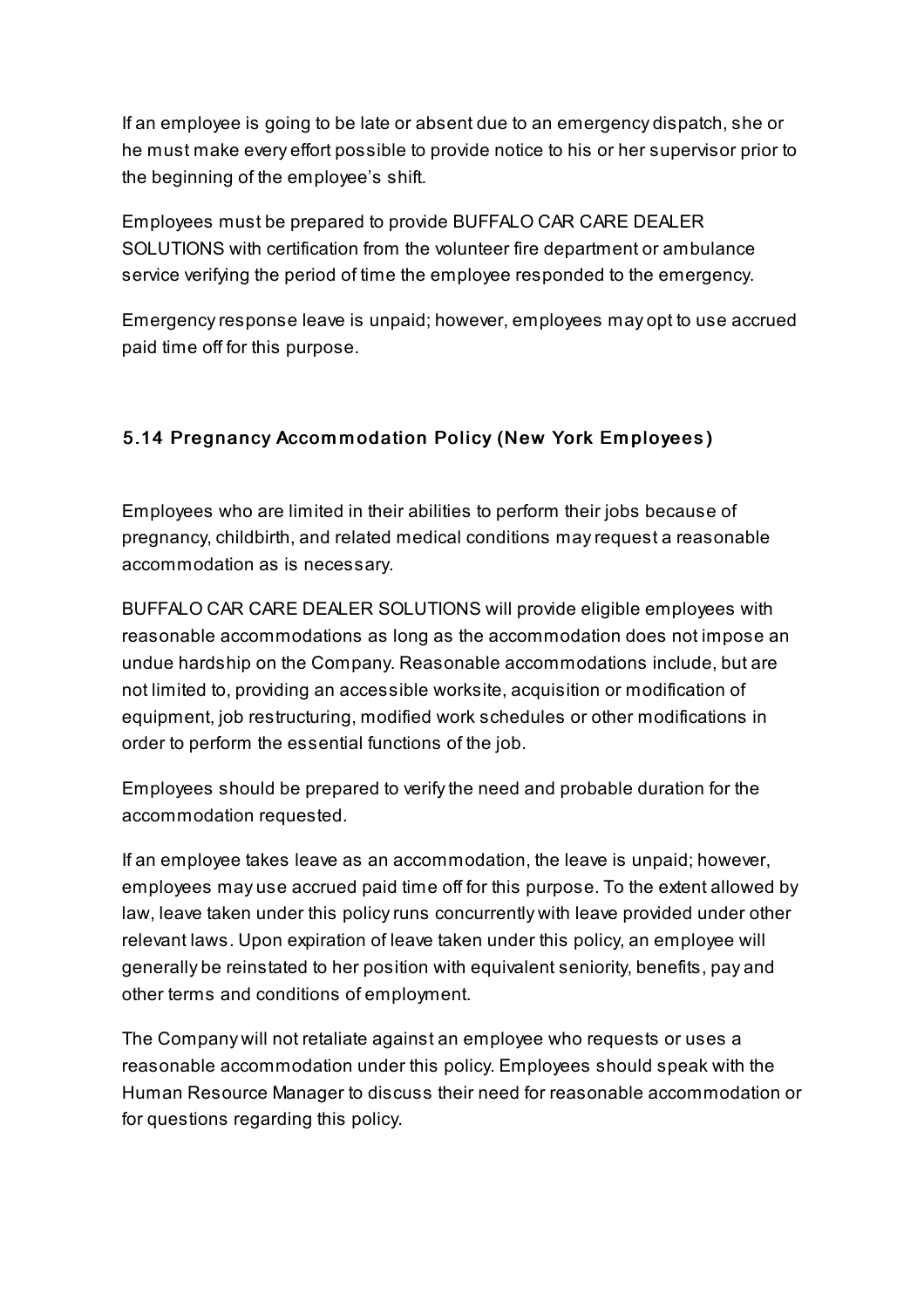If an employee is going to be late or absent due to an emergency dispatch, she or he must make every effort possible to provide notice to his or her supervisor prior to the beginning of the employee's shift.

Employees must be prepared to provide BUFFALO CAR CARE DEALER SOLUTIONS with certification from the volunteer fire department or ambulance service verifying the period of time the employee responded to the emergency.

Emergency response leave is unpaid; however, employees may opt to use accrued paid time off for this purpose.

### 5.14 Pregnancy Accommodation Policy (New York Employees)

Employees who are limited in their abilities to perform their jobs because of pregnancy, childbirth, and related medical conditions may request a reasonable accommodation as is necessary.

BUFFALO CAR CARE DEALER SOLUTIONS will provide eligible employees with reasonable accommodations as long as the accommodation does not impose an undue hardship on the Company. Reasonable accommodations include, but are not limited to, providing an accessible worksite, acquisition or modification of equipment, job restructuring, modified work schedules or other modifications in order to perform the essential functions of the job.

Employees should be prepared to verify the need and probable duration for the accommodation requested.

If an employee takes leave as an accommodation, the leave is unpaid; however, employees may use accrued paid time off for this purpose. To the extent allowed by law, leave taken under this policy runs concurrently with leave provided under other relevant laws. Upon expiration of leave taken under this policy, an employee will generally be reinstated to her position with equivalent seniority, benefits, pay and other terms and conditions of employment.

The Company will not retaliate against an employee who requests or uses a reasonable accommodation under this policy. Employees should speak with the Human Resource Manager to discuss their need for reasonable accommodation or for questions regarding this policy.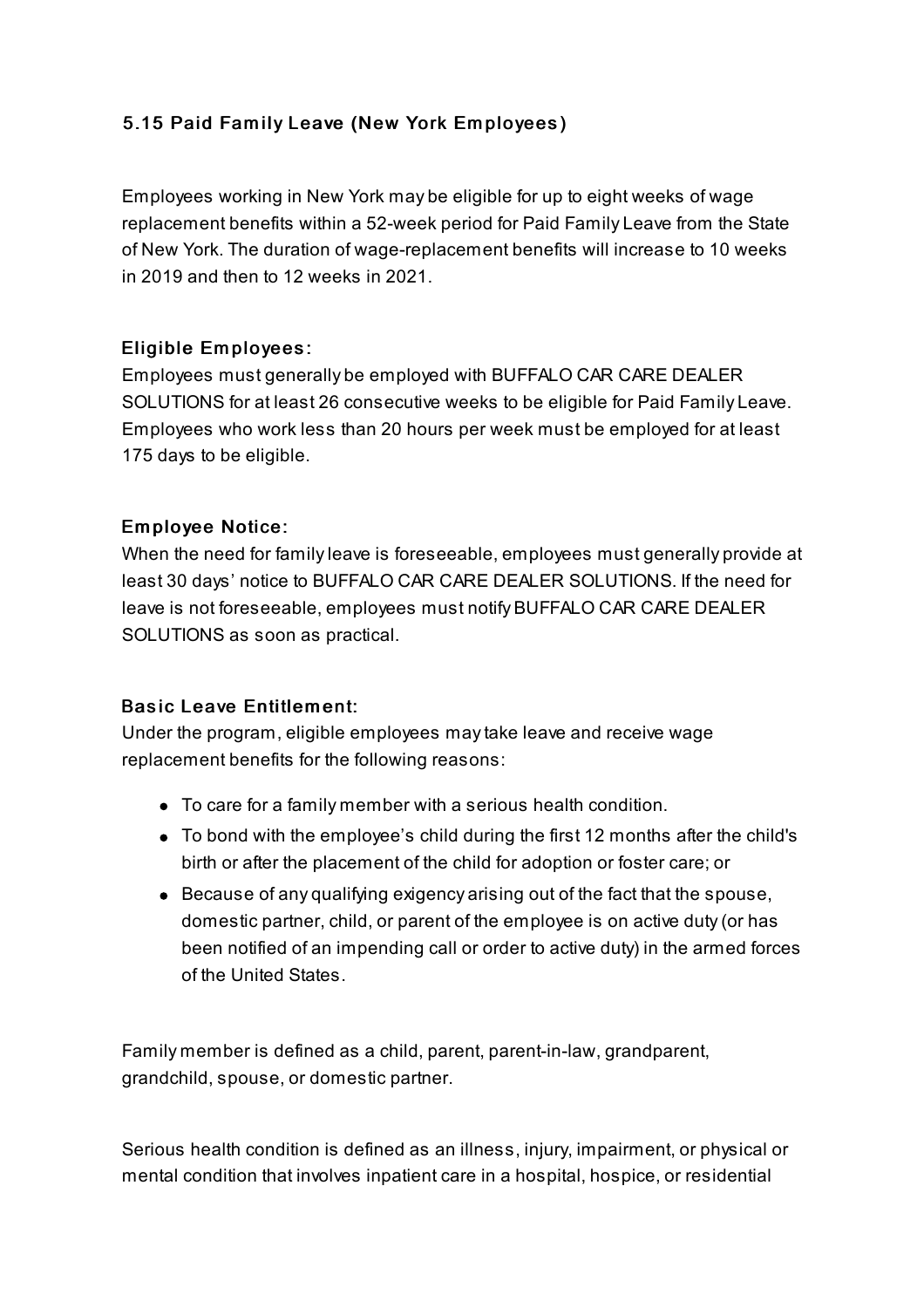### 5.15 Paid Family Leave (New York Employees)

Employees working in New York may be eligible for up to eight weeks of wage replacement benefits within a 52-week period for Paid Family Leave from the State of New York. The duration of wage-replacement benefits will increase to 10 weeks in 2019 and then to 12 weeks in 2021.

**Eligible Employees:**
Employees must generally be employed with BUFFALO CAR CARE DEALER SOLUTIONS for at least 26 consecutive weeks to be eligible for Paid Family Leave. Employees who work less than 20 hours per week must be employed for at least 175 days to be eligible.

**Employee Notice:**
When the need for family leave is foreseeable, employees must generally provide at least 30 days' notice to BUFFALO CAR CARE DEALER SOLUTIONS. If the need for leave is not foreseeable, employees must notify BUFFALO CAR CARE DEALER SOLUTIONS as soon as practical.

**Basic Leave Entitlement:**
Under the program, eligible employees may take leave and receive wage replacement benefits for the following reasons:

- To care for a family member with a serious health condition.
- To bond with the employee's child during the first 12 months after the child's birth or after the placement of the child for adoption or foster care; or
- Because of any qualifying exigency arising out of the fact that the spouse, domestic partner, child, or parent of the employee is on active duty (or has been notified of an impending call or order to active duty) in the armed forces of the United States.

Family member is defined as a child, parent, parent-in-law, grandparent, grandchild, spouse, or domestic partner.

Serious health condition is defined as an illness, injury, impairment, or physical or mental condition that involves inpatient care in a hospital, hospice, or residential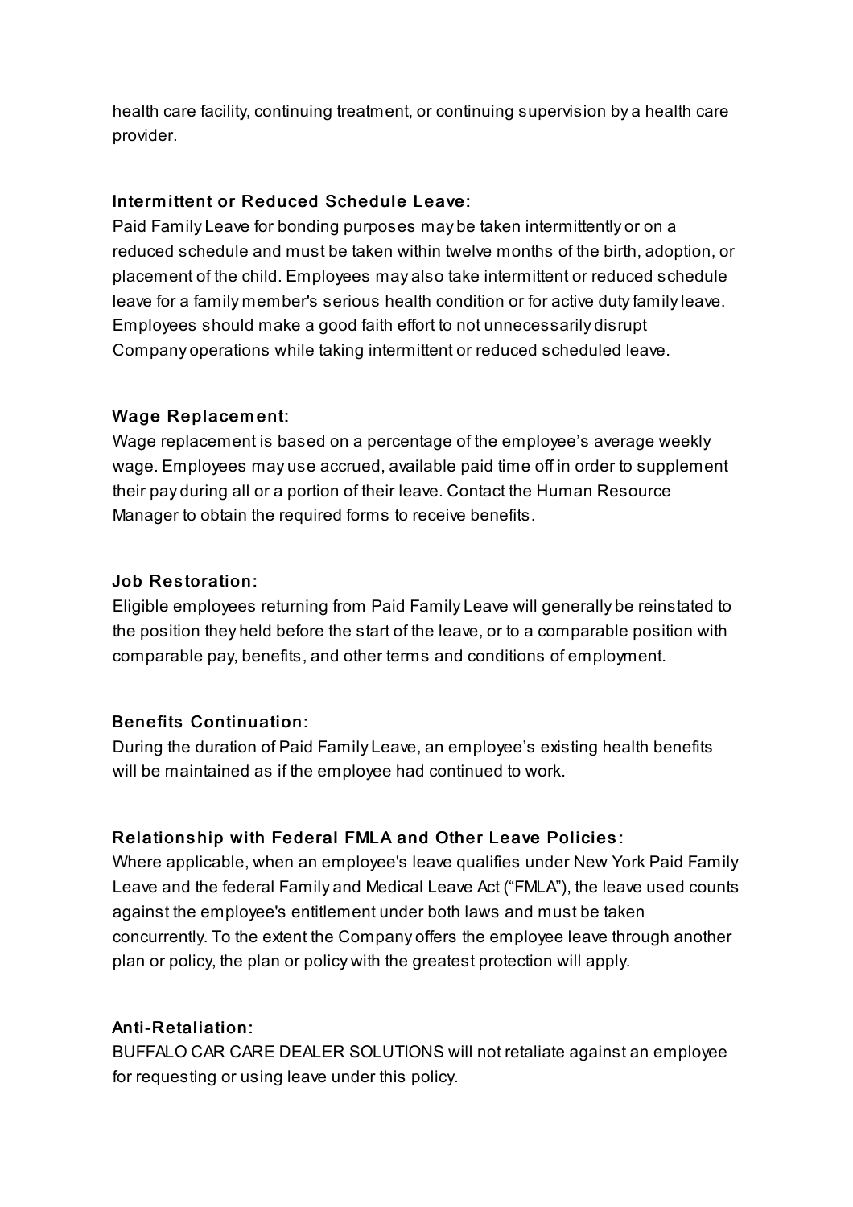health care facility, continuing treatment, or continuing supervision by a health care provider.

#### Intermittent or Reduced Schedule Leave:

Paid Family Leave for bonding purposes may be taken intermittently or on a reduced schedule and must be taken within twelve months of the birth, adoption, or placement of the child. Employees may also take intermittent or reduced schedule leave for a family member's serious health condition or for active duty family leave. Employees should make a good faith effort to not unnecessarily disrupt Company operations while taking intermittent or reduced scheduled leave.

#### Wage Replacement:

Wage replacement is based on a percentage of the employee's average weekly wage. Employees may use accrued, available paid time off in order to supplement their pay during all or a portion of their leave. Contact the Human Resource Manager to obtain the required forms to receive benefits.

#### Job Restoration:

Eligible employees returning from Paid Family Leave will generally be reinstated to the position they held before the start of the leave, or to a comparable position with comparable pay, benefits, and other terms and conditions of employment.

#### Benefits Continuation:

During the duration of Paid Family Leave, an employee's existing health benefits will be maintained as if the employee had continued to work.

#### Relationship with Federal FMLA and Other Leave Policies:

Where applicable, when an employee's leave qualifies under New York Paid Family Leave and the federal Family and Medical Leave Act ("FMLA"), the leave used counts against the employee's entitlement under both laws and must be taken concurrently. To the extent the Company offers the employee leave through another plan or policy, the plan or policy with the greatest protection will apply.

#### Anti-Retaliation:

BUFFALO CAR CARE DEALER SOLUTIONS will not retaliate against an employee for requesting or using leave under this policy.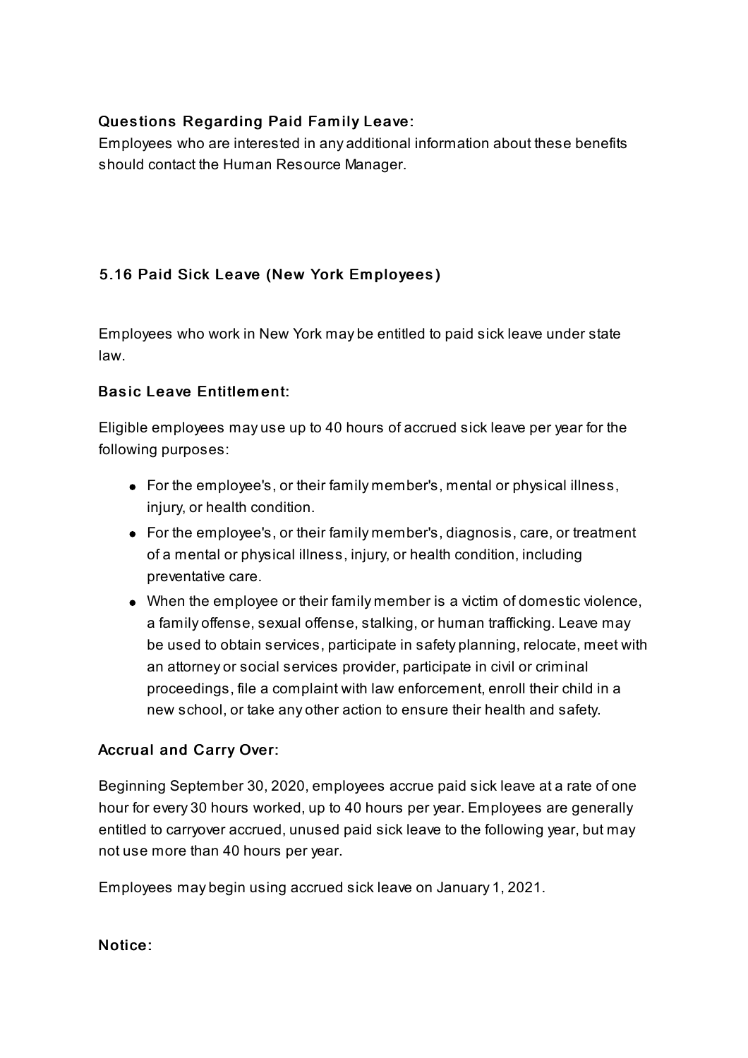### Questions Regarding Paid Family Leave:

Employees who are interested in any additional information about these benefits should contact the Human Resource Manager.

## 5.16 Paid Sick Leave (New York Employees)

Employees who work in New York may be entitled to paid sick leave under state law.

### Basic Leave Entitlement:

Eligible employees may use up to 40 hours of accrued sick leave per year for the following purposes:

- For the employee's, or their family member's, mental or physical illness, injury, or health condition.
- For the employee's, or their family member's, diagnosis, care, or treatment of a mental or physical illness, injury, or health condition, including preventative care.
- When the employee or their family member is a victim of domestic violence, a family offense, sexual offense, stalking, or human trafficking. Leave may be used to obtain services, participate in safety planning, relocate, meet with an attorney or social services provider, participate in civil or criminal proceedings, file a complaint with law enforcement, enroll their child in a new school, or take any other action to ensure their health and safety.

### Accrual and Carry Over:

Beginning September 30, 2020, employees accrue paid sick leave at a rate of one hour for every 30 hours worked, up to 40 hours per year. Employees are generally entitled to carryover accrued, unused paid sick leave to the following year, but may not use more than 40 hours per year.

Employees may begin using accrued sick leave on January 1, 2021.

### Notice: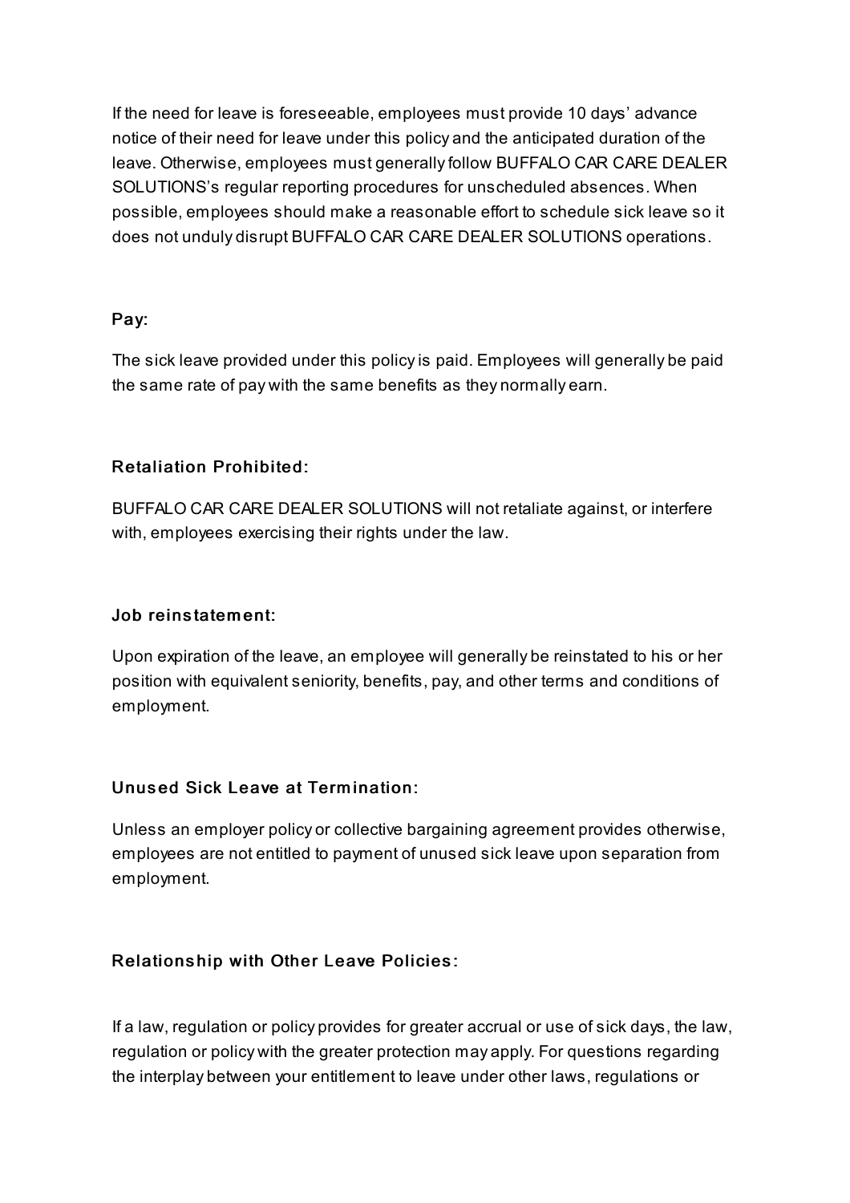If the need for leave is foreseeable, employees must provide 10 days' advance notice of their need for leave under this policy and the anticipated duration of the leave. Otherwise, employees must generally follow BUFFALO CAR CARE DEALER SOLUTIONS's regular reporting procedures for unscheduled absences. When possible, employees should make a reasonable effort to schedule sick leave so it does not unduly disrupt BUFFALO CAR CARE DEALER SOLUTIONS operations.

### Pay:

The sick leave provided under this policy is paid. Employees will generally be paid the same rate of pay with the same benefits as they normally earn.

### Retaliation Prohibited:

BUFFALO CAR CARE DEALER SOLUTIONS will not retaliate against, or interfere with, employees exercising their rights under the law.

### Job reinstatement:

Upon expiration of the leave, an employee will generally be reinstated to his or her position with equivalent seniority, benefits, pay, and other terms and conditions of employment.

### Unused Sick Leave at Termination:

Unless an employer policy or collective bargaining agreement provides otherwise, employees are not entitled to payment of unused sick leave upon separation from employment.

### Relationship with Other Leave Policies:

If a law, regulation or policy provides for greater accrual or use of sick days, the law, regulation or policy with the greater protection may apply. For questions regarding the interplay between your entitlement to leave under other laws, regulations or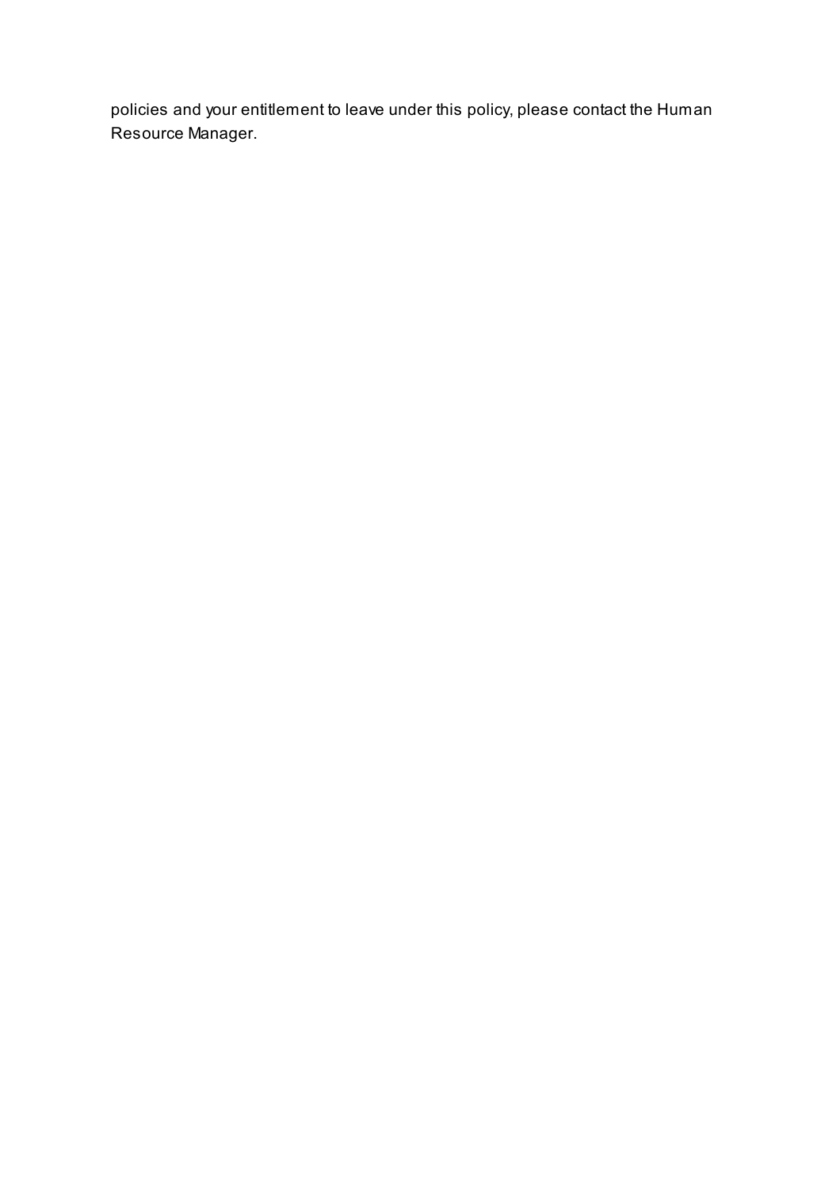policies and your entitlement to leave under this policy, please contact the Human Resource Manager.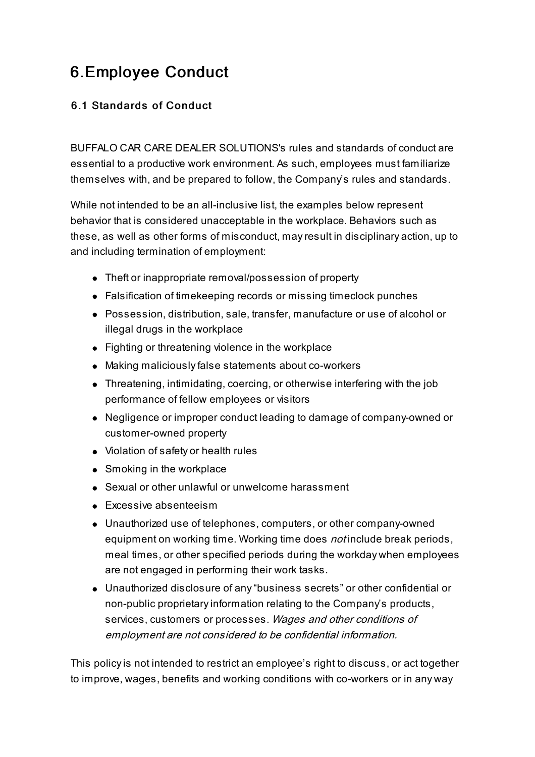# 6.Employee Conduct

### 6.1 Standards of Conduct

BUFFALO CAR CARE DEALER SOLUTIONS's rules and standards of conduct are essential to a productive work environment. As such, employees must familiarize themselves with, and be prepared to follow, the Company's rules and standards.

While not intended to be an all-inclusive list, the examples below represent behavior that is considered unacceptable in the workplace. Behaviors such as these, as well as other forms of misconduct, may result in disciplinary action, up to and including termination of employment:

- Theft or inappropriate removal/possession of property
- Falsification of timekeeping records or missing timeclock punches
- Possession, distribution, sale, transfer, manufacture or use of alcohol or illegal drugs in the workplace
- Fighting or threatening violence in the workplace
- Making maliciously false statements about co-workers
- Threatening, intimidating, coercing, or otherwise interfering with the job performance of fellow employees or visitors
- Negligence or improper conduct leading to damage of company-owned or customer-owned property
- Violation of safety or health rules
- Smoking in the workplace
- Sexual or other unlawful or unwelcome harassment
- Excessive absenteeism
- Unauthorized use of telephones, computers, or other company-owned equipment on working time. Working time does *not* include break periods, meal times, or other specified periods during the workday when employees are not engaged in performing their work tasks.
- Unauthorized disclosure of any "business secrets" or other confidential or non-public proprietary information relating to the Company's products, services, customers or processes. *Wages and other conditions of employment are not considered to be confidential information.*

This policy is not intended to restrict an employee's right to discuss, or act together to improve, wages, benefits and working conditions with co-workers or in any way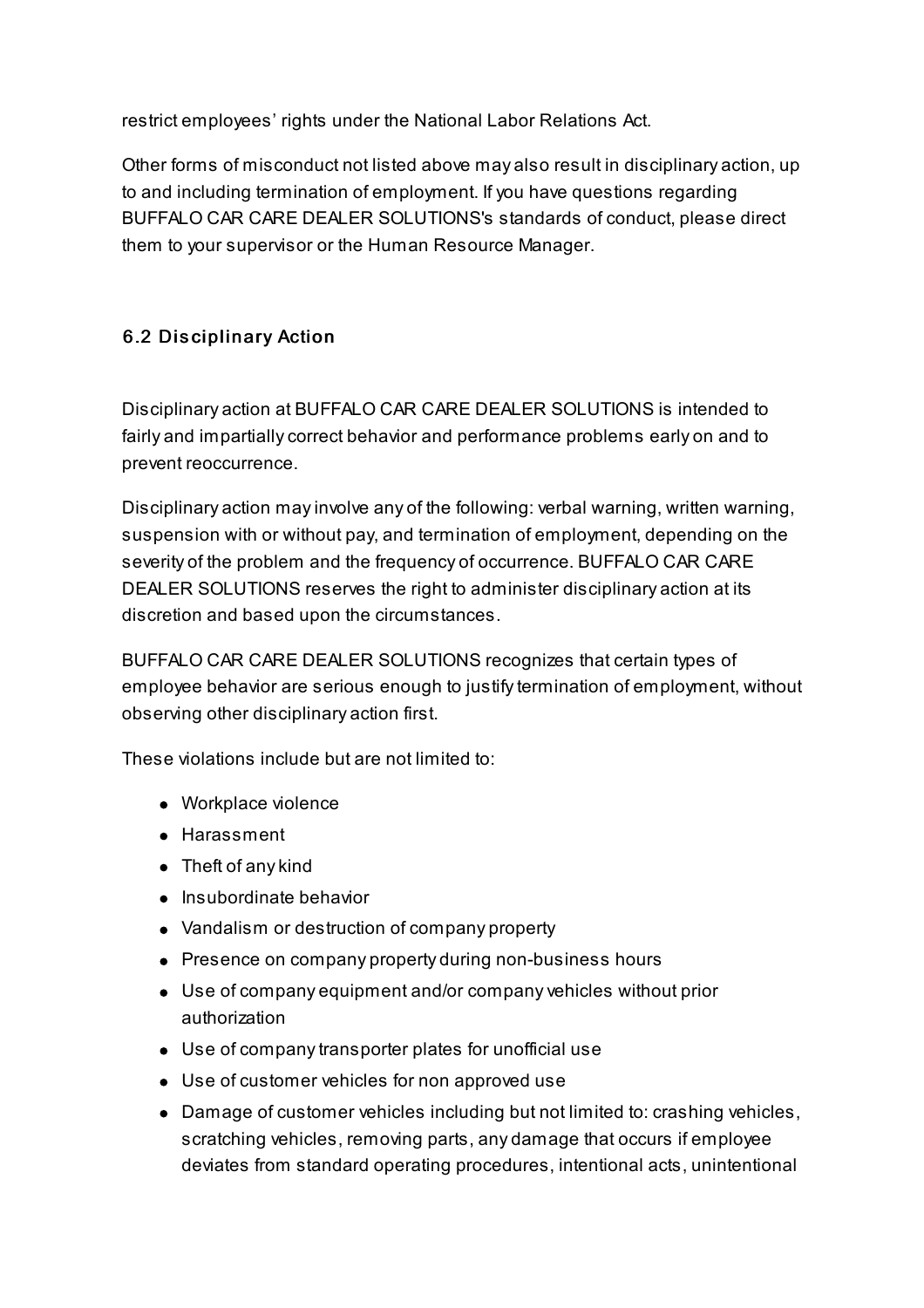restrict employees' rights under the National Labor Relations Act.

Other forms of misconduct not listed above may also result in disciplinary action, up to and including termination of employment. If you have questions regarding BUFFALO CAR CARE DEALER SOLUTIONS's standards of conduct, please direct them to your supervisor or the Human Resource Manager.

### 6.2 Disciplinary Action

Disciplinary action at BUFFALO CAR CARE DEALER SOLUTIONS is intended to fairly and impartially correct behavior and performance problems early on and to prevent reoccurrence.

Disciplinary action may involve any of the following: verbal warning, written warning, suspension with or without pay, and termination of employment, depending on the severity of the problem and the frequency of occurrence. BUFFALO CAR CARE DEALER SOLUTIONS reserves the right to administer disciplinary action at its discretion and based upon the circumstances.

BUFFALO CAR CARE DEALER SOLUTIONS recognizes that certain types of employee behavior are serious enough to justify termination of employment, without observing other disciplinary action first.

These violations include but are not limited to:

- Workplace violence
- Harassment
- Theft of any kind
- Insubordinate behavior
- Vandalism or destruction of company property
- Presence on company property during non-business hours
- Use of company equipment and/or company vehicles without prior authorization
- Use of company transporter plates for unofficial use
- Use of customer vehicles for non approved use
- Damage of customer vehicles including but not limited to: crashing vehicles, scratching vehicles, removing parts, any damage that occurs if employee deviates from standard operating procedures, intentional acts, unintentional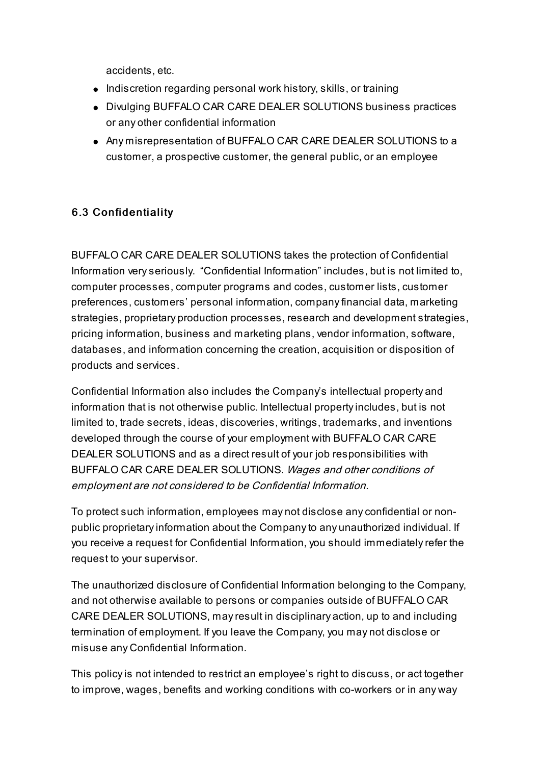accidents, etc.

- Indiscretion regarding personal work history, skills, or training
- Divulging BUFFALO CAR CARE DEALER SOLUTIONS business practices or any other confidential information
- Any misrepresentation of BUFFALO CAR CARE DEALER SOLUTIONS to a customer, a prospective customer, the general public, or an employee

### 6.3 Confidentiality

BUFFALO CAR CARE DEALER SOLUTIONS takes the protection of Confidential Information very seriously. "Confidential Information" includes, but is not limited to, computer processes, computer programs and codes, customer lists, customer preferences, customers' personal information, company financial data, marketing strategies, proprietary production processes, research and development strategies, pricing information, business and marketing plans, vendor information, software, databases, and information concerning the creation, acquisition or disposition of products and services.

Confidential Information also includes the Company's intellectual property and information that is not otherwise public. Intellectual property includes, but is not limited to, trade secrets, ideas, discoveries, writings, trademarks, and inventions developed through the course of your employment with BUFFALO CAR CARE DEALER SOLUTIONS and as a direct result of your job responsibilities with BUFFALO CAR CARE DEALER SOLUTIONS. *Wages and other conditions of employment are not considered to be Confidential Information.*

To protect such information, employees may not disclose any confidential or non-public proprietary information about the Company to any unauthorized individual. If you receive a request for Confidential Information, you should immediately refer the request to your supervisor.

The unauthorized disclosure of Confidential Information belonging to the Company, and not otherwise available to persons or companies outside of BUFFALO CAR CARE DEALER SOLUTIONS, may result in disciplinary action, up to and including termination of employment. If you leave the Company, you may not disclose or misuse any Confidential Information.

This policy is not intended to restrict an employee's right to discuss, or act together to improve, wages, benefits and working conditions with co-workers or in any way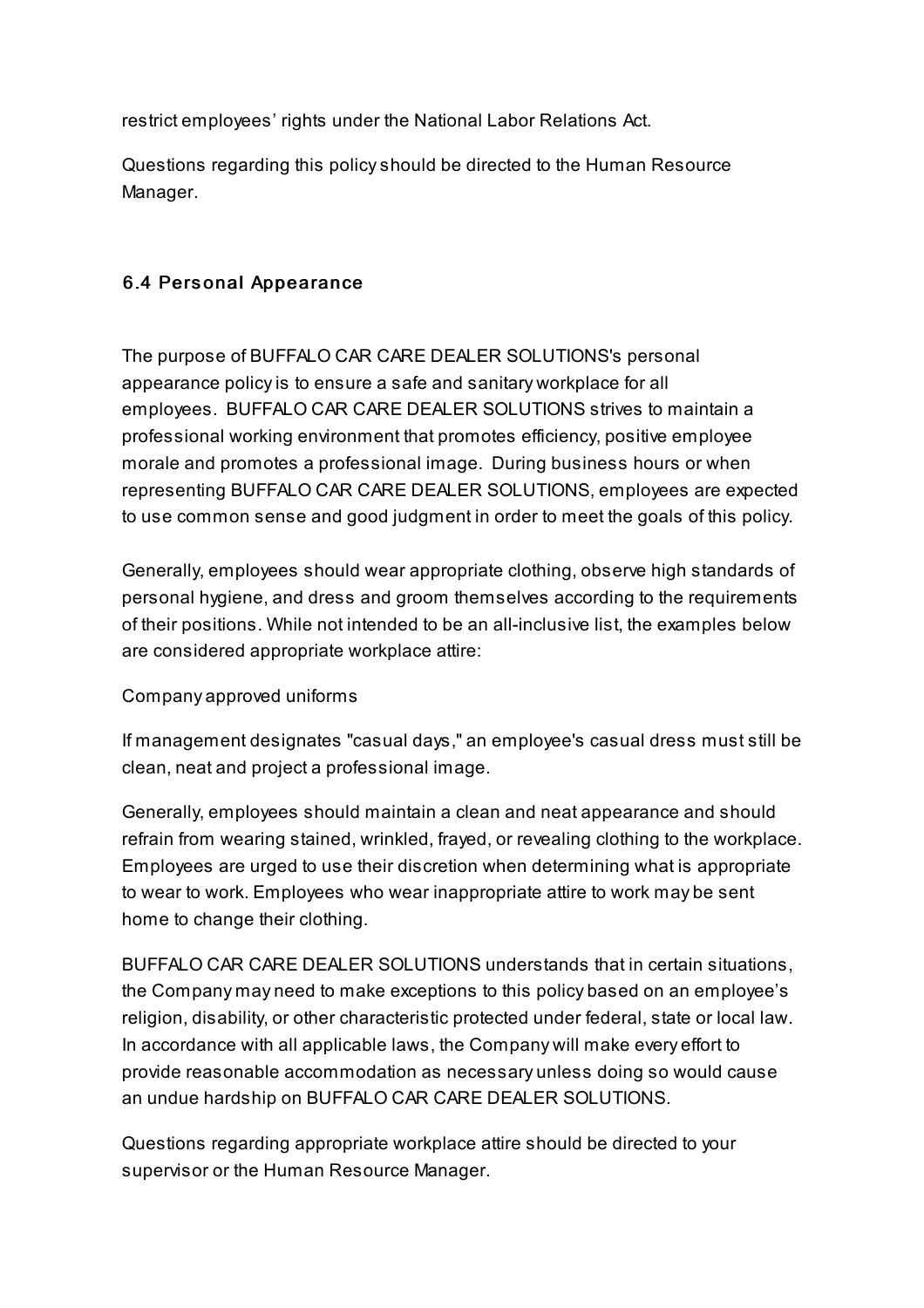restrict employees' rights under the National Labor Relations Act.

Questions regarding this policy should be directed to the Human Resource Manager.

### 6.4 Personal Appearance

The purpose of BUFFALO CAR CARE DEALER SOLUTIONS's personal appearance policy is to ensure a safe and sanitary workplace for all employees. BUFFALO CAR CARE DEALER SOLUTIONS strives to maintain a professional working environment that promotes efficiency, positive employee morale and promotes a professional image. During business hours or when representing BUFFALO CAR CARE DEALER SOLUTIONS, employees are expected to use common sense and good judgment in order to meet the goals of this policy.

Generally, employees should wear appropriate clothing, observe high standards of personal hygiene, and dress and groom themselves according to the requirements of their positions. While not intended to be an all-inclusive list, the examples below are considered appropriate workplace attire:

Company approved uniforms

If management designates "casual days," an employee's casual dress must still be clean, neat and project a professional image.

Generally, employees should maintain a clean and neat appearance and should refrain from wearing stained, wrinkled, frayed, or revealing clothing to the workplace. Employees are urged to use their discretion when determining what is appropriate to wear to work. Employees who wear inappropriate attire to work may be sent home to change their clothing.

BUFFALO CAR CARE DEALER SOLUTIONS understands that in certain situations, the Company may need to make exceptions to this policy based on an employee's religion, disability, or other characteristic protected under federal, state or local law. In accordance with all applicable laws, the Company will make every effort to provide reasonable accommodation as necessary unless doing so would cause an undue hardship on BUFFALO CAR CARE DEALER SOLUTIONS.

Questions regarding appropriate workplace attire should be directed to your supervisor or the Human Resource Manager.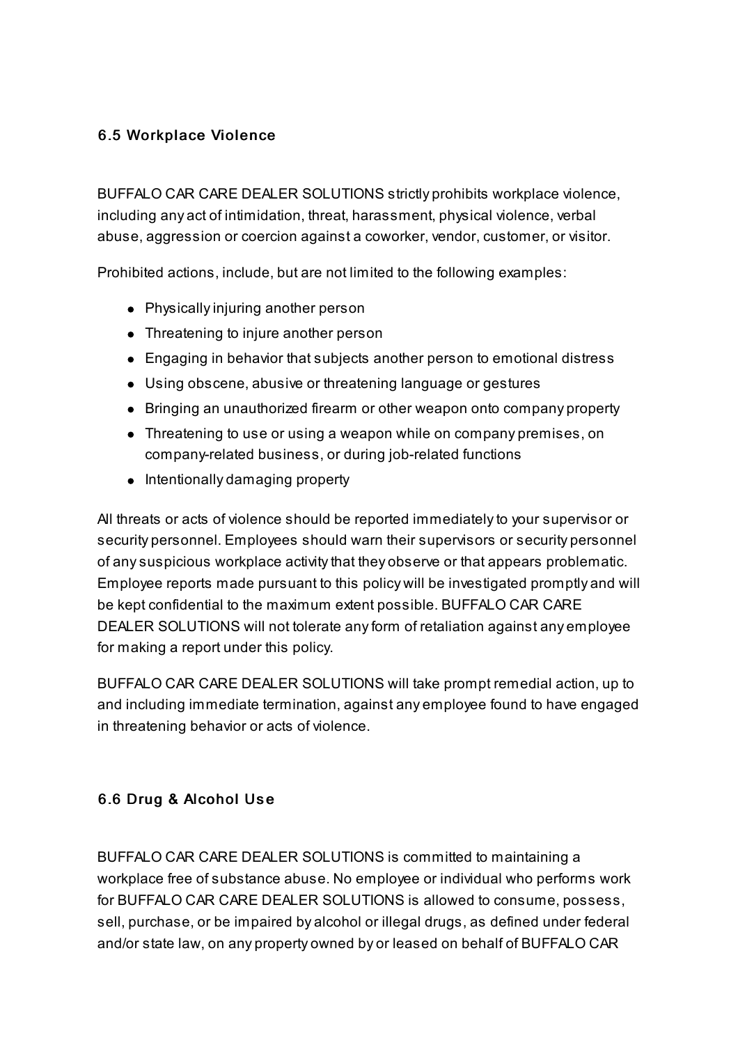### 6.5 Workplace Violence

BUFFALO CAR CARE DEALER SOLUTIONS strictly prohibits workplace violence, including any act of intimidation, threat, harassment, physical violence, verbal abuse, aggression or coercion against a coworker, vendor, customer, or visitor.

Prohibited actions, include, but are not limited to the following examples:

- Physically injuring another person
- Threatening to injure another person
- Engaging in behavior that subjects another person to emotional distress
- Using obscene, abusive or threatening language or gestures
- Bringing an unauthorized firearm or other weapon onto company property
- Threatening to use or using a weapon while on company premises, on company-related business, or during job-related functions
- Intentionally damaging property

All threats or acts of violence should be reported immediately to your supervisor or security personnel. Employees should warn their supervisors or security personnel of any suspicious workplace activity that they observe or that appears problematic. Employee reports made pursuant to this policy will be investigated promptly and will be kept confidential to the maximum extent possible. BUFFALO CAR CARE DEALER SOLUTIONS will not tolerate any form of retaliation against any employee for making a report under this policy.

BUFFALO CAR CARE DEALER SOLUTIONS will take prompt remedial action, up to and including immediate termination, against any employee found to have engaged in threatening behavior or acts of violence.

### 6.6 Drug & Alcohol Use

BUFFALO CAR CARE DEALER SOLUTIONS is committed to maintaining a workplace free of substance abuse. No employee or individual who performs work for BUFFALO CAR CARE DEALER SOLUTIONS is allowed to consume, possess, sell, purchase, or be impaired by alcohol or illegal drugs, as defined under federal and/or state law, on any property owned by or leased on behalf of BUFFALO CAR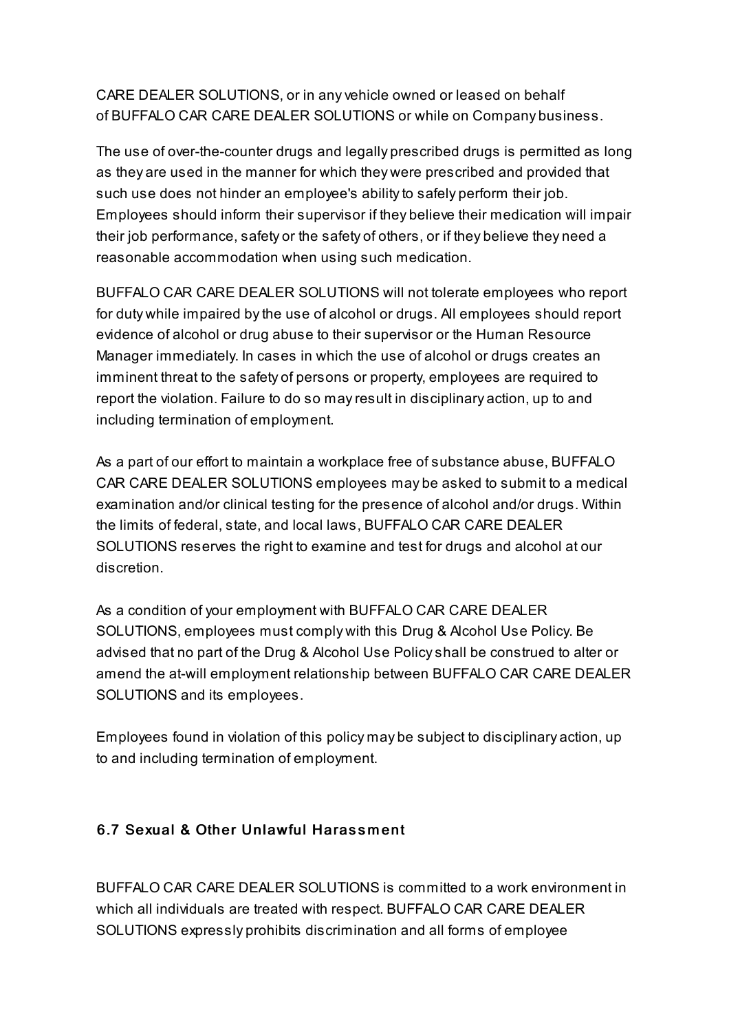CARE DEALER SOLUTIONS, or in any vehicle owned or leased on behalf of BUFFALO CAR CARE DEALER SOLUTIONS or while on Company business.

The use of over-the-counter drugs and legally prescribed drugs is permitted as long as they are used in the manner for which they were prescribed and provided that such use does not hinder an employee's ability to safely perform their job. Employees should inform their supervisor if they believe their medication will impair their job performance, safety or the safety of others, or if they believe they need a reasonable accommodation when using such medication.

BUFFALO CAR CARE DEALER SOLUTIONS will not tolerate employees who report for duty while impaired by the use of alcohol or drugs. All employees should report evidence of alcohol or drug abuse to their supervisor or the Human Resource Manager immediately. In cases in which the use of alcohol or drugs creates an imminent threat to the safety of persons or property, employees are required to report the violation. Failure to do so may result in disciplinary action, up to and including termination of employment.

As a part of our effort to maintain a workplace free of substance abuse, BUFFALO CAR CARE DEALER SOLUTIONS employees may be asked to submit to a medical examination and/or clinical testing for the presence of alcohol and/or drugs. Within the limits of federal, state, and local laws, BUFFALO CAR CARE DEALER SOLUTIONS reserves the right to examine and test for drugs and alcohol at our discretion.

As a condition of your employment with BUFFALO CAR CARE DEALER SOLUTIONS, employees must comply with this Drug & Alcohol Use Policy. Be advised that no part of the Drug & Alcohol Use Policy shall be construed to alter or amend the at-will employment relationship between BUFFALO CAR CARE DEALER SOLUTIONS and its employees.

Employees found in violation of this policy may be subject to disciplinary action, up to and including termination of employment.

### 6.7 Sexual & Other Unlawful Harassment

BUFFALO CAR CARE DEALER SOLUTIONS is committed to a work environment in which all individuals are treated with respect. BUFFALO CAR CARE DEALER SOLUTIONS expressly prohibits discrimination and all forms of employee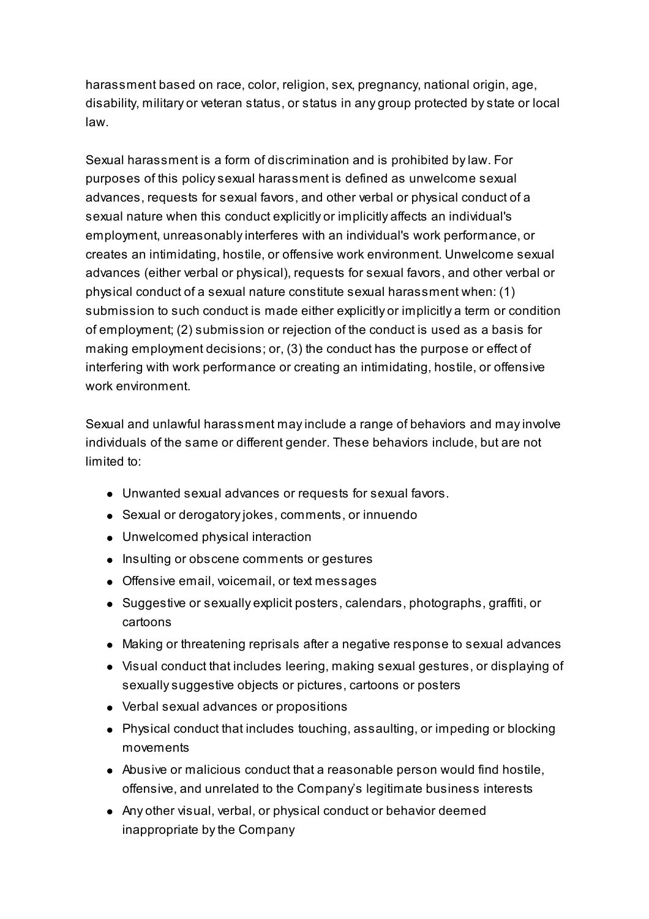harassment based on race, color, religion, sex, pregnancy, national origin, age, disability, military or veteran status, or status in any group protected by state or local law.

Sexual harassment is a form of discrimination and is prohibited by law. For purposes of this policy sexual harassment is defined as unwelcome sexual advances, requests for sexual favors, and other verbal or physical conduct of a sexual nature when this conduct explicitly or implicitly affects an individual's employment, unreasonably interferes with an individual's work performance, or creates an intimidating, hostile, or offensive work environment. Unwelcome sexual advances (either verbal or physical), requests for sexual favors, and other verbal or physical conduct of a sexual nature constitute sexual harassment when: (1) submission to such conduct is made either explicitly or implicitly a term or condition of employment; (2) submission or rejection of the conduct is used as a basis for making employment decisions; or, (3) the conduct has the purpose or effect of interfering with work performance or creating an intimidating, hostile, or offensive work environment.

Sexual and unlawful harassment may include a range of behaviors and may involve individuals of the same or different gender. These behaviors include, but are not limited to:

- Unwanted sexual advances or requests for sexual favors.
- Sexual or derogatory jokes, comments, or innuendo
- Unwelcomed physical interaction
- Insulting or obscene comments or gestures
- Offensive email, voicemail, or text messages
- Suggestive or sexually explicit posters, calendars, photographs, graffiti, or cartoons
- Making or threatening reprisals after a negative response to sexual advances
- Visual conduct that includes leering, making sexual gestures, or displaying of sexually suggestive objects or pictures, cartoons or posters
- Verbal sexual advances or propositions
- Physical conduct that includes touching, assaulting, or impeding or blocking movements
- Abusive or malicious conduct that a reasonable person would find hostile, offensive, and unrelated to the Company's legitimate business interests
- Any other visual, verbal, or physical conduct or behavior deemed inappropriate by the Company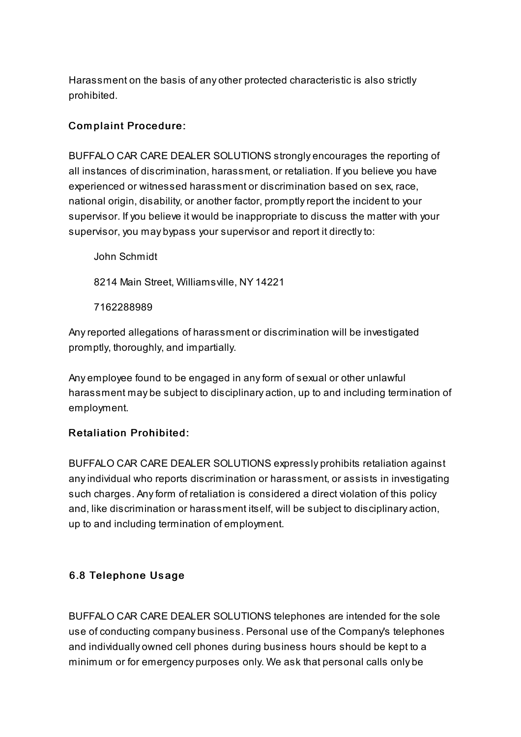Harassment on the basis of any other protected characteristic is also strictly prohibited.

### Complaint Procedure:

BUFFALO CAR CARE DEALER SOLUTIONS strongly encourages the reporting of all instances of discrimination, harassment, or retaliation. If you believe you have experienced or witnessed harassment or discrimination based on sex, race, national origin, disability, or another factor, promptly report the incident to your supervisor. If you believe it would be inappropriate to discuss the matter with your supervisor, you may bypass your supervisor and report it directly to:

> John Schmidt
>
> 8214 Main Street, Williamsville, NY 14221
>
> 7162288989

Any reported allegations of harassment or discrimination will be investigated promptly, thoroughly, and impartially.

Any employee found to be engaged in any form of sexual or other unlawful harassment may be subject to disciplinary action, up to and including termination of employment.

### Retaliation Prohibited:

BUFFALO CAR CARE DEALER SOLUTIONS expressly prohibits retaliation against any individual who reports discrimination or harassment, or assists in investigating such charges. Any form of retaliation is considered a direct violation of this policy and, like discrimination or harassment itself, will be subject to disciplinary action, up to and including termination of employment.

## 6.8 Telephone Usage

BUFFALO CAR CARE DEALER SOLUTIONS telephones are intended for the sole use of conducting company business. Personal use of the Company's telephones and individually owned cell phones during business hours should be kept to a minimum or for emergency purposes only. We ask that personal calls only be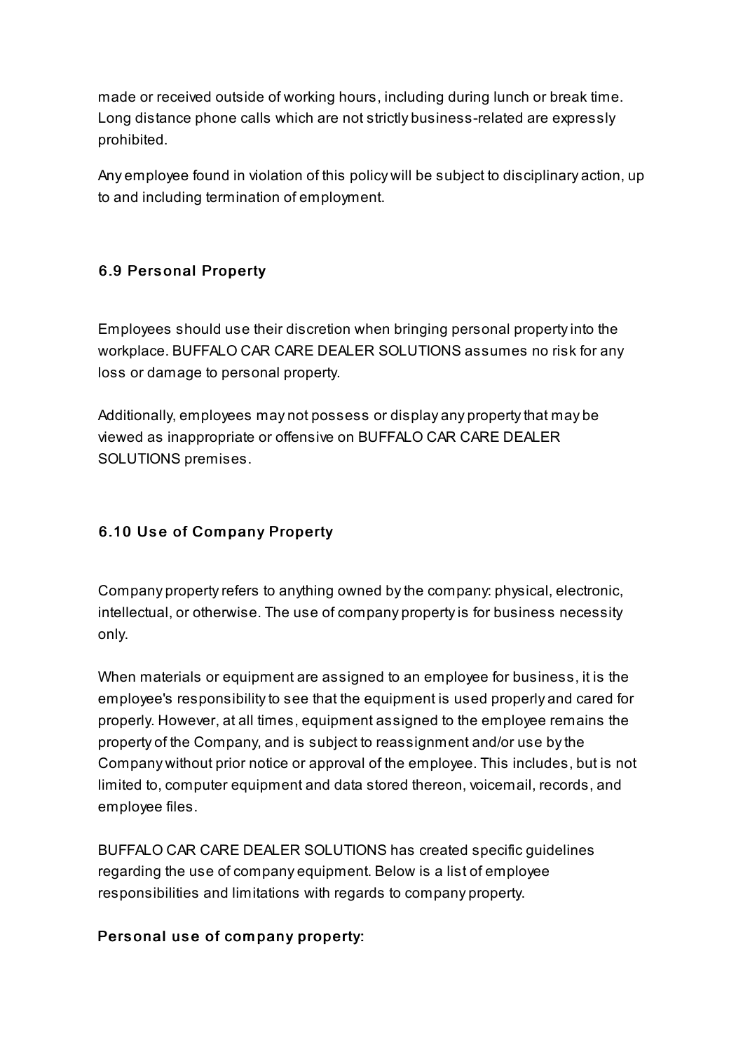made or received outside of working hours, including during lunch or break time. Long distance phone calls which are not strictly business-related are expressly prohibited.

Any employee found in violation of this policy will be subject to disciplinary action, up to and including termination of employment.

### 6.9 Personal Property

Employees should use their discretion when bringing personal property into the workplace. BUFFALO CAR CARE DEALER SOLUTIONS assumes no risk for any loss or damage to personal property.

Additionally, employees may not possess or display any property that may be viewed as inappropriate or offensive on BUFFALO CAR CARE DEALER SOLUTIONS premises.

### 6.10 Use of Company Property

Company property refers to anything owned by the company: physical, electronic, intellectual, or otherwise. The use of company property is for business necessity only.

When materials or equipment are assigned to an employee for business, it is the employee's responsibility to see that the equipment is used properly and cared for properly. However, at all times, equipment assigned to the employee remains the property of the Company, and is subject to reassignment and/or use by the Company without prior notice or approval of the employee. This includes, but is not limited to, computer equipment and data stored thereon, voicemail, records, and employee files.

BUFFALO CAR CARE DEALER SOLUTIONS has created specific guidelines regarding the use of company equipment. Below is a list of employee responsibilities and limitations with regards to company property.

#### Personal use of company property: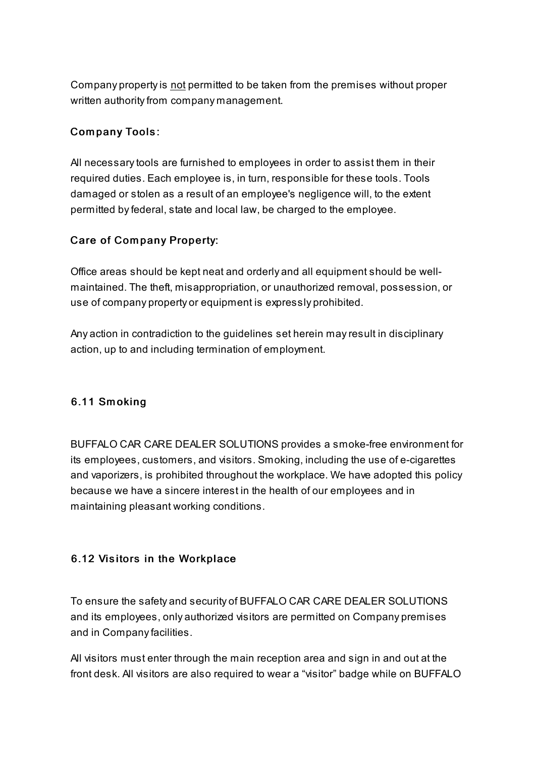Company property is <u>not</u> permitted to be taken from the premises without proper written authority from company management.

### Company Tools:

All necessary tools are furnished to employees in order to assist them in their required duties. Each employee is, in turn, responsible for these tools. Tools damaged or stolen as a result of an employee's negligence will, to the extent permitted by federal, state and local law, be charged to the employee.

### Care of Company Property:

Office areas should be kept neat and orderly and all equipment should be well-maintained. The theft, misappropriation, or unauthorized removal, possession, or use of company property or equipment is expressly prohibited.

Any action in contradiction to the guidelines set herein may result in disciplinary action, up to and including termination of employment.

## 6.11 Smoking

BUFFALO CAR CARE DEALER SOLUTIONS provides a smoke-free environment for its employees, customers, and visitors. Smoking, including the use of e-cigarettes and vaporizers, is prohibited throughout the workplace. We have adopted this policy because we have a sincere interest in the health of our employees and in maintaining pleasant working conditions.

## 6.12 Visitors in the Workplace

To ensure the safety and security of BUFFALO CAR CARE DEALER SOLUTIONS and its employees, only authorized visitors are permitted on Company premises and in Company facilities.

All visitors must enter through the main reception area and sign in and out at the front desk. All visitors are also required to wear a “visitor” badge while on BUFFALO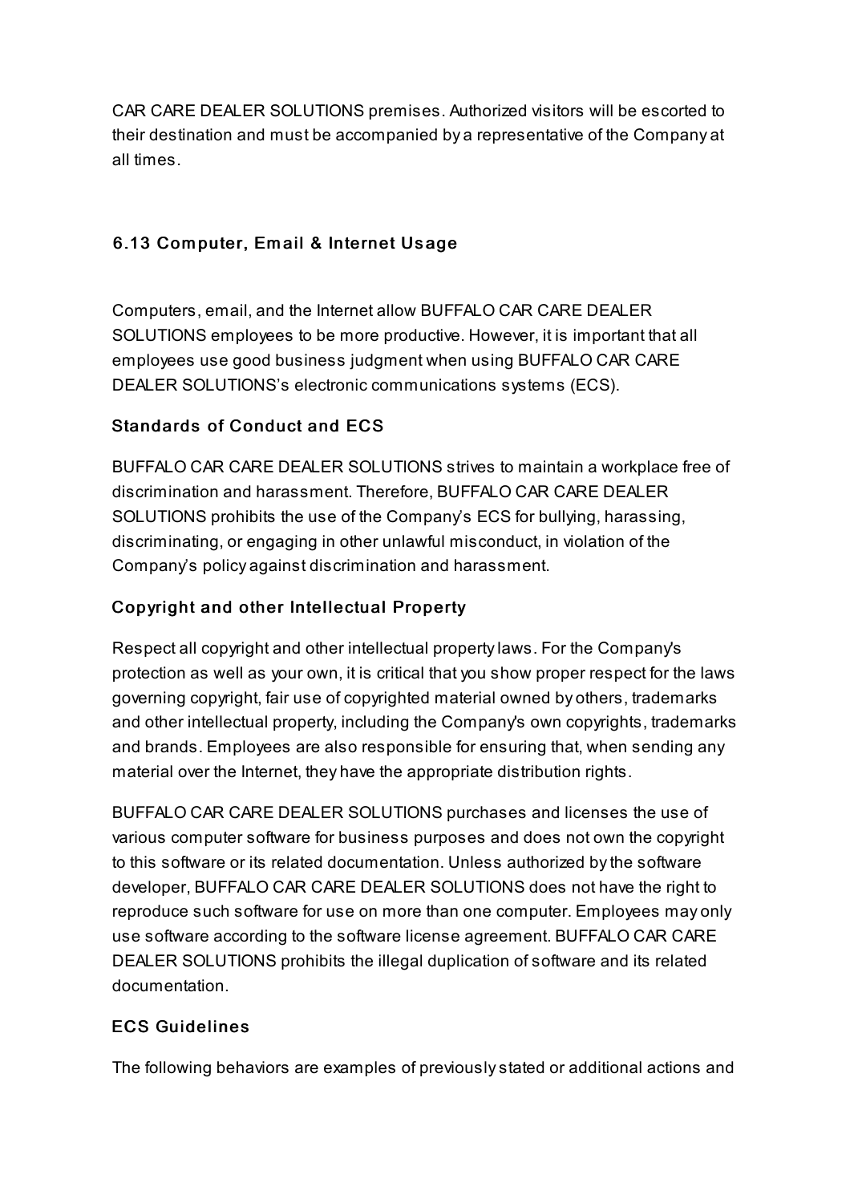CAR CARE DEALER SOLUTIONS premises. Authorized visitors will be escorted to their destination and must be accompanied by a representative of the Company at all times.

### 6.13 Computer, Email & Internet Usage

Computers, email, and the Internet allow BUFFALO CAR CARE DEALER SOLUTIONS employees to be more productive. However, it is important that all employees use good business judgment when using BUFFALO CAR CARE DEALER SOLUTIONS's electronic communications systems (ECS).

#### Standards of Conduct and ECS

BUFFALO CAR CARE DEALER SOLUTIONS strives to maintain a workplace free of discrimination and harassment. Therefore, BUFFALO CAR CARE DEALER SOLUTIONS prohibits the use of the Company's ECS for bullying, harassing, discriminating, or engaging in other unlawful misconduct, in violation of the Company's policy against discrimination and harassment.

#### Copyright and other Intellectual Property

Respect all copyright and other intellectual property laws. For the Company's protection as well as your own, it is critical that you show proper respect for the laws governing copyright, fair use of copyrighted material owned by others, trademarks and other intellectual property, including the Company's own copyrights, trademarks and brands. Employees are also responsible for ensuring that, when sending any material over the Internet, they have the appropriate distribution rights.

BUFFALO CAR CARE DEALER SOLUTIONS purchases and licenses the use of various computer software for business purposes and does not own the copyright to this software or its related documentation. Unless authorized by the software developer, BUFFALO CAR CARE DEALER SOLUTIONS does not have the right to reproduce such software for use on more than one computer. Employees may only use software according to the software license agreement. BUFFALO CAR CARE DEALER SOLUTIONS prohibits the illegal duplication of software and its related documentation.

#### ECS Guidelines

The following behaviors are examples of previously stated or additional actions and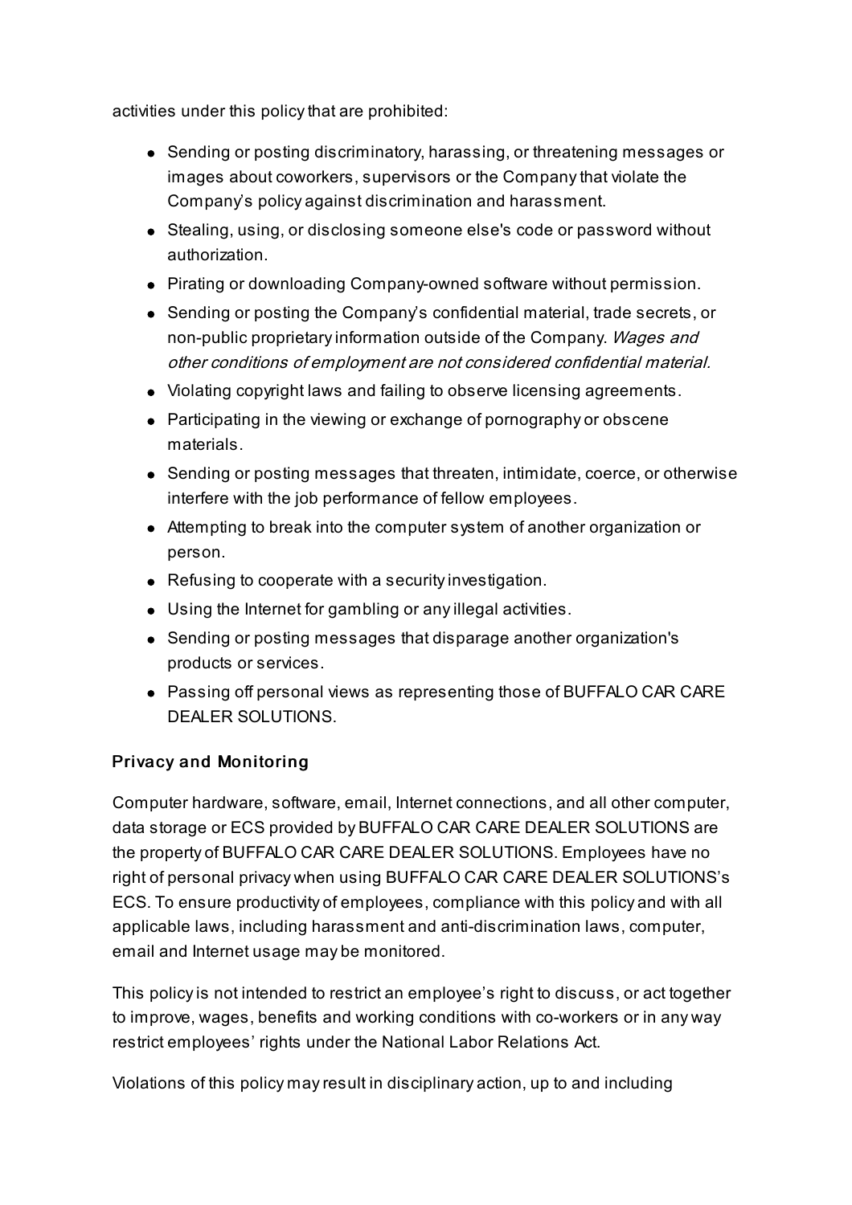activities under this policy that are prohibited:

- Sending or posting discriminatory, harassing, or threatening messages or images about coworkers, supervisors or the Company that violate the Company's policy against discrimination and harassment.
- Stealing, using, or disclosing someone else's code or password without authorization.
- Pirating or downloading Company-owned software without permission.
- Sending or posting the Company's confidential material, trade secrets, or non-public proprietary information outside of the Company. *Wages and other conditions of employment are not considered confidential material.*
- Violating copyright laws and failing to observe licensing agreements.
- Participating in the viewing or exchange of pornography or obscene materials.
- Sending or posting messages that threaten, intimidate, coerce, or otherwise interfere with the job performance of fellow employees.
- Attempting to break into the computer system of another organization or person.
- Refusing to cooperate with a security investigation.
- Using the Internet for gambling or any illegal activities.
- Sending or posting messages that disparage another organization's products or services.
- Passing off personal views as representing those of BUFFALO CAR CARE DEALER SOLUTIONS.

### Privacy and Monitoring

Computer hardware, software, email, Internet connections, and all other computer, data storage or ECS provided by BUFFALO CAR CARE DEALER SOLUTIONS are the property of BUFFALO CAR CARE DEALER SOLUTIONS. Employees have no right of personal privacy when using BUFFALO CAR CARE DEALER SOLUTIONS's ECS. To ensure productivity of employees, compliance with this policy and with all applicable laws, including harassment and anti-discrimination laws, computer, email and Internet usage may be monitored.

This policy is not intended to restrict an employee's right to discuss, or act together to improve, wages, benefits and working conditions with co-workers or in any way restrict employees' rights under the National Labor Relations Act.

Violations of this policy may result in disciplinary action, up to and including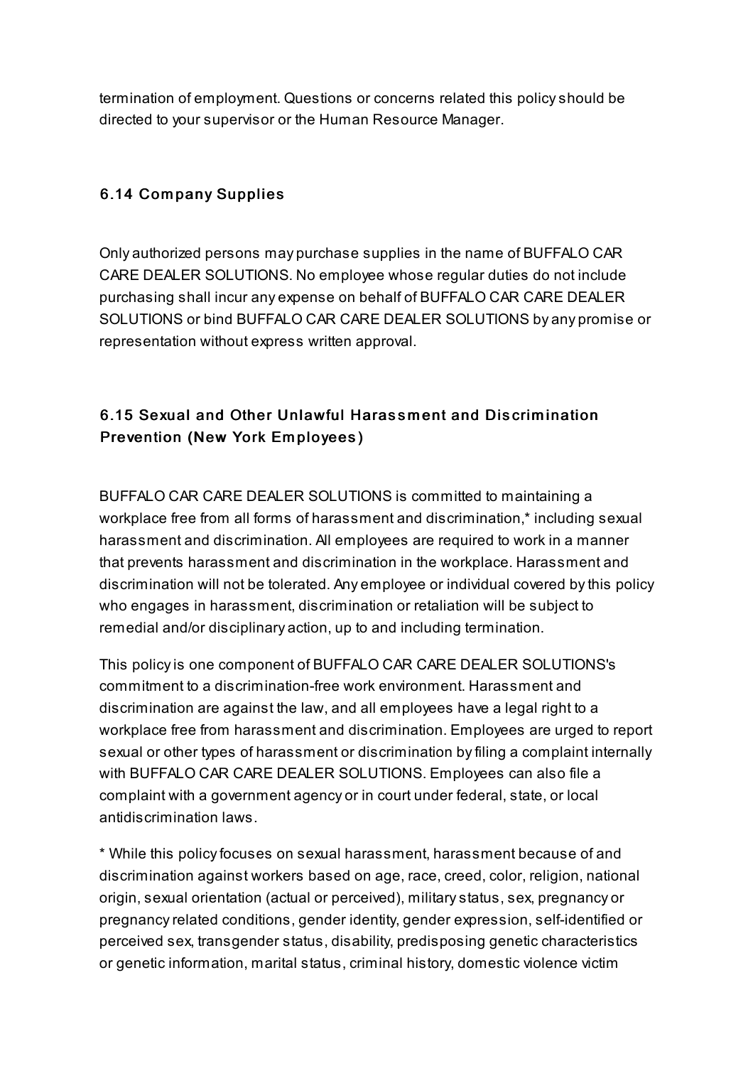termination of employment. Questions or concerns related this policy should be directed to your supervisor or the Human Resource Manager.

### 6.14 Company Supplies

Only authorized persons may purchase supplies in the name of BUFFALO CAR CARE DEALER SOLUTIONS. No employee whose regular duties do not include purchasing shall incur any expense on behalf of BUFFALO CAR CARE DEALER SOLUTIONS or bind BUFFALO CAR CARE DEALER SOLUTIONS by any promise or representation without express written approval.

### 6.15 Sexual and Other Unlawful Harassment and Discrimination Prevention (New York Employees)

BUFFALO CAR CARE DEALER SOLUTIONS is committed to maintaining a workplace free from all forms of harassment and discrimination,* including sexual harassment and discrimination. All employees are required to work in a manner that prevents harassment and discrimination in the workplace. Harassment and discrimination will not be tolerated. Any employee or individual covered by this policy who engages in harassment, discrimination or retaliation will be subject to remedial and/or disciplinary action, up to and including termination.

This policy is one component of BUFFALO CAR CARE DEALER SOLUTIONS's commitment to a discrimination-free work environment. Harassment and discrimination are against the law, and all employees have a legal right to a workplace free from harassment and discrimination. Employees are urged to report sexual or other types of harassment or discrimination by filing a complaint internally with BUFFALO CAR CARE DEALER SOLUTIONS. Employees can also file a complaint with a government agency or in court under federal, state, or local antidiscrimination laws.

* While this policy focuses on sexual harassment, harassment because of and discrimination against workers based on age, race, creed, color, religion, national origin, sexual orientation (actual or perceived), military status, sex, pregnancy or pregnancy related conditions, gender identity, gender expression, self-identified or perceived sex, transgender status, disability, predisposing genetic characteristics or genetic information, marital status, criminal history, domestic violence victim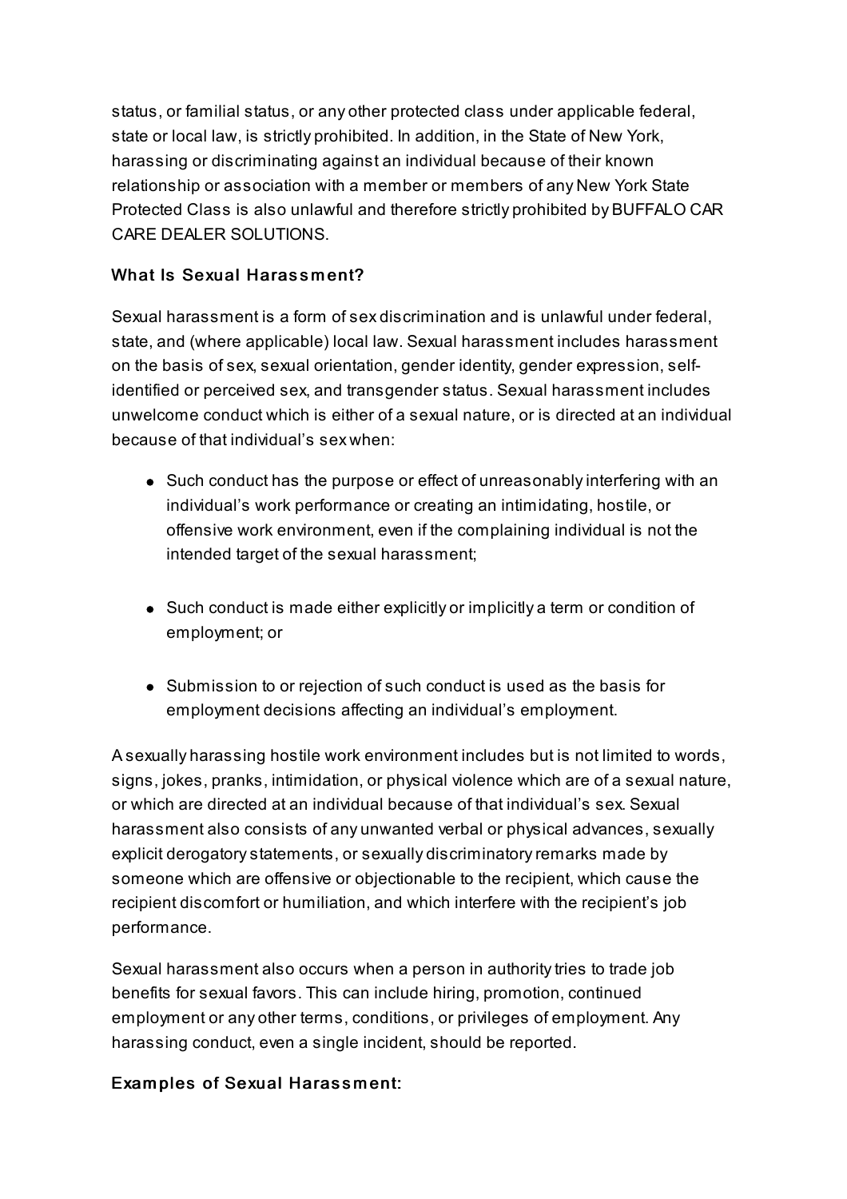status, or familial status, or any other protected class under applicable federal, state or local law, is strictly prohibited. In addition, in the State of New York, harassing or discriminating against an individual because of their known relationship or association with a member or members of any New York State Protected Class is also unlawful and therefore strictly prohibited by BUFFALO CAR CARE DEALER SOLUTIONS.

### What Is Sexual Harassment?

Sexual harassment is a form of sex discrimination and is unlawful under federal, state, and (where applicable) local law. Sexual harassment includes harassment on the basis of sex, sexual orientation, gender identity, gender expression, self-identified or perceived sex, and transgender status. Sexual harassment includes unwelcome conduct which is either of a sexual nature, or is directed at an individual because of that individual's sex when:

- Such conduct has the purpose or effect of unreasonably interfering with an individual's work performance or creating an intimidating, hostile, or offensive work environment, even if the complaining individual is not the intended target of the sexual harassment;
- Such conduct is made either explicitly or implicitly a term or condition of employment; or
- Submission to or rejection of such conduct is used as the basis for employment decisions affecting an individual's employment.

A sexually harassing hostile work environment includes but is not limited to words, signs, jokes, pranks, intimidation, or physical violence which are of a sexual nature, or which are directed at an individual because of that individual's sex. Sexual harassment also consists of any unwanted verbal or physical advances, sexually explicit derogatory statements, or sexually discriminatory remarks made by someone which are offensive or objectionable to the recipient, which cause the recipient discomfort or humiliation, and which interfere with the recipient's job performance.

Sexual harassment also occurs when a person in authority tries to trade job benefits for sexual favors. This can include hiring, promotion, continued employment or any other terms, conditions, or privileges of employment. Any harassing conduct, even a single incident, should be reported.

### Examples of Sexual Harassment: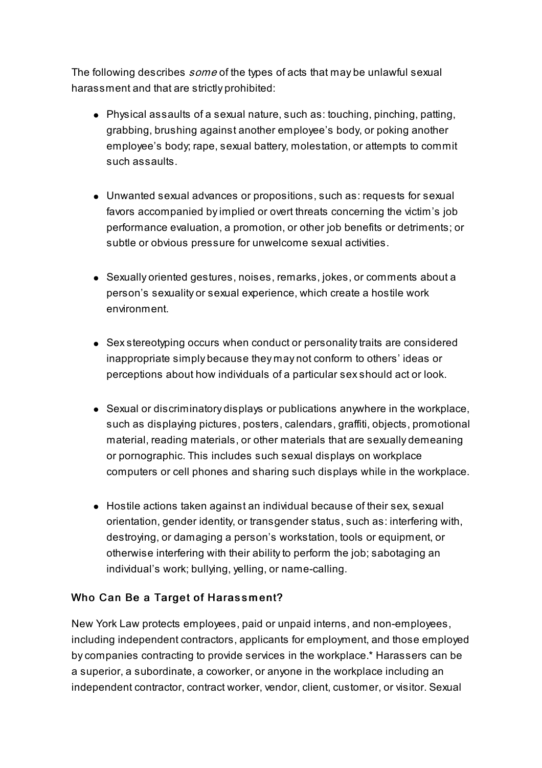The following describes *some* of the types of acts that may be unlawful sexual harassment and that are strictly prohibited:

- Physical assaults of a sexual nature, such as: touching, pinching, patting, grabbing, brushing against another employee's body, or poking another employee's body; rape, sexual battery, molestation, or attempts to commit such assaults.

- Unwanted sexual advances or propositions, such as: requests for sexual favors accompanied by implied or overt threats concerning the victim's job performance evaluation, a promotion, or other job benefits or detriments; or subtle or obvious pressure for unwelcome sexual activities.

- Sexually oriented gestures, noises, remarks, jokes, or comments about a person's sexuality or sexual experience, which create a hostile work environment.

- Sex stereotyping occurs when conduct or personality traits are considered inappropriate simply because they may not conform to others' ideas or perceptions about how individuals of a particular sex should act or look.

- Sexual or discriminatory displays or publications anywhere in the workplace, such as displaying pictures, posters, calendars, graffiti, objects, promotional material, reading materials, or other materials that are sexually demeaning or pornographic. This includes such sexual displays on workplace computers or cell phones and sharing such displays while in the workplace.

- Hostile actions taken against an individual because of their sex, sexual orientation, gender identity, or transgender status, such as: interfering with, destroying, or damaging a person's workstation, tools or equipment, or otherwise interfering with their ability to perform the job; sabotaging an individual's work; bullying, yelling, or name-calling.

### Who Can Be a Target of Harassment?

New York Law protects employees, paid or unpaid interns, and non-employees, including independent contractors, applicants for employment, and those employed by companies contracting to provide services in the workplace.* Harassers can be a superior, a subordinate, a coworker, or anyone in the workplace including an independent contractor, contract worker, vendor, client, customer, or visitor. Sexual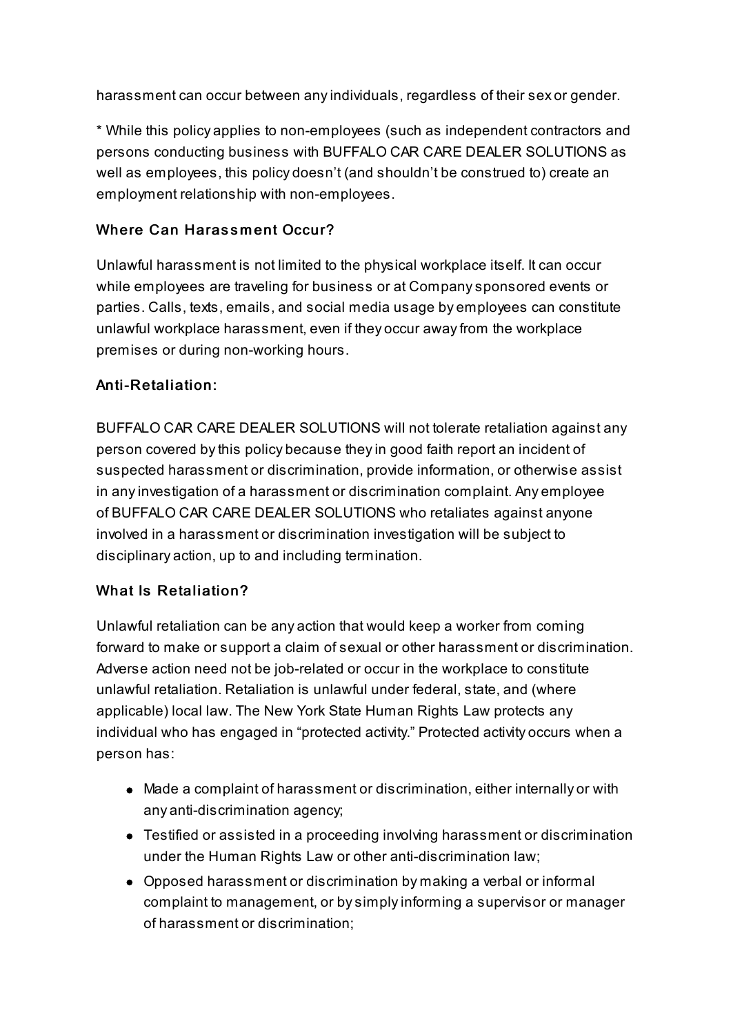harassment can occur between any individuals, regardless of their sex or gender.

* While this policy applies to non-employees (such as independent contractors and persons conducting business with BUFFALO CAR CARE DEALER SOLUTIONS as well as employees, this policy doesn't (and shouldn't be construed to) create an employment relationship with non-employees.

### Where Can Harassment Occur?

Unlawful harassment is not limited to the physical workplace itself. It can occur while employees are traveling for business or at Company sponsored events or parties. Calls, texts, emails, and social media usage by employees can constitute unlawful workplace harassment, even if they occur away from the workplace premises or during non-working hours.

### Anti-Retaliation:

BUFFALO CAR CARE DEALER SOLUTIONS will not tolerate retaliation against any person covered by this policy because they in good faith report an incident of suspected harassment or discrimination, provide information, or otherwise assist in any investigation of a harassment or discrimination complaint. Any employee of BUFFALO CAR CARE DEALER SOLUTIONS who retaliates against anyone involved in a harassment or discrimination investigation will be subject to disciplinary action, up to and including termination.

### What Is Retaliation?

Unlawful retaliation can be any action that would keep a worker from coming forward to make or support a claim of sexual or other harassment or discrimination. Adverse action need not be job-related or occur in the workplace to constitute unlawful retaliation. Retaliation is unlawful under federal, state, and (where applicable) local law. The New York State Human Rights Law protects any individual who has engaged in "protected activity." Protected activity occurs when a person has:

- Made a complaint of harassment or discrimination, either internally or with any anti-discrimination agency;
- Testified or assisted in a proceeding involving harassment or discrimination under the Human Rights Law or other anti-discrimination law;
- Opposed harassment or discrimination by making a verbal or informal complaint to management, or by simply informing a supervisor or manager of harassment or discrimination;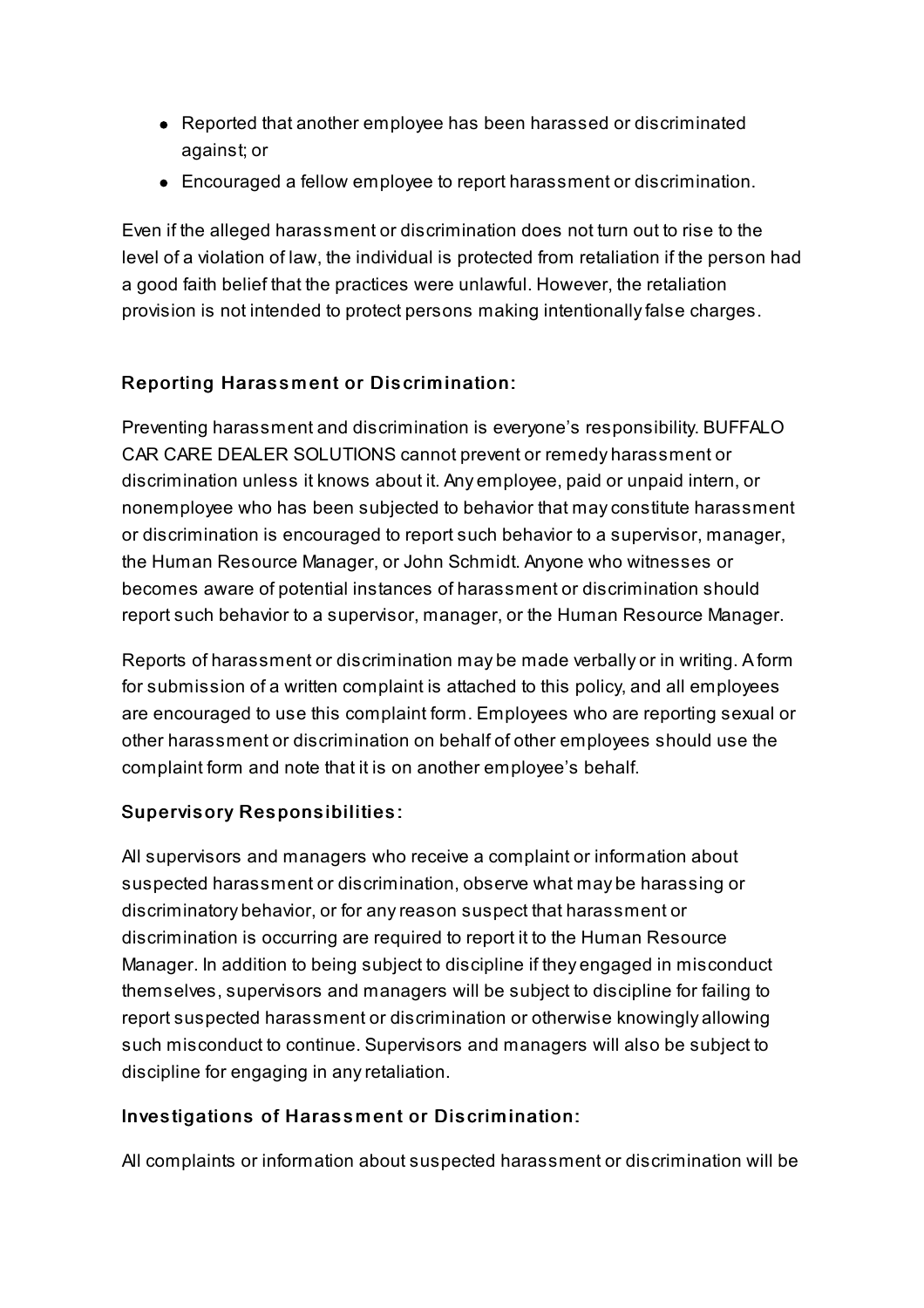- Reported that another employee has been harassed or discriminated against; or
- Encouraged a fellow employee to report harassment or discrimination.

Even if the alleged harassment or discrimination does not turn out to rise to the level of a violation of law, the individual is protected from retaliation if the person had a good faith belief that the practices were unlawful. However, the retaliation provision is not intended to protect persons making intentionally false charges.

### Reporting Harassment or Discrimination:

Preventing harassment and discrimination is everyone's responsibility. BUFFALO CAR CARE DEALER SOLUTIONS cannot prevent or remedy harassment or discrimination unless it knows about it. Any employee, paid or unpaid intern, or nonemployee who has been subjected to behavior that may constitute harassment or discrimination is encouraged to report such behavior to a supervisor, manager, the Human Resource Manager, or John Schmidt. Anyone who witnesses or becomes aware of potential instances of harassment or discrimination should report such behavior to a supervisor, manager, or the Human Resource Manager.

Reports of harassment or discrimination may be made verbally or in writing. A form for submission of a written complaint is attached to this policy, and all employees are encouraged to use this complaint form. Employees who are reporting sexual or other harassment or discrimination on behalf of other employees should use the complaint form and note that it is on another employee's behalf.

### Supervisory Responsibilities:

All supervisors and managers who receive a complaint or information about suspected harassment or discrimination, observe what may be harassing or discriminatory behavior, or for any reason suspect that harassment or discrimination is occurring are required to report it to the Human Resource Manager. In addition to being subject to discipline if they engaged in misconduct themselves, supervisors and managers will be subject to discipline for failing to report suspected harassment or discrimination or otherwise knowingly allowing such misconduct to continue. Supervisors and managers will also be subject to discipline for engaging in any retaliation.

### Investigations of Harassment or Discrimination:

All complaints or information about suspected harassment or discrimination will be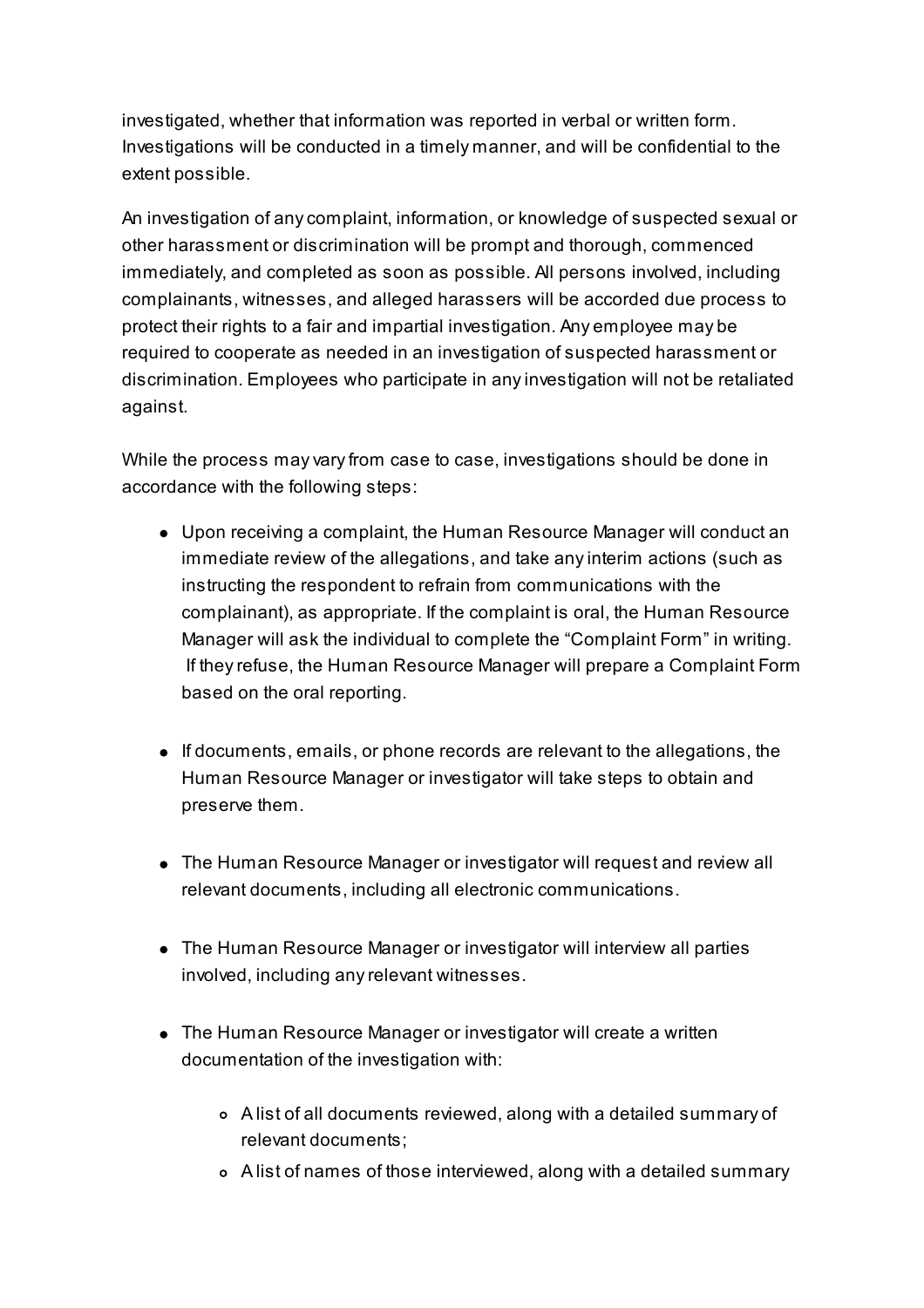investigated, whether that information was reported in verbal or written form. Investigations will be conducted in a timely manner, and will be confidential to the extent possible.

An investigation of any complaint, information, or knowledge of suspected sexual or other harassment or discrimination will be prompt and thorough, commenced immediately, and completed as soon as possible. All persons involved, including complainants, witnesses, and alleged harassers will be accorded due process to protect their rights to a fair and impartial investigation. Any employee may be required to cooperate as needed in an investigation of suspected harassment or discrimination. Employees who participate in any investigation will not be retaliated against.

While the process may vary from case to case, investigations should be done in accordance with the following steps:

- Upon receiving a complaint, the Human Resource Manager will conduct an immediate review of the allegations, and take any interim actions (such as instructing the respondent to refrain from communications with the complainant), as appropriate. If the complaint is oral, the Human Resource Manager will ask the individual to complete the "Complaint Form" in writing. If they refuse, the Human Resource Manager will prepare a Complaint Form based on the oral reporting.

- If documents, emails, or phone records are relevant to the allegations, the Human Resource Manager or investigator will take steps to obtain and preserve them.

- The Human Resource Manager or investigator will request and review all relevant documents, including all electronic communications.

- The Human Resource Manager or investigator will interview all parties involved, including any relevant witnesses.

- The Human Resource Manager or investigator will create a written documentation of the investigation with:
    - A list of all documents reviewed, along with a detailed summary of relevant documents;
    - A list of names of those interviewed, along with a detailed summary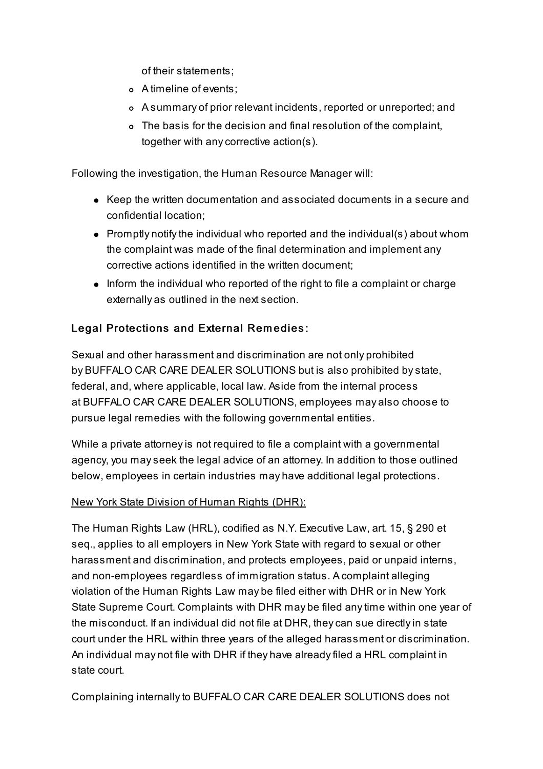of their statements;

  - A timeline of events;
  - A summary of prior relevant incidents, reported or unreported; and
  - The basis for the decision and final resolution of the complaint, together with any corrective action(s).

Following the investigation, the Human Resource Manager will:

- Keep the written documentation and associated documents in a secure and confidential location;
- Promptly notify the individual who reported and the individual(s) about whom the complaint was made of the final determination and implement any corrective actions identified in the written document;
- Inform the individual who reported of the right to file a complaint or charge externally as outlined in the next section.

### Legal Protections and External Remedies:

Sexual and other harassment and discrimination are not only prohibited by BUFFALO CAR CARE DEALER SOLUTIONS but is also prohibited by state, federal, and, where applicable, local law. Aside from the internal process at BUFFALO CAR CARE DEALER SOLUTIONS, employees may also choose to pursue legal remedies with the following governmental entities.

While a private attorney is not required to file a complaint with a governmental agency, you may seek the legal advice of an attorney. In addition to those outlined below, employees in certain industries may have additional legal protections.

<u>New York State Division of Human Rights (DHR):</u>

The Human Rights Law (HRL), codified as N.Y. Executive Law, art. 15, § 290 et seq., applies to all employers in New York State with regard to sexual or other harassment and discrimination, and protects employees, paid or unpaid interns, and non-employees regardless of immigration status. A complaint alleging violation of the Human Rights Law may be filed either with DHR or in New York State Supreme Court. Complaints with DHR may be filed any time within one year of the misconduct. If an individual did not file at DHR, they can sue directly in state court under the HRL within three years of the alleged harassment or discrimination. An individual may not file with DHR if they have already filed a HRL complaint in state court.

Complaining internally to BUFFALO CAR CARE DEALER SOLUTIONS does not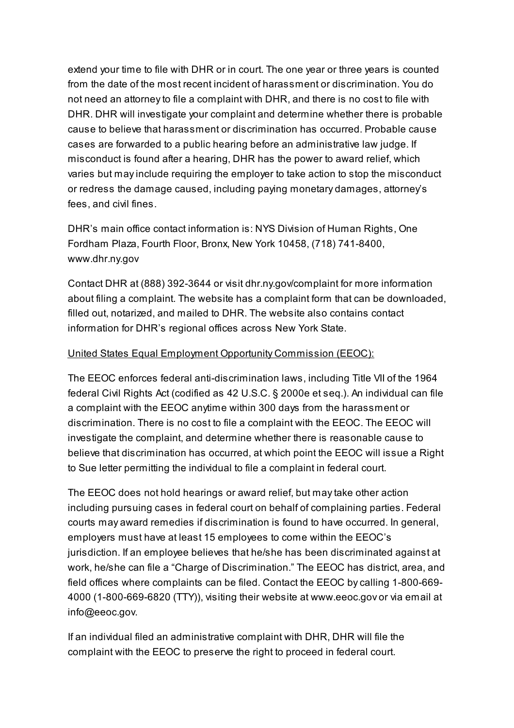extend your time to file with DHR or in court. The one year or three years is counted from the date of the most recent incident of harassment or discrimination. You do not need an attorney to file a complaint with DHR, and there is no cost to file with DHR. DHR will investigate your complaint and determine whether there is probable cause to believe that harassment or discrimination has occurred. Probable cause cases are forwarded to a public hearing before an administrative law judge. If misconduct is found after a hearing, DHR has the power to award relief, which varies but may include requiring the employer to take action to stop the misconduct or redress the damage caused, including paying monetary damages, attorney's fees, and civil fines.

DHR's main office contact information is: NYS Division of Human Rights, One Fordham Plaza, Fourth Floor, Bronx, New York 10458, (718) 741-8400, www.dhr.ny.gov

Contact DHR at (888) 392-3644 or visit dhr.ny.gov/complaint for more information about filing a complaint. The website has a complaint form that can be downloaded, filled out, notarized, and mailed to DHR. The website also contains contact information for DHR's regional offices across New York State.

<u>United States Equal Employment Opportunity Commission (EEOC):</u>

The EEOC enforces federal anti-discrimination laws, including Title VII of the 1964 federal Civil Rights Act (codified as 42 U.S.C. § 2000e et seq.). An individual can file a complaint with the EEOC anytime within 300 days from the harassment or discrimination. There is no cost to file a complaint with the EEOC. The EEOC will investigate the complaint, and determine whether there is reasonable cause to believe that discrimination has occurred, at which point the EEOC will issue a Right to Sue letter permitting the individual to file a complaint in federal court.

The EEOC does not hold hearings or award relief, but may take other action including pursuing cases in federal court on behalf of complaining parties. Federal courts may award remedies if discrimination is found to have occurred. In general, employers must have at least 15 employees to come within the EEOC's jurisdiction. If an employee believes that he/she has been discriminated against at work, he/she can file a "Charge of Discrimination." The EEOC has district, area, and field offices where complaints can be filed. Contact the EEOC by calling 1-800-669-4000 (1-800-669-6820 (TTY)), visiting their website at www.eeoc.gov or via email at info@eeoc.gov.

If an individual filed an administrative complaint with DHR, DHR will file the complaint with the EEOC to preserve the right to proceed in federal court.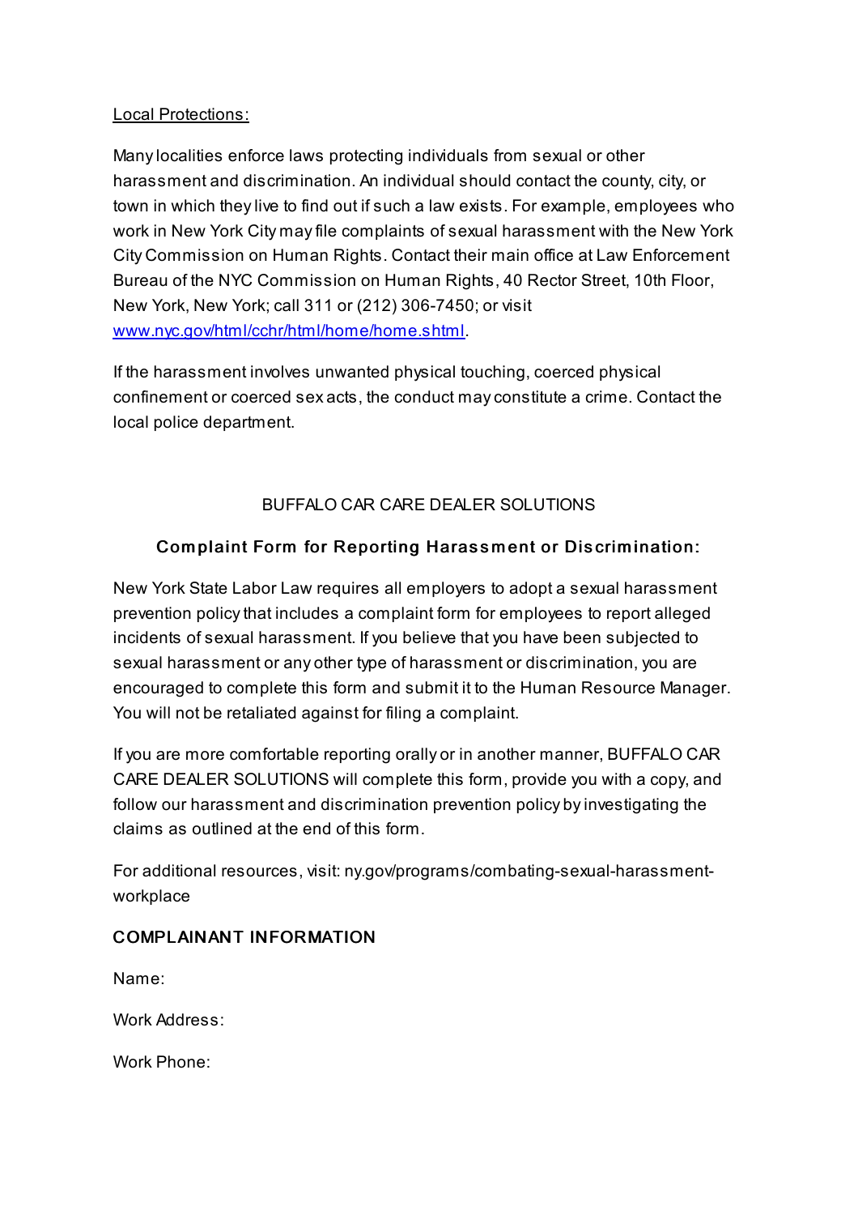Local Protections:

Many localities enforce laws protecting individuals from sexual or other harassment and discrimination. An individual should contact the county, city, or town in which they live to find out if such a law exists. For example, employees who work in New York City may file complaints of sexual harassment with the New York City Commission on Human Rights. Contact their main office at Law Enforcement Bureau of the NYC Commission on Human Rights, 40 Rector Street, 10th Floor, New York, New York; call 311 or (212) 306-7450; or visit [www.nyc.gov/html/cchr/html/home/home.shtml](www.nyc.gov/html/cchr/html/home/home.shtml).

If the harassment involves unwanted physical touching, coerced physical confinement or coerced sex acts, the conduct may constitute a crime. Contact the local police department.

BUFFALO CAR CARE DEALER SOLUTIONS

## Complaint Form for Reporting Harassment or Discrimination:

New York State Labor Law requires all employers to adopt a sexual harassment prevention policy that includes a complaint form for employees to report alleged incidents of sexual harassment. If you believe that you have been subjected to sexual harassment or any other type of harassment or discrimination, you are encouraged to complete this form and submit it to the Human Resource Manager. You will not be retaliated against for filing a complaint.

If you are more comfortable reporting orally or in another manner, BUFFALO CAR CARE DEALER SOLUTIONS will complete this form, provide you with a copy, and follow our harassment and discrimination prevention policy by investigating the claims as outlined at the end of this form.

For additional resources, visit: ny.gov/programs/combating-sexual-harassment-workplace

### COMPLAINANT INFORMATION

Name:

Work Address:

Work Phone: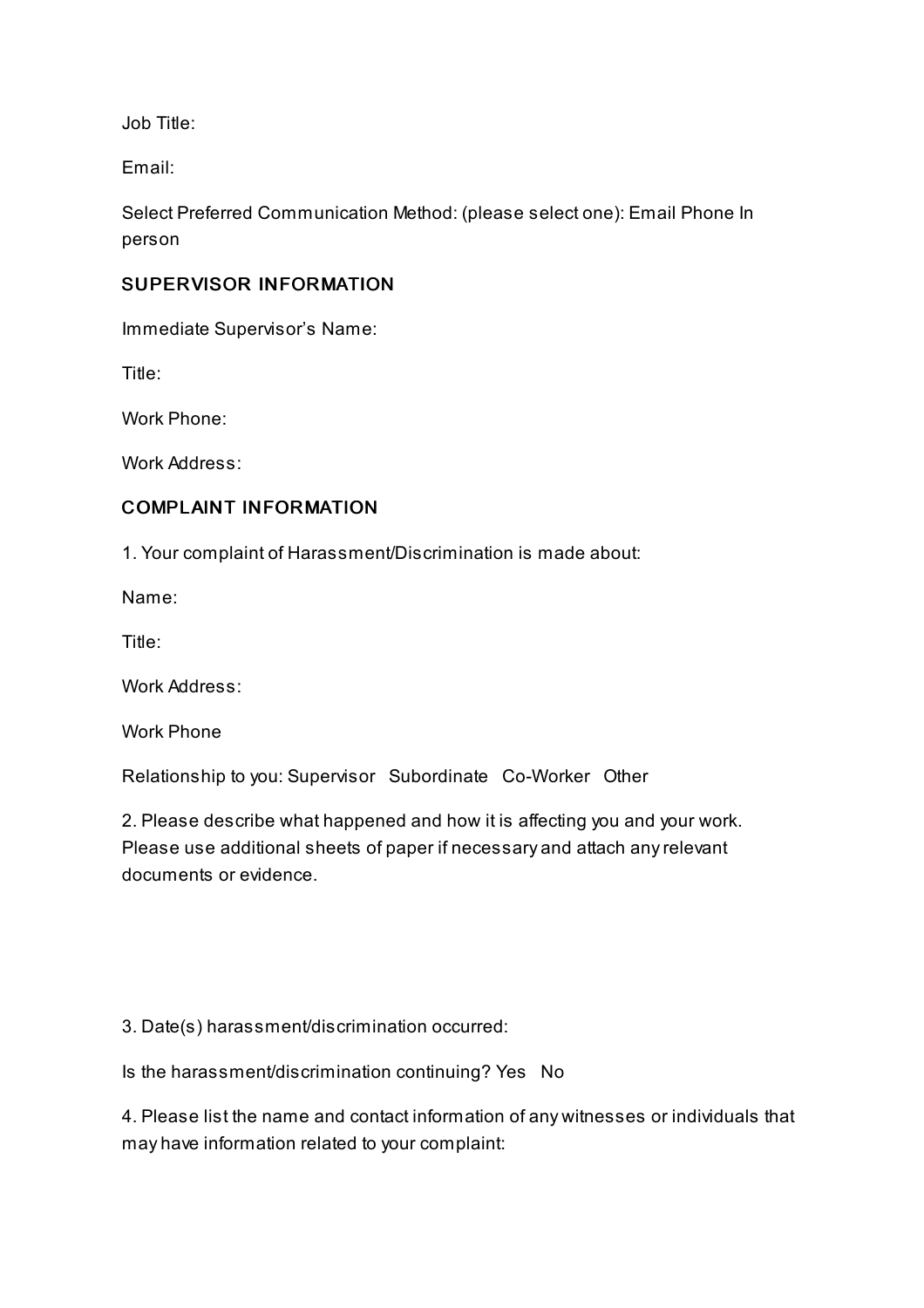Job Title:

Email:

Select Preferred Communication Method: (please select one): Email Phone In person

## SUPERVISOR INFORMATION

Immediate Supervisor's Name:

Title:

Work Phone:

Work Address:

## COMPLAINT INFORMATION

1. Your complaint of Harassment/Discrimination is made about:

Name:

Title:

Work Address:

Work Phone

Relationship to you: Supervisor Subordinate Co-Worker Other

2. Please describe what happened and how it is affecting you and your work. Please use additional sheets of paper if necessary and attach any relevant documents or evidence.

3. Date(s) harassment/discrimination occurred:

Is the harassment/discrimination continuing? Yes No

4. Please list the name and contact information of any witnesses or individuals that may have information related to your complaint: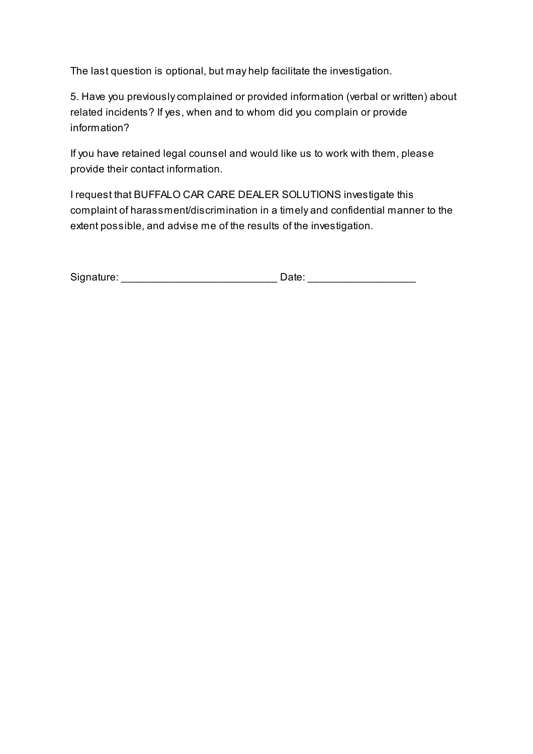The last question is optional, but may help facilitate the investigation.

5. Have you previously complained or provided information (verbal or written) about related incidents? If yes, when and to whom did you complain or provide information?

If you have retained legal counsel and would like us to work with them, please provide their contact information.

I request that BUFFALO CAR CARE DEALER SOLUTIONS investigate this complaint of harassment/discrimination in a timely and confidential manner to the extent possible, and advise me of the results of the investigation.

Signature: ___________________________ Date: __________________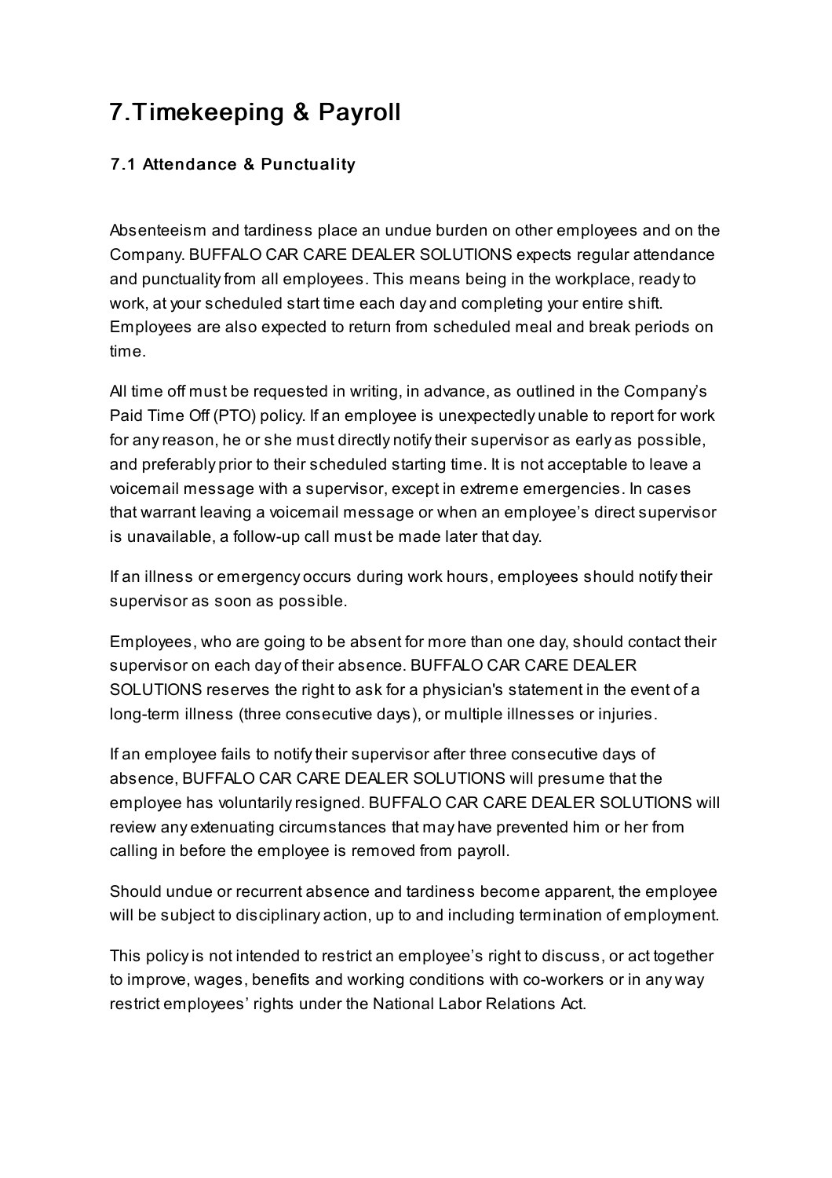# 7.Timekeeping & Payroll

### 7.1 Attendance & Punctuality

Absenteeism and tardiness place an undue burden on other employees and on the Company. BUFFALO CAR CARE DEALER SOLUTIONS expects regular attendance and punctuality from all employees. This means being in the workplace, ready to work, at your scheduled start time each day and completing your entire shift. Employees are also expected to return from scheduled meal and break periods on time.

All time off must be requested in writing, in advance, as outlined in the Company's Paid Time Off (PTO) policy. If an employee is unexpectedly unable to report for work for any reason, he or she must directly notify their supervisor as early as possible, and preferably prior to their scheduled starting time. It is not acceptable to leave a voicemail message with a supervisor, except in extreme emergencies. In cases that warrant leaving a voicemail message or when an employee's direct supervisor is unavailable, a follow-up call must be made later that day.

If an illness or emergency occurs during work hours, employees should notify their supervisor as soon as possible.

Employees, who are going to be absent for more than one day, should contact their supervisor on each day of their absence. BUFFALO CAR CARE DEALER SOLUTIONS reserves the right to ask for a physician's statement in the event of a long-term illness (three consecutive days), or multiple illnesses or injuries.

If an employee fails to notify their supervisor after three consecutive days of absence, BUFFALO CAR CARE DEALER SOLUTIONS will presume that the employee has voluntarily resigned. BUFFALO CAR CARE DEALER SOLUTIONS will review any extenuating circumstances that may have prevented him or her from calling in before the employee is removed from payroll.

Should undue or recurrent absence and tardiness become apparent, the employee will be subject to disciplinary action, up to and including termination of employment.

This policy is not intended to restrict an employee's right to discuss, or act together to improve, wages, benefits and working conditions with co-workers or in any way restrict employees' rights under the National Labor Relations Act.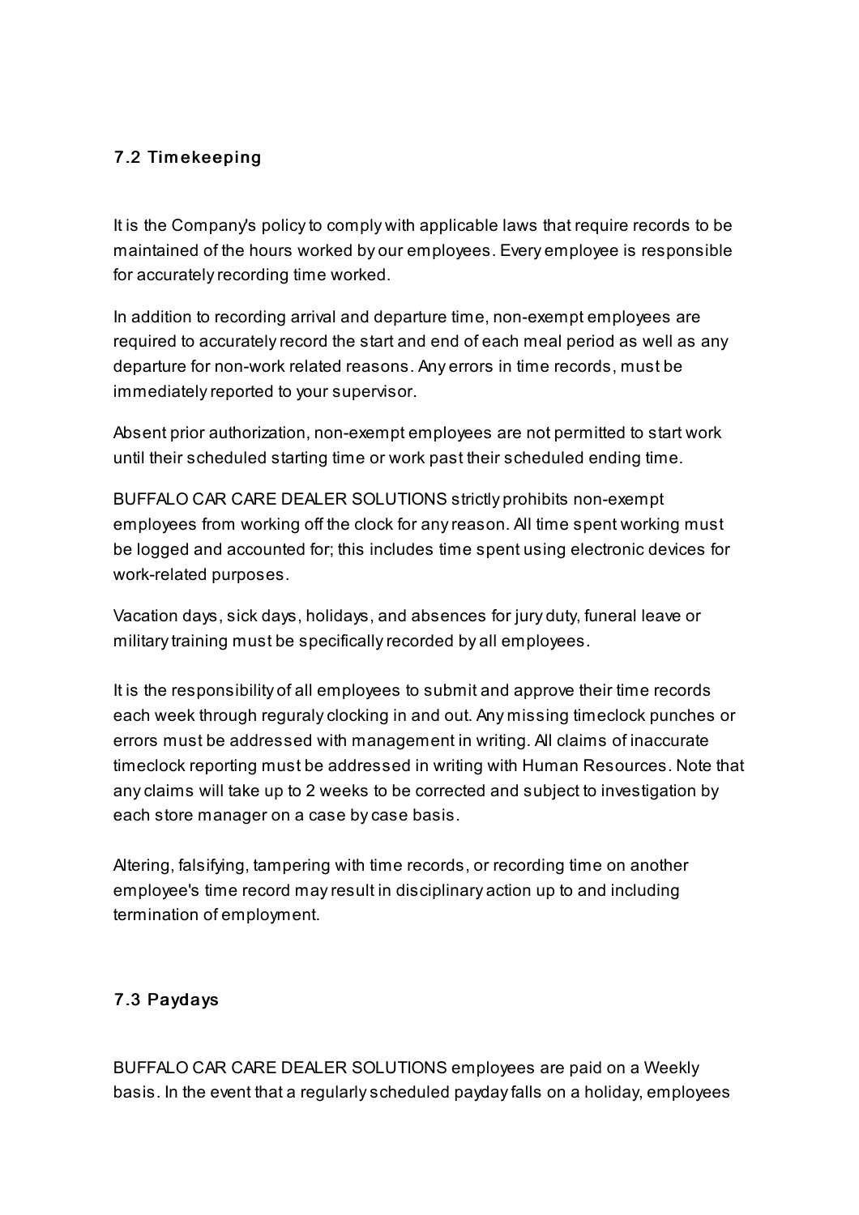## 7.2 Timekeeping

It is the Company's policy to comply with applicable laws that require records to be maintained of the hours worked by our employees. Every employee is responsible for accurately recording time worked.

In addition to recording arrival and departure time, non-exempt employees are required to accurately record the start and end of each meal period as well as any departure for non-work related reasons. Any errors in time records, must be immediately reported to your supervisor.

Absent prior authorization, non-exempt employees are not permitted to start work until their scheduled starting time or work past their scheduled ending time.

BUFFALO CAR CARE DEALER SOLUTIONS strictly prohibits non-exempt employees from working off the clock for any reason. All time spent working must be logged and accounted for; this includes time spent using electronic devices for work-related purposes.

Vacation days, sick days, holidays, and absences for jury duty, funeral leave or military training must be specifically recorded by all employees.

It is the responsibility of all employees to submit and approve their time records each week through reguraly clocking in and out. Any missing timeclock punches or errors must be addressed with management in writing. All claims of inaccurate timeclock reporting must be addressed in writing with Human Resources. Note that any claims will take up to 2 weeks to be corrected and subject to investigation by each store manager on a case by case basis.

Altering, falsifying, tampering with time records, or recording time on another employee's time record may result in disciplinary action up to and including termination of employment.

## 7.3 Paydays

BUFFALO CAR CARE DEALER SOLUTIONS employees are paid on a Weekly basis. In the event that a regularly scheduled payday falls on a holiday, employees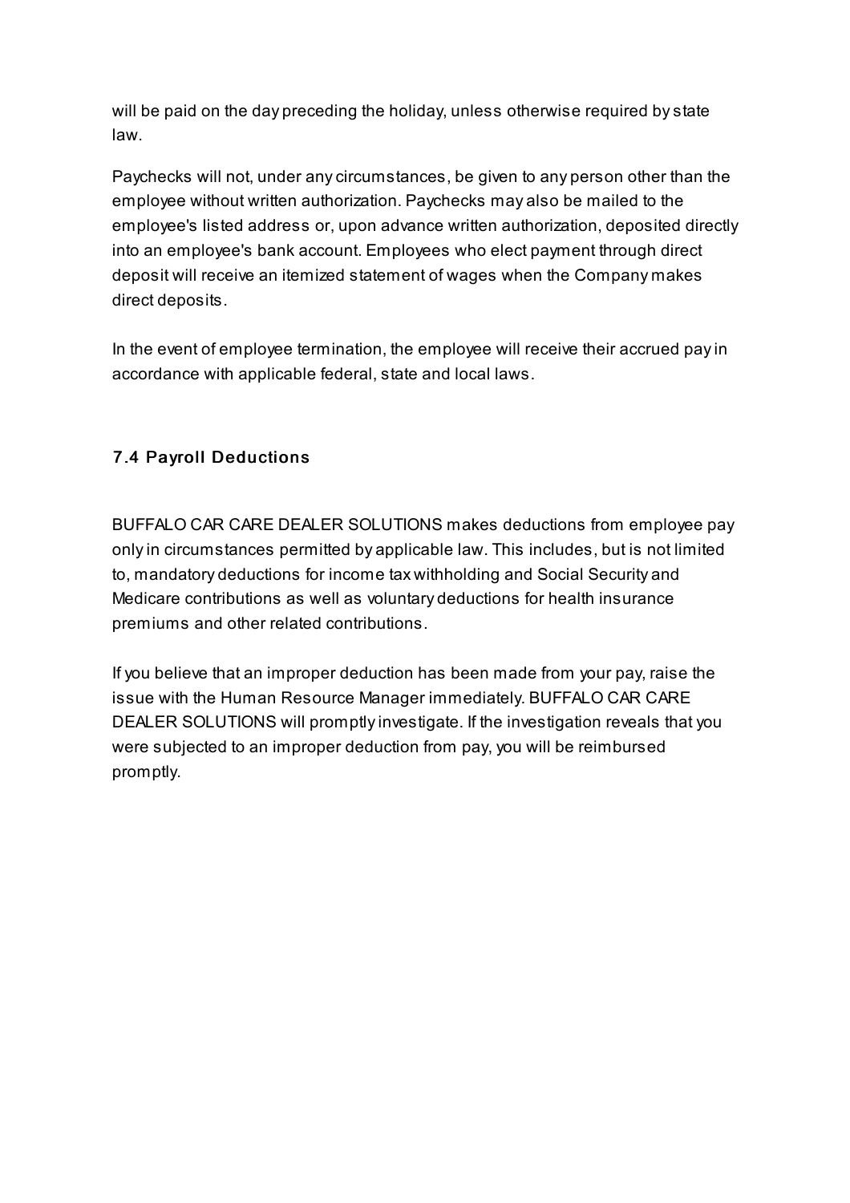will be paid on the day preceding the holiday, unless otherwise required by state law.

Paychecks will not, under any circumstances, be given to any person other than the employee without written authorization. Paychecks may also be mailed to the employee's listed address or, upon advance written authorization, deposited directly into an employee's bank account. Employees who elect payment through direct deposit will receive an itemized statement of wages when the Company makes direct deposits.

In the event of employee termination, the employee will receive their accrued pay in accordance with applicable federal, state and local laws.

### 7.4 Payroll Deductions

BUFFALO CAR CARE DEALER SOLUTIONS makes deductions from employee pay only in circumstances permitted by applicable law. This includes, but is not limited to, mandatory deductions for income tax withholding and Social Security and Medicare contributions as well as voluntary deductions for health insurance premiums and other related contributions.

If you believe that an improper deduction has been made from your pay, raise the issue with the Human Resource Manager immediately. BUFFALO CAR CARE DEALER SOLUTIONS will promptly investigate. If the investigation reveals that you were subjected to an improper deduction from pay, you will be reimbursed promptly.